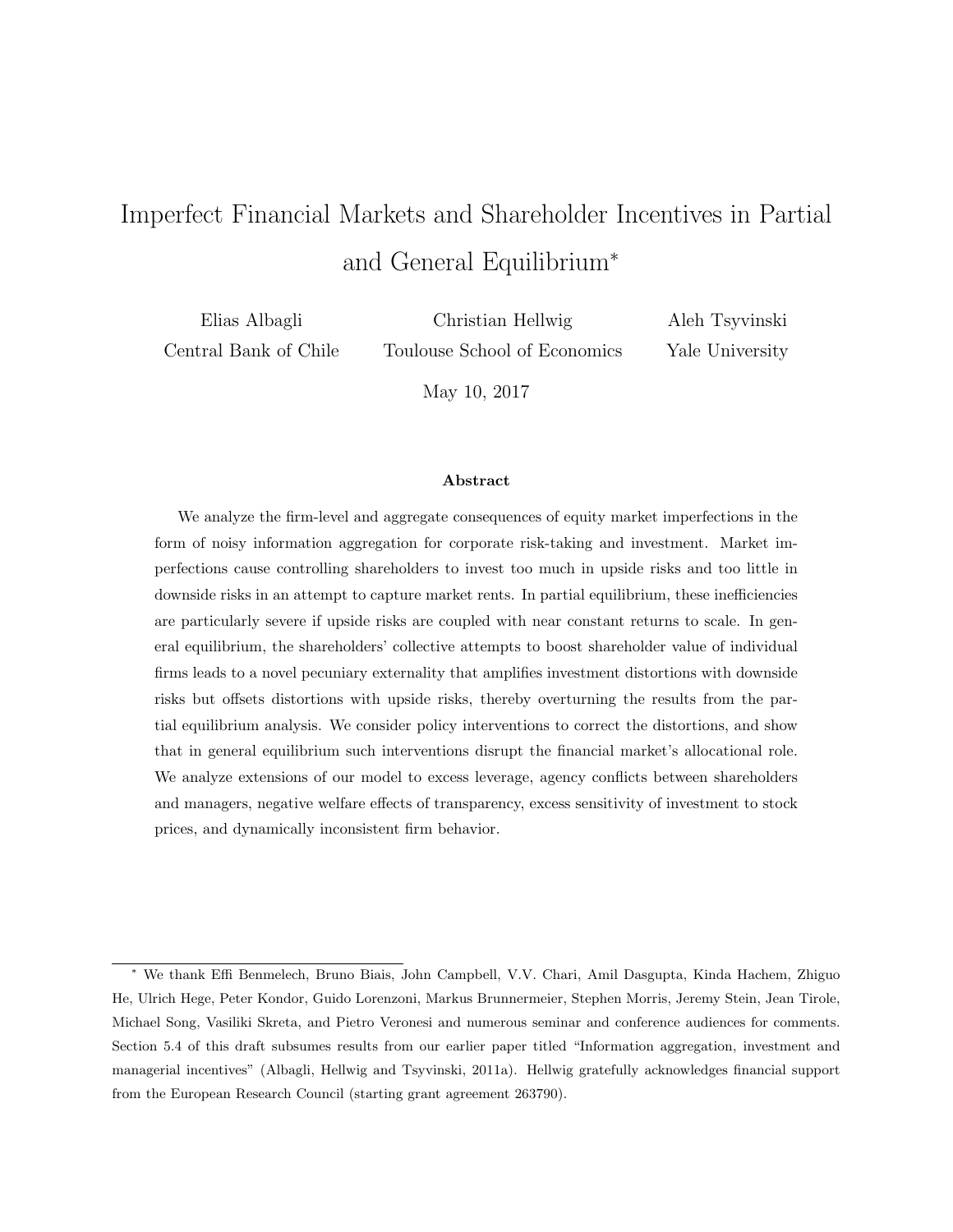# Imperfect Financial Markets and Shareholder Incentives in Partial and General Equilibrium*

Elias Albagli — Central Bank of Chile

Christian Hellwig — Toulouse School of Economics

Aleh Tsyvinski — Yale University

May 10, 2017

### Abstract

We analyze the firm-level and aggregate consequences of equity market imperfections in the form of noisy information aggregation for corporate risk-taking and investment. Market imperfections cause controlling shareholders to invest too much in upside risks and too little in downside risks in an attempt to capture market rents. In partial equilibrium, these inefficiencies are particularly severe if upside risks are coupled with near constant returns to scale. In general equilibrium, the shareholders' collective attempts to boost shareholder value of individual firms leads to a novel pecuniary externality that amplifies investment distortions with downside risks but offsets distortions with upside risks, thereby overturning the results from the partial equilibrium analysis. We consider policy interventions to correct the distortions, and show that in general equilibrium such interventions disrupt the financial market's allocational role. We analyze extensions of our model to excess leverage, agency conflicts between shareholders and managers, negative welfare effects of transparency, excess sensitivity of investment to stock prices, and dynamically inconsistent firm behavior.

---

* We thank Effi Benmelech, Bruno Biais, John Campbell, V.V. Chari, Amil Dasgupta, Kinda Hachem, Zhiguo He, Ulrich Hege, Peter Kondor, Guido Lorenzoni, Markus Brunnermeier, Stephen Morris, Jeremy Stein, Jean Tirole, Michael Song, Vasiliki Skreta, and Pietro Veronesi and numerous seminar and conference audiences for comments. Section 5.4 of this draft subsumes results from our earlier paper titled "Information aggregation, investment and managerial incentives" (Albagli, Hellwig and Tsyvinski, 2011a). Hellwig gratefully acknowledges financial support from the European Research Council (starting grant agreement 263790).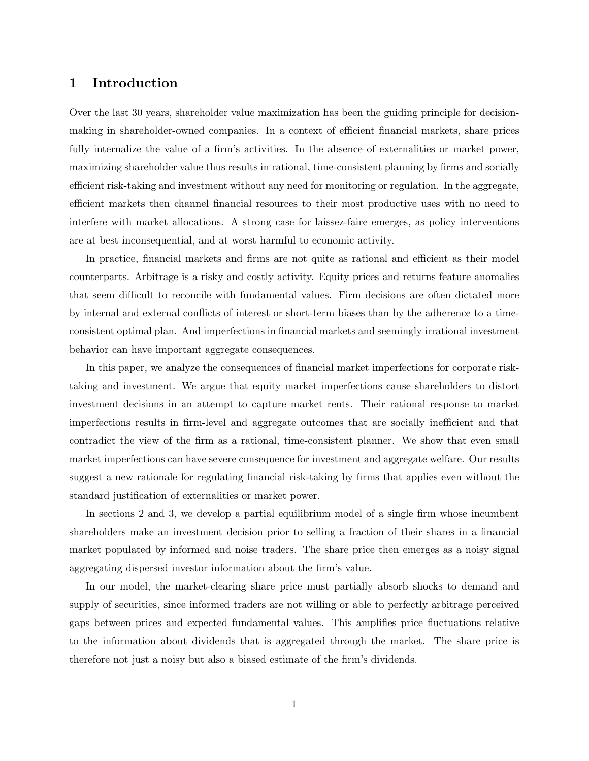# 1 Introduction

Over the last 30 years, shareholder value maximization has been the guiding principle for decision-making in shareholder-owned companies. In a context of efficient financial markets, share prices fully internalize the value of a firm's activities. In the absence of externalities or market power, maximizing shareholder value thus results in rational, time-consistent planning by firms and socially efficient risk-taking and investment without any need for monitoring or regulation. In the aggregate, efficient markets then channel financial resources to their most productive uses with no need to interfere with market allocations. A strong case for laissez-faire emerges, as policy interventions are at best inconsequential, and at worst harmful to economic activity.

In practice, financial markets and firms are not quite as rational and efficient as their model counterparts. Arbitrage is a risky and costly activity. Equity prices and returns feature anomalies that seem difficult to reconcile with fundamental values. Firm decisions are often dictated more by internal and external conflicts of interest or short-term biases than by the adherence to a time-consistent optimal plan. And imperfections in financial markets and seemingly irrational investment behavior can have important aggregate consequences.

In this paper, we analyze the consequences of financial market imperfections for corporate risk-taking and investment. We argue that equity market imperfections cause shareholders to distort investment decisions in an attempt to capture market rents. Their rational response to market imperfections results in firm-level and aggregate outcomes that are socially inefficient and that contradict the view of the firm as a rational, time-consistent planner. We show that even small market imperfections can have severe consequence for investment and aggregate welfare. Our results suggest a new rationale for regulating financial risk-taking by firms that applies even without the standard justification of externalities or market power.

In sections 2 and 3, we develop a partial equilibrium model of a single firm whose incumbent shareholders make an investment decision prior to selling a fraction of their shares in a financial market populated by informed and noise traders. The share price then emerges as a noisy signal aggregating dispersed investor information about the firm's value.

In our model, the market-clearing share price must partially absorb shocks to demand and supply of securities, since informed traders are not willing or able to perfectly arbitrage perceived gaps between prices and expected fundamental values. This amplifies price fluctuations relative to the information about dividends that is aggregated through the market. The share price is therefore not just a noisy but also a biased estimate of the firm's dividends.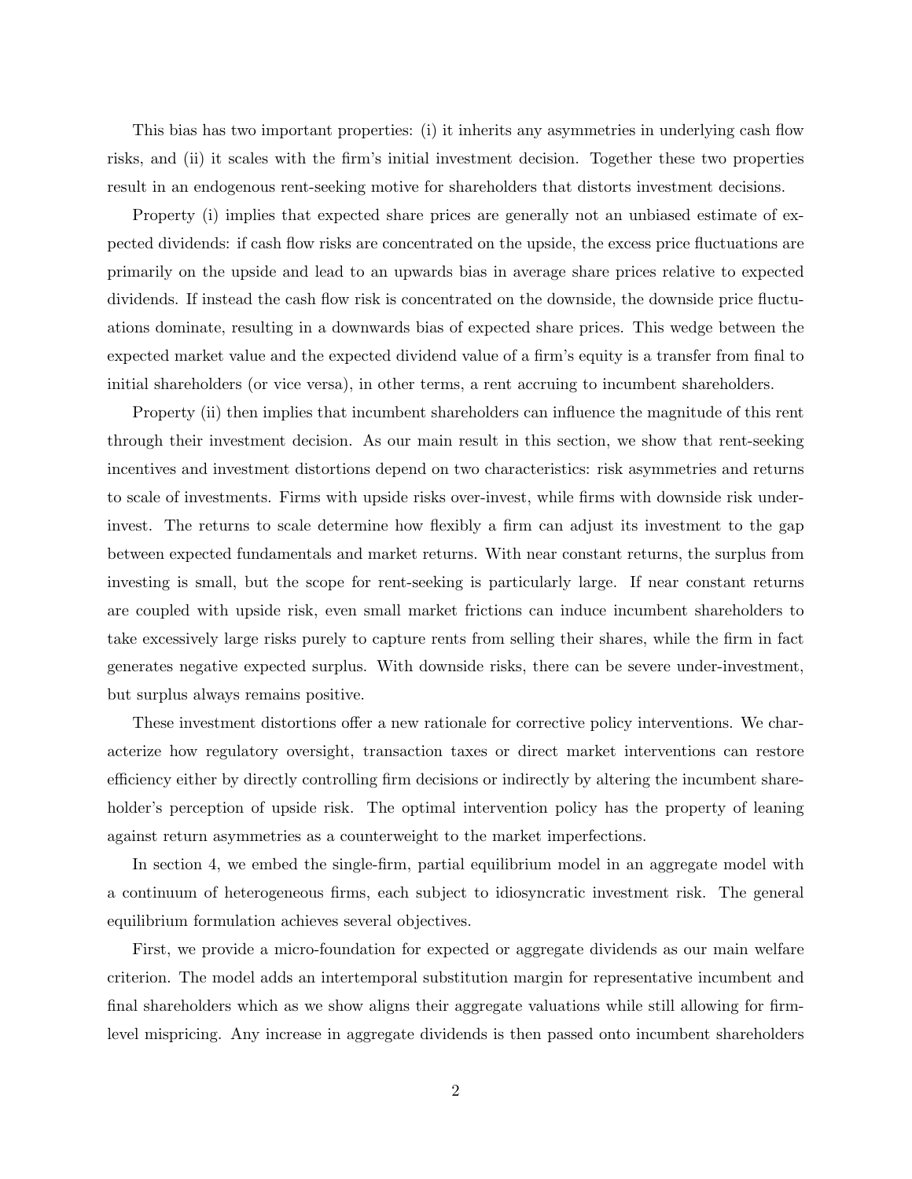This bias has two important properties: (i) it inherits any asymmetries in underlying cash flow risks, and (ii) it scales with the firm's initial investment decision. Together these two properties result in an endogenous rent-seeking motive for shareholders that distorts investment decisions.

Property (i) implies that expected share prices are generally not an unbiased estimate of expected dividends: if cash flow risks are concentrated on the upside, the excess price fluctuations are primarily on the upside and lead to an upwards bias in average share prices relative to expected dividends. If instead the cash flow risk is concentrated on the downside, the downside price fluctuations dominate, resulting in a downwards bias of expected share prices. This wedge between the expected market value and the expected dividend value of a firm's equity is a transfer from final to initial shareholders (or vice versa), in other terms, a rent accruing to incumbent shareholders.

Property (ii) then implies that incumbent shareholders can influence the magnitude of this rent through their investment decision. As our main result in this section, we show that rent-seeking incentives and investment distortions depend on two characteristics: risk asymmetries and returns to scale of investments. Firms with upside risks over-invest, while firms with downside risk under-invest. The returns to scale determine how flexibly a firm can adjust its investment to the gap between expected fundamentals and market returns. With near constant returns, the surplus from investing is small, but the scope for rent-seeking is particularly large. If near constant returns are coupled with upside risk, even small market frictions can induce incumbent shareholders to take excessively large risks purely to capture rents from selling their shares, while the firm in fact generates negative expected surplus. With downside risks, there can be severe under-investment, but surplus always remains positive.

These investment distortions offer a new rationale for corrective policy interventions. We characterize how regulatory oversight, transaction taxes or direct market interventions can restore efficiency either by directly controlling firm decisions or indirectly by altering the incumbent shareholder's perception of upside risk. The optimal intervention policy has the property of leaning against return asymmetries as a counterweight to the market imperfections.

In section 4, we embed the single-firm, partial equilibrium model in an aggregate model with a continuum of heterogeneous firms, each subject to idiosyncratic investment risk. The general equilibrium formulation achieves several objectives.

First, we provide a micro-foundation for expected or aggregate dividends as our main welfare criterion. The model adds an intertemporal substitution margin for representative incumbent and final shareholders which as we show aligns their aggregate valuations while still allowing for firm-level mispricing. Any increase in aggregate dividends is then passed onto incumbent shareholders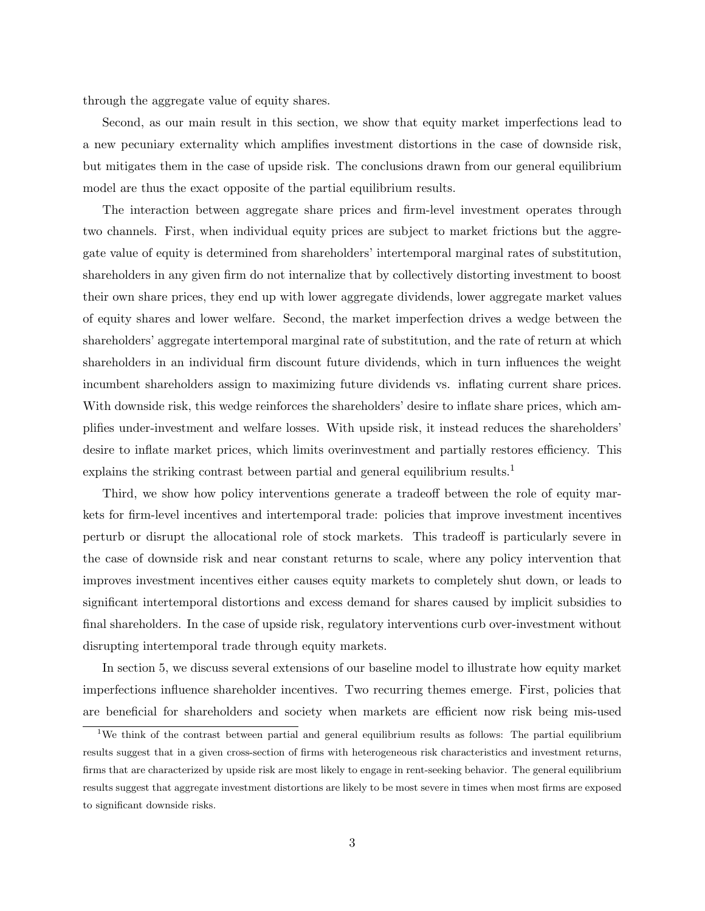through the aggregate value of equity shares.

Second, as our main result in this section, we show that equity market imperfections lead to a new pecuniary externality which amplifies investment distortions in the case of downside risk, but mitigates them in the case of upside risk. The conclusions drawn from our general equilibrium model are thus the exact opposite of the partial equilibrium results.

The interaction between aggregate share prices and firm-level investment operates through two channels. First, when individual equity prices are subject to market frictions but the aggregate value of equity is determined from shareholders' intertemporal marginal rates of substitution, shareholders in any given firm do not internalize that by collectively distorting investment to boost their own share prices, they end up with lower aggregate dividends, lower aggregate market values of equity shares and lower welfare. Second, the market imperfection drives a wedge between the shareholders' aggregate intertemporal marginal rate of substitution, and the rate of return at which shareholders in an individual firm discount future dividends, which in turn influences the weight incumbent shareholders assign to maximizing future dividends vs. inflating current share prices. With downside risk, this wedge reinforces the shareholders' desire to inflate share prices, which amplifies under-investment and welfare losses. With upside risk, it instead reduces the shareholders' desire to inflate market prices, which limits overinvestment and partially restores efficiency. This explains the striking contrast between partial and general equilibrium results.[1]

Third, we show how policy interventions generate a tradeoff between the role of equity markets for firm-level incentives and intertemporal trade: policies that improve investment incentives perturb or disrupt the allocational role of stock markets. This tradeoff is particularly severe in the case of downside risk and near constant returns to scale, where any policy intervention that improves investment incentives either causes equity markets to completely shut down, or leads to significant intertemporal distortions and excess demand for shares caused by implicit subsidies to final shareholders. In the case of upside risk, regulatory interventions curb over-investment without disrupting intertemporal trade through equity markets.

In section 5, we discuss several extensions of our baseline model to illustrate how equity market imperfections influence shareholder incentives. Two recurring themes emerge. First, policies that are beneficial for shareholders and society when markets are efficient now risk being mis-used

[1] We think of the contrast between partial and general equilibrium results as follows: The partial equilibrium results suggest that in a given cross-section of firms with heterogeneous risk characteristics and investment returns, firms that are characterized by upside risk are most likely to engage in rent-seeking behavior. The general equilibrium results suggest that aggregate investment distortions are likely to be most severe in times when most firms are exposed to significant downside risks.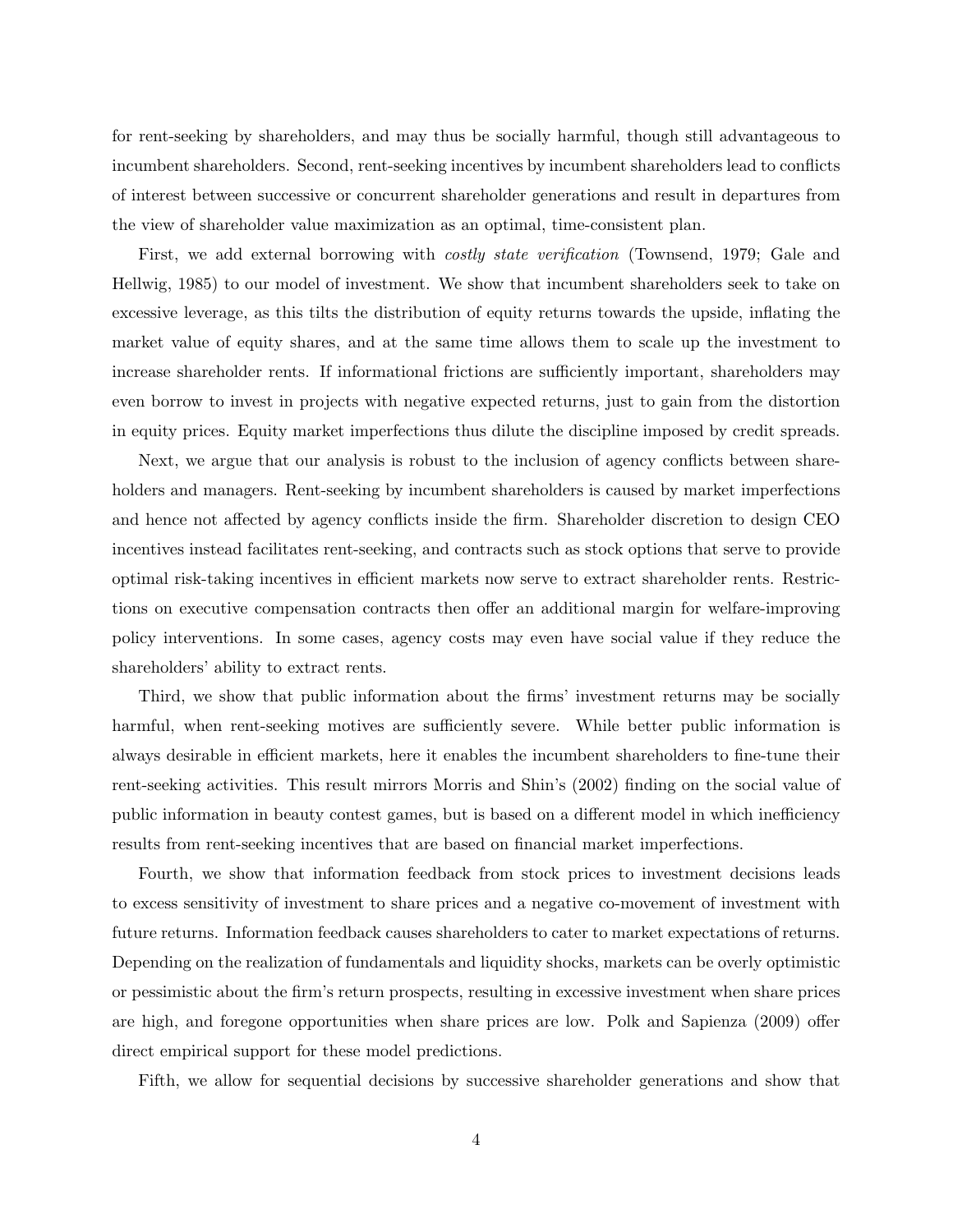for rent-seeking by shareholders, and may thus be socially harmful, though still advantageous to incumbent shareholders. Second, rent-seeking incentives by incumbent shareholders lead to conflicts of interest between successive or concurrent shareholder generations and result in departures from the view of shareholder value maximization as an optimal, time-consistent plan.

First, we add external borrowing with *costly state verification* (Townsend, 1979; Gale and Hellwig, 1985) to our model of investment. We show that incumbent shareholders seek to take on excessive leverage, as this tilts the distribution of equity returns towards the upside, inflating the market value of equity shares, and at the same time allows them to scale up the investment to increase shareholder rents. If informational frictions are sufficiently important, shareholders may even borrow to invest in projects with negative expected returns, just to gain from the distortion in equity prices. Equity market imperfections thus dilute the discipline imposed by credit spreads.

Next, we argue that our analysis is robust to the inclusion of agency conflicts between shareholders and managers. Rent-seeking by incumbent shareholders is caused by market imperfections and hence not affected by agency conflicts inside the firm. Shareholder discretion to design CEO incentives instead facilitates rent-seeking, and contracts such as stock options that serve to provide optimal risk-taking incentives in efficient markets now serve to extract shareholder rents. Restrictions on executive compensation contracts then offer an additional margin for welfare-improving policy interventions. In some cases, agency costs may even have social value if they reduce the shareholders' ability to extract rents.

Third, we show that public information about the firms' investment returns may be socially harmful, when rent-seeking motives are sufficiently severe. While better public information is always desirable in efficient markets, here it enables the incumbent shareholders to fine-tune their rent-seeking activities. This result mirrors Morris and Shin's (2002) finding on the social value of public information in beauty contest games, but is based on a different model in which inefficiency results from rent-seeking incentives that are based on financial market imperfections.

Fourth, we show that information feedback from stock prices to investment decisions leads to excess sensitivity of investment to share prices and a negative co-movement of investment with future returns. Information feedback causes shareholders to cater to market expectations of returns. Depending on the realization of fundamentals and liquidity shocks, markets can be overly optimistic or pessimistic about the firm's return prospects, resulting in excessive investment when share prices are high, and foregone opportunities when share prices are low. Polk and Sapienza (2009) offer direct empirical support for these model predictions.

Fifth, we allow for sequential decisions by successive shareholder generations and show that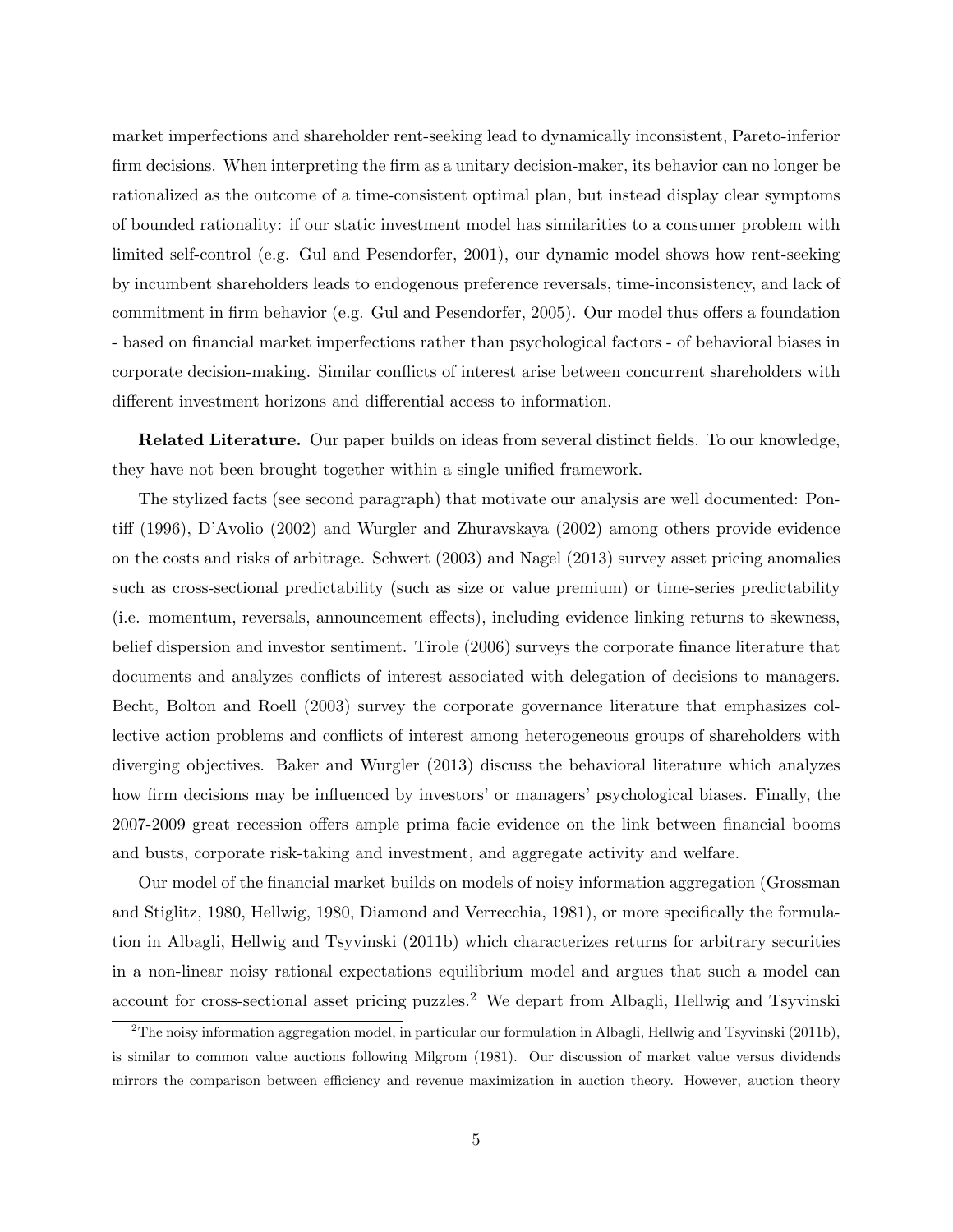market imperfections and shareholder rent-seeking lead to dynamically inconsistent, Pareto-inferior firm decisions. When interpreting the firm as a unitary decision-maker, its behavior can no longer be rationalized as the outcome of a time-consistent optimal plan, but instead display clear symptoms of bounded rationality: if our static investment model has similarities to a consumer problem with limited self-control (e.g. Gul and Pesendorfer, 2001), our dynamic model shows how rent-seeking by incumbent shareholders leads to endogenous preference reversals, time-inconsistency, and lack of commitment in firm behavior (e.g. Gul and Pesendorfer, 2005). Our model thus offers a foundation - based on financial market imperfections rather than psychological factors - of behavioral biases in corporate decision-making. Similar conflicts of interest arise between concurrent shareholders with different investment horizons and differential access to information.

**Related Literature.** Our paper builds on ideas from several distinct fields. To our knowledge, they have not been brought together within a single unified framework.

The stylized facts (see second paragraph) that motivate our analysis are well documented: Pontiff (1996), D'Avolio (2002) and Wurgler and Zhuravskaya (2002) among others provide evidence on the costs and risks of arbitrage. Schwert (2003) and Nagel (2013) survey asset pricing anomalies such as cross-sectional predictability (such as size or value premium) or time-series predictability (i.e. momentum, reversals, announcement effects), including evidence linking returns to skewness, belief dispersion and investor sentiment. Tirole (2006) surveys the corporate finance literature that documents and analyzes conflicts of interest associated with delegation of decisions to managers. Becht, Bolton and Roell (2003) survey the corporate governance literature that emphasizes collective action problems and conflicts of interest among heterogeneous groups of shareholders with diverging objectives. Baker and Wurgler (2013) discuss the behavioral literature which analyzes how firm decisions may be influenced by investors' or managers' psychological biases. Finally, the 2007-2009 great recession offers ample prima facie evidence on the link between financial booms and busts, corporate risk-taking and investment, and aggregate activity and welfare.

Our model of the financial market builds on models of noisy information aggregation (Grossman and Stiglitz, 1980, Hellwig, 1980, Diamond and Verrecchia, 1981), or more specifically the formulation in Albagli, Hellwig and Tsyvinski (2011b) which characterizes returns for arbitrary securities in a non-linear noisy rational expectations equilibrium model and argues that such a model can account for cross-sectional asset pricing puzzles.[2] We depart from Albagli, Hellwig and Tsyvinski

[2] The noisy information aggregation model, in particular our formulation in Albagli, Hellwig and Tsyvinski (2011b), is similar to common value auctions following Milgrom (1981). Our discussion of market value versus dividends mirrors the comparison between efficiency and revenue maximization in auction theory. However, auction theory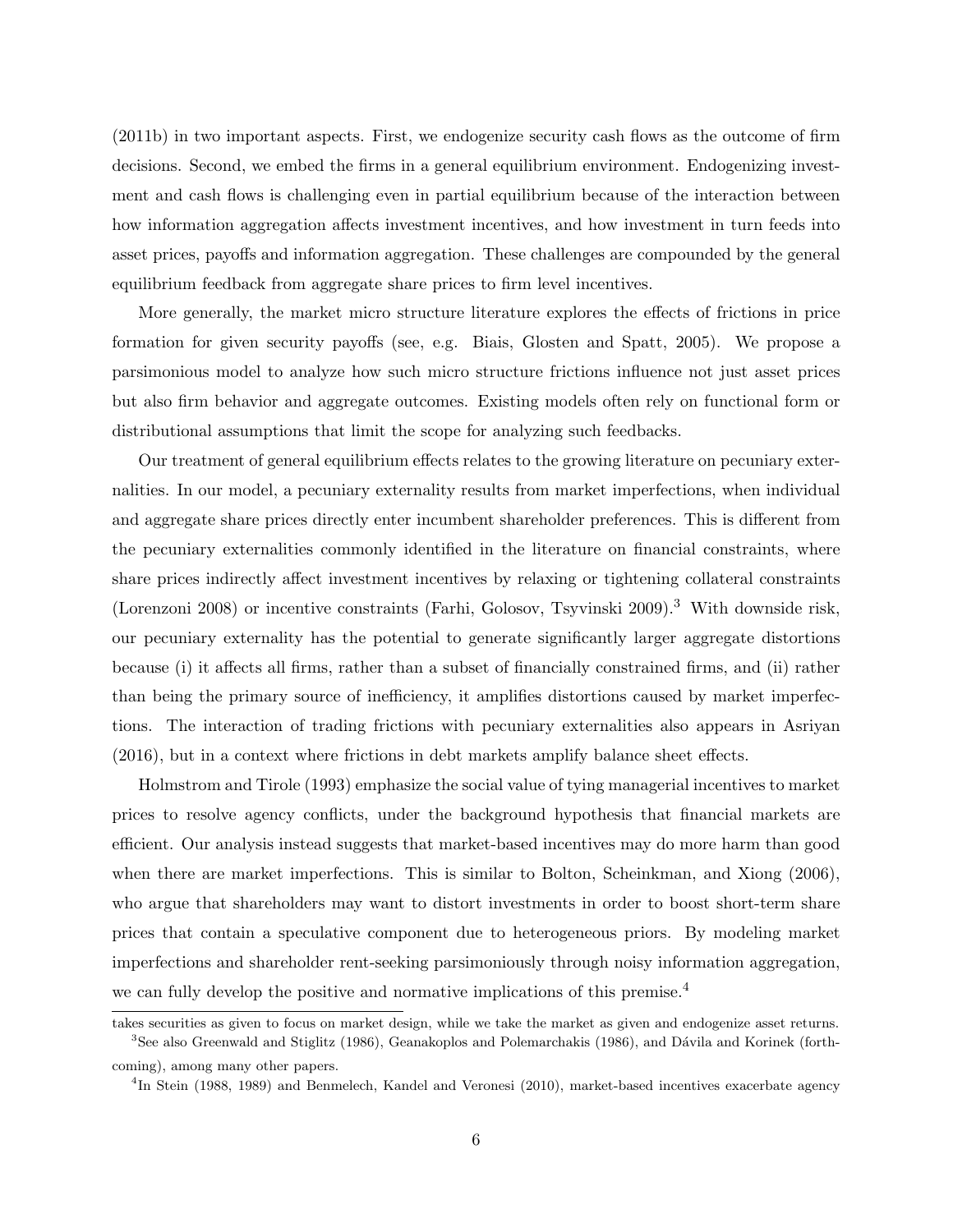(2011b) in two important aspects. First, we endogenize security cash flows as the outcome of firm decisions. Second, we embed the firms in a general equilibrium environment. Endogenizing investment and cash flows is challenging even in partial equilibrium because of the interaction between how information aggregation affects investment incentives, and how investment in turn feeds into asset prices, payoffs and information aggregation. These challenges are compounded by the general equilibrium feedback from aggregate share prices to firm level incentives.

More generally, the market micro structure literature explores the effects of frictions in price formation for given security payoffs (see, e.g. Biais, Glosten and Spatt, 2005). We propose a parsimonious model to analyze how such micro structure frictions influence not just asset prices but also firm behavior and aggregate outcomes. Existing models often rely on functional form or distributional assumptions that limit the scope for analyzing such feedbacks.

Our treatment of general equilibrium effects relates to the growing literature on pecuniary externalities. In our model, a pecuniary externality results from market imperfections, when individual and aggregate share prices directly enter incumbent shareholder preferences. This is different from the pecuniary externalities commonly identified in the literature on financial constraints, where share prices indirectly affect investment incentives by relaxing or tightening collateral constraints (Lorenzoni 2008) or incentive constraints (Farhi, Golosov, Tsyvinski 2009).[3] With downside risk, our pecuniary externality has the potential to generate significantly larger aggregate distortions because (i) it affects all firms, rather than a subset of financially constrained firms, and (ii) rather than being the primary source of inefficiency, it amplifies distortions caused by market imperfections. The interaction of trading frictions with pecuniary externalities also appears in Asriyan (2016), but in a context where frictions in debt markets amplify balance sheet effects.

Holmstrom and Tirole (1993) emphasize the social value of tying managerial incentives to market prices to resolve agency conflicts, under the background hypothesis that financial markets are efficient. Our analysis instead suggests that market-based incentives may do more harm than good when there are market imperfections. This is similar to Bolton, Scheinkman, and Xiong (2006), who argue that shareholders may want to distort investments in order to boost short-term share prices that contain a speculative component due to heterogeneous priors. By modeling market imperfections and shareholder rent-seeking parsimoniously through noisy information aggregation, we can fully develop the positive and normative implications of this premise.[4]

---

takes securities as given to focus on market design, while we take the market as given and endogenize asset returns.

[3] See also Greenwald and Stiglitz (1986), Geanakoplos and Polemarchakis (1986), and Dávila and Korinek (forthcoming), among many other papers.

[4] In Stein (1988, 1989) and Benmelech, Kandel and Veronesi (2010), market-based incentives exacerbate agency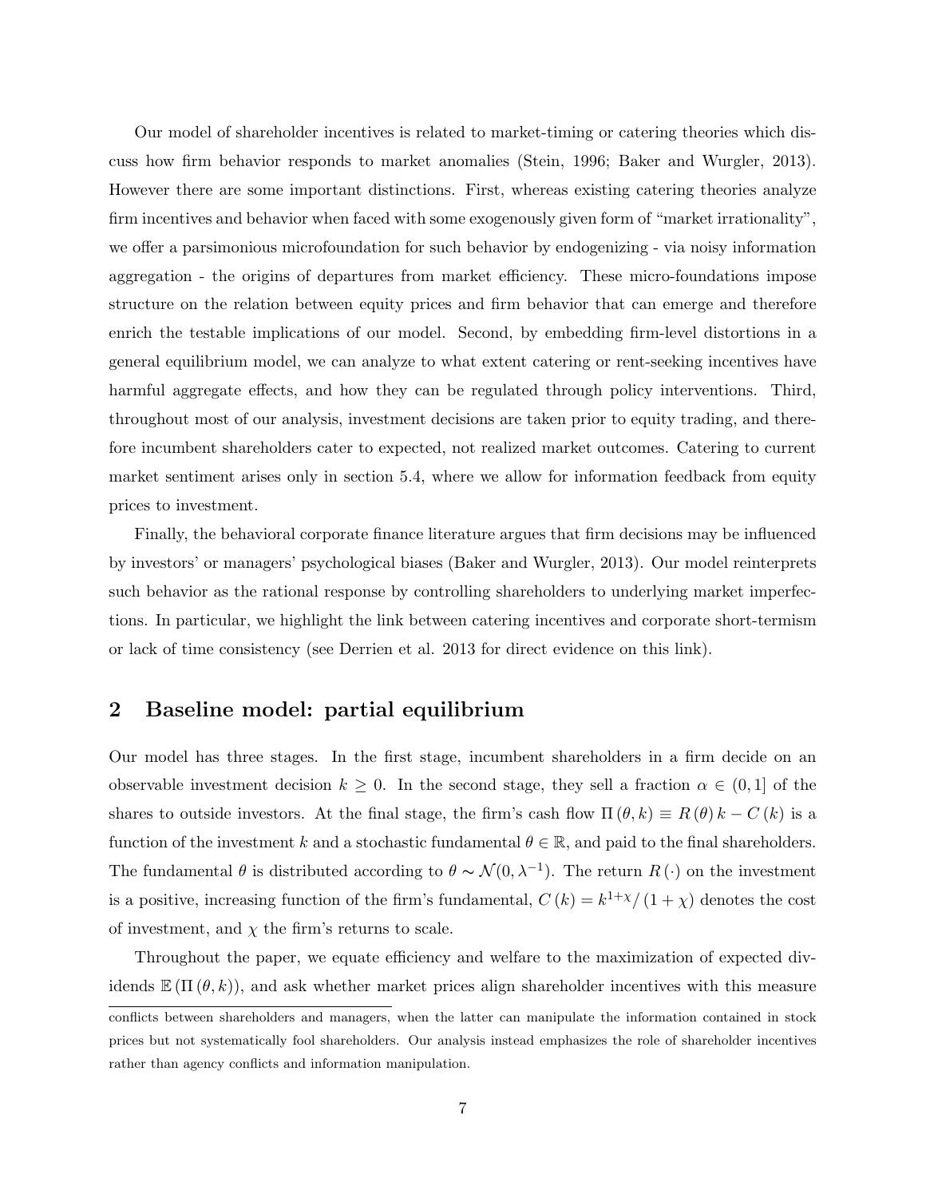Our model of shareholder incentives is related to market-timing or catering theories which discuss how firm behavior responds to market anomalies (Stein, 1996; Baker and Wurgler, 2013). However there are some important distinctions. First, whereas existing catering theories analyze firm incentives and behavior when faced with some exogenously given form of "market irrationality", we offer a parsimonious microfoundation for such behavior by endogenizing - via noisy information aggregation - the origins of departures from market efficiency. These micro-foundations impose structure on the relation between equity prices and firm behavior that can emerge and therefore enrich the testable implications of our model. Second, by embedding firm-level distortions in a general equilibrium model, we can analyze to what extent catering or rent-seeking incentives have harmful aggregate effects, and how they can be regulated through policy interventions. Third, throughout most of our analysis, investment decisions are taken prior to equity trading, and therefore incumbent shareholders cater to expected, not realized market outcomes. Catering to current market sentiment arises only in section 5.4, where we allow for information feedback from equity prices to investment.

Finally, the behavioral corporate finance literature argues that firm decisions may be influenced by investors' or managers' psychological biases (Baker and Wurgler, 2013). Our model reinterprets such behavior as the rational response by controlling shareholders to underlying market imperfections. In particular, we highlight the link between catering incentives and corporate short-termism or lack of time consistency (see Derrien et al. 2013 for direct evidence on this link).

## 2 Baseline model: partial equilibrium

Our model has three stages. In the first stage, incumbent shareholders in a firm decide on an observable investment decision $k \geq 0$. In the second stage, they sell a fraction $\alpha \in (0, 1]$ of the shares to outside investors. At the final stage, the firm's cash flow $\Pi(\theta, k) \equiv R(\theta) k - C(k)$ is a function of the investment $k$ and a stochastic fundamental $\theta \in \mathbb{R}$, and paid to the final shareholders. The fundamental $\theta$ is distributed according to $\theta \sim \mathcal{N}(0, \lambda^{-1})$. The return $R(\cdot)$ on the investment is a positive, increasing function of the firm's fundamental, $C(k) = k^{1+\chi}/(1+\chi)$ denotes the cost of investment, and $\chi$ the firm's returns to scale.

Throughout the paper, we equate efficiency and welfare to the maximization of expected dividends $\mathbb{E}(\Pi(\theta, k))$, and ask whether market prices align shareholder incentives with this measure

conflicts between shareholders and managers, when the latter can manipulate the information contained in stock prices but not systematically fool shareholders. Our analysis instead emphasizes the role of shareholder incentives rather than agency conflicts and information manipulation.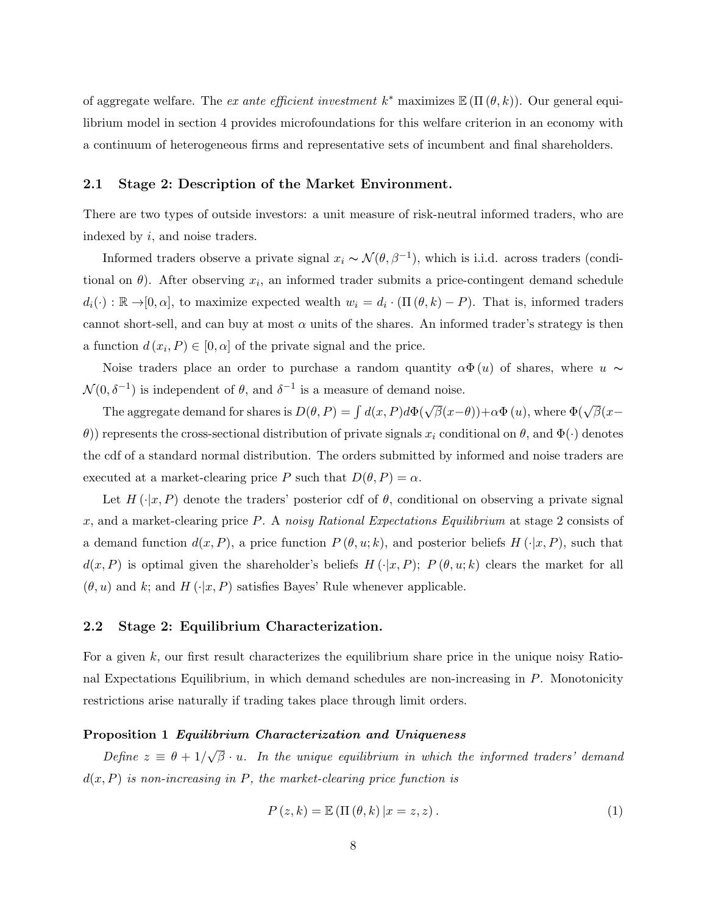of aggregate welfare. The *ex ante efficient investment* $k^*$ maximizes $\mathbb{E}(\Pi(\theta, k))$. Our general equilibrium model in section 4 provides microfoundations for this welfare criterion in an economy with a continuum of heterogeneous firms and representative sets of incumbent and final shareholders.

### 2.1 Stage 2: Description of the Market Environment.

There are two types of outside investors: a unit measure of risk-neutral informed traders, who are indexed by $i$, and noise traders.

Informed traders observe a private signal $x_i \sim \mathcal{N}(\theta, \beta^{-1})$, which is i.i.d. across traders (conditional on $\theta$). After observing $x_i$, an informed trader submits a price-contingent demand schedule $d_i(\cdot) : \mathbb{R} \to [0, \alpha]$, to maximize expected wealth $w_i = d_i \cdot (\Pi(\theta, k) - P)$. That is, informed traders cannot short-sell, and can buy at most $\alpha$ units of the shares. An informed trader's strategy is then a function $d(x_i, P) \in [0, \alpha]$ of the private signal and the price.

Noise traders place an order to purchase a random quantity $\alpha\Phi(u)$ of shares, where $u \sim \mathcal{N}(0, \delta^{-1})$ is independent of $\theta$, and $\delta^{-1}$ is a measure of demand noise.

The aggregate demand for shares is $D(\theta, P) = \int d(x, P) d\Phi(\sqrt{\beta}(x - \theta)) + \alpha\Phi(u)$, where $\Phi(\sqrt{\beta}(x - \theta))$ represents the cross-sectional distribution of private signals $x_i$ conditional on $\theta$, and $\Phi(\cdot)$ denotes the cdf of a standard normal distribution. The orders submitted by informed and noise traders are executed at a market-clearing price $P$ such that $D(\theta, P) = \alpha$.

Let $H(\cdot|x, P)$ denote the traders' posterior cdf of $\theta$, conditional on observing a private signal $x$, and a market-clearing price $P$. A *noisy Rational Expectations Equilibrium* at stage 2 consists of a demand function $d(x, P)$, a price function $P(\theta, u; k)$, and posterior beliefs $H(\cdot|x, P)$, such that $d(x, P)$ is optimal given the shareholder's beliefs $H(\cdot|x, P)$; $P(\theta, u; k)$ clears the market for all $(\theta, u)$ and $k$; and $H(\cdot|x, P)$ satisfies Bayes' Rule whenever applicable.

### 2.2 Stage 2: Equilibrium Characterization.

For a given $k$, our first result characterizes the equilibrium share price in the unique noisy Rational Expectations Equilibrium, in which demand schedules are non-increasing in $P$. Monotonicity restrictions arise naturally if trading takes place through limit orders.

**Proposition 1** ***Equilibrium Characterization and Uniqueness***

*Define $z \equiv \theta + 1/\sqrt{\beta} \cdot u$. In the unique equilibrium in which the informed traders' demand $d(x, P)$ is non-increasing in $P$, the market-clearing price function is*

$$P(z, k) = \mathbb{E}(\Pi(\theta, k) | x = z, z). \tag{1}$$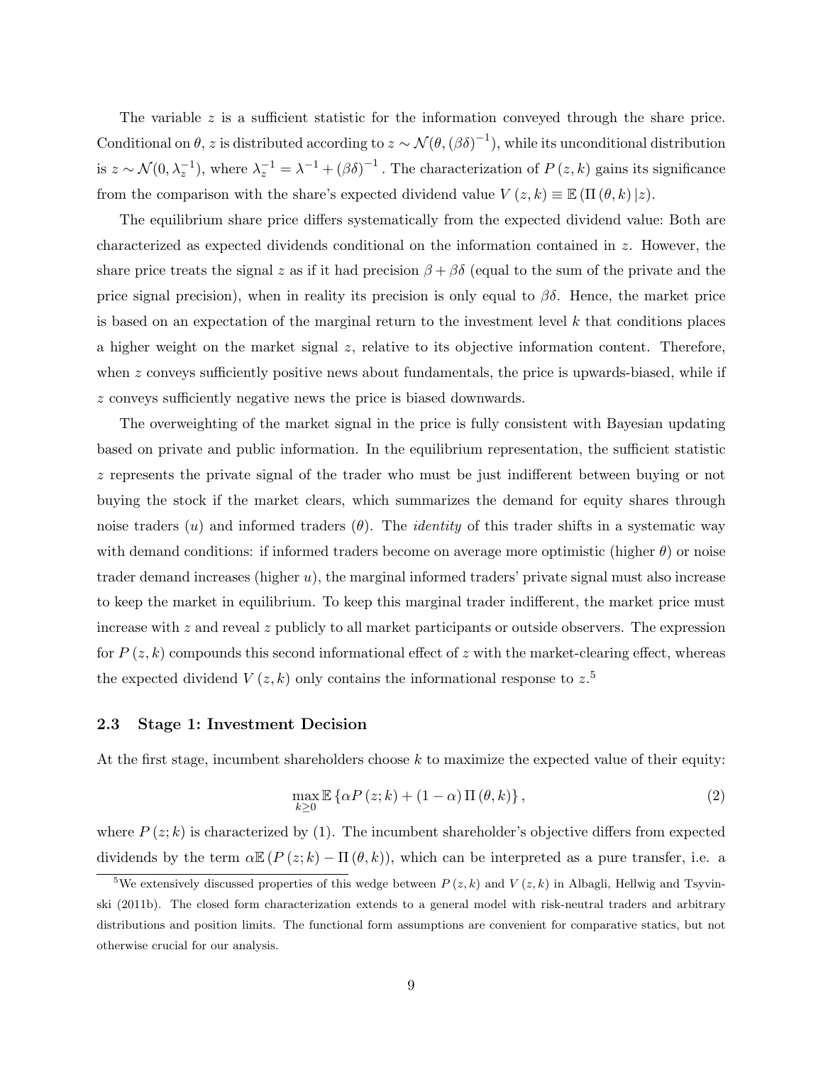The variable $z$ is a sufficient statistic for the information conveyed through the share price. Conditional on $\theta$, $z$ is distributed according to $z \sim \mathcal{N}(\theta, (\beta\delta)^{-1})$, while its unconditional distribution is $z \sim \mathcal{N}(0, \lambda_z^{-1})$, where $\lambda_z^{-1} = \lambda^{-1} + (\beta\delta)^{-1}$. The characterization of $P(z,k)$ gains its significance from the comparison with the share's expected dividend value $V(z,k) \equiv \mathbb{E}(\Pi(\theta,k)|z)$.

The equilibrium share price differs systematically from the expected dividend value: Both are characterized as expected dividends conditional on the information contained in $z$. However, the share price treats the signal $z$ as if it had precision $\beta + \beta\delta$ (equal to the sum of the private and the price signal precision), when in reality its precision is only equal to $\beta\delta$. Hence, the market price is based on an expectation of the marginal return to the investment level $k$ that conditions places a higher weight on the market signal $z$, relative to its objective information content. Therefore, when $z$ conveys sufficiently positive news about fundamentals, the price is upwards-biased, while if $z$ conveys sufficiently negative news the price is biased downwards.

The overweighting of the market signal in the price is fully consistent with Bayesian updating based on private and public information. In the equilibrium representation, the sufficient statistic $z$ represents the private signal of the trader who must be just indifferent between buying or not buying the stock if the market clears, which summarizes the demand for equity shares through noise traders ($u$) and informed traders ($\theta$). The *identity* of this trader shifts in a systematic way with demand conditions: if informed traders become on average more optimistic (higher $\theta$) or noise trader demand increases (higher $u$), the marginal informed traders' private signal must also increase to keep the market in equilibrium. To keep this marginal trader indifferent, the market price must increase with $z$ and reveal $z$ publicly to all market participants or outside observers. The expression for $P(z,k)$ compounds this second informational effect of $z$ with the market-clearing effect, whereas the expected dividend $V(z,k)$ only contains the informational response to $z$.[5]

### 2.3 Stage 1: Investment Decision

At the first stage, incumbent shareholders choose $k$ to maximize the expected value of their equity:

$$\max_{k \geq 0} \mathbb{E}\left\{\alpha P(z;k) + (1-\alpha)\Pi(\theta,k)\right\}, \tag{2}$$

where $P(z;k)$ is characterized by (1). The incumbent shareholder's objective differs from expected dividends by the term $\alpha\mathbb{E}(P(z;k) - \Pi(\theta,k))$, which can be interpreted as a pure transfer, i.e. a

[5] We extensively discussed properties of this wedge between $P(z,k)$ and $V(z,k)$ in Albagli, Hellwig and Tsyvinski (2011b). The closed form characterization extends to a general model with risk-neutral traders and arbitrary distributions and position limits. The functional form assumptions are convenient for comparative statics, but not otherwise crucial for our analysis.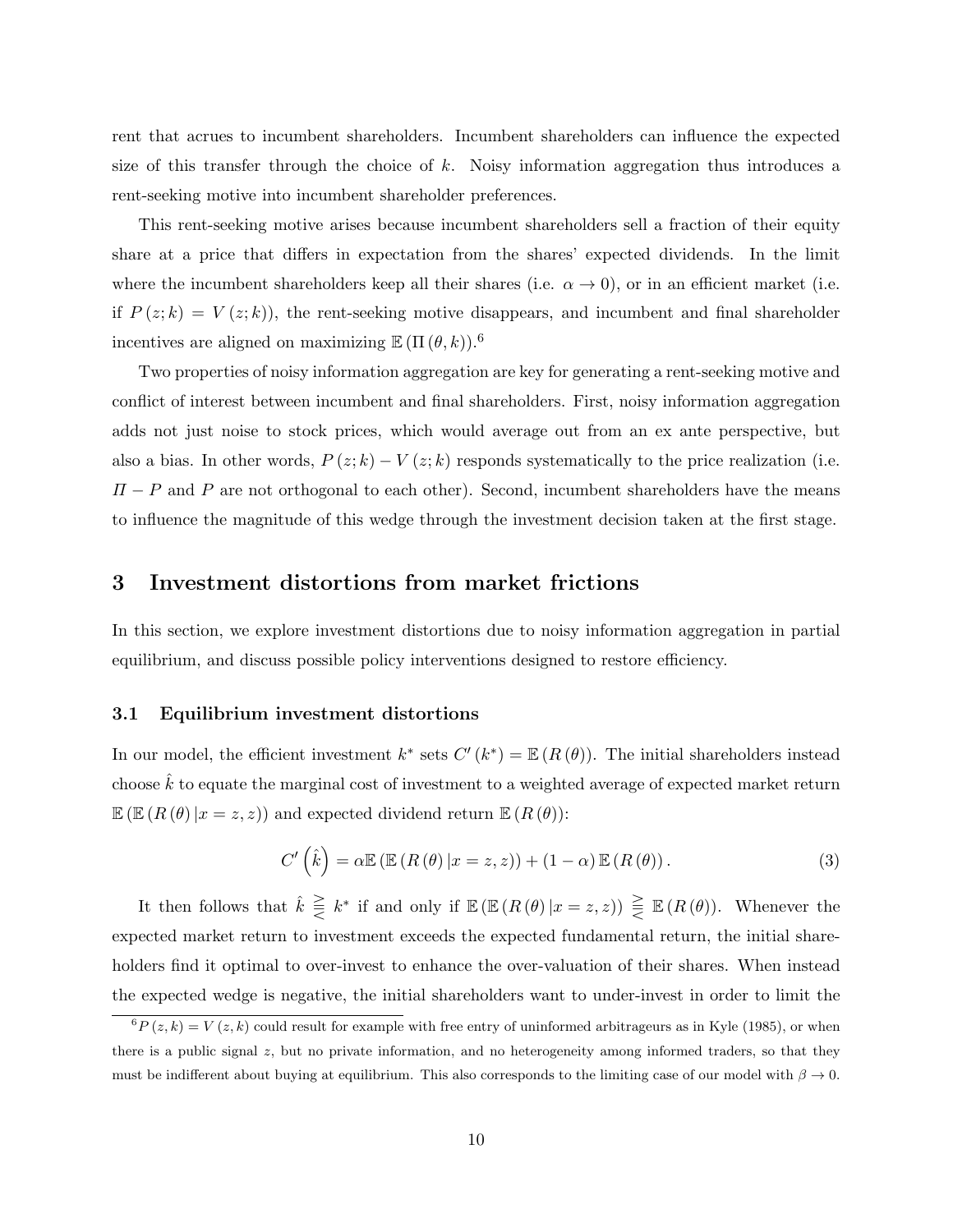rent that acrues to incumbent shareholders. Incumbent shareholders can influence the expected size of this transfer through the choice of $k$. Noisy information aggregation thus introduces a rent-seeking motive into incumbent shareholder preferences.

This rent-seeking motive arises because incumbent shareholders sell a fraction of their equity share at a price that differs in expectation from the shares' expected dividends. In the limit where the incumbent shareholders keep all their shares (i.e. $\alpha \to 0$), or in an efficient market (i.e. if $P(z;k) = V(z;k)$), the rent-seeking motive disappears, and incumbent and final shareholder incentives are aligned on maximizing $\mathbb{E}(\Pi(\theta, k))$.[6]

Two properties of noisy information aggregation are key for generating a rent-seeking motive and conflict of interest between incumbent and final shareholders. First, noisy information aggregation adds not just noise to stock prices, which would average out from an ex ante perspective, but also a bias. In other words, $P(z;k) - V(z;k)$ responds systematically to the price realization (i.e. $\Pi - P$ and $P$ are not orthogonal to each other). Second, incumbent shareholders have the means to influence the magnitude of this wedge through the investment decision taken at the first stage.

## 3 Investment distortions from market frictions

In this section, we explore investment distortions due to noisy information aggregation in partial equilibrium, and discuss possible policy interventions designed to restore efficiency.

### 3.1 Equilibrium investment distortions

In our model, the efficient investment $k^*$ sets $C'(k^*) = \mathbb{E}(R(\theta))$. The initial shareholders instead choose $\hat{k}$ to equate the marginal cost of investment to a weighted average of expected market return $\mathbb{E}(\mathbb{E}(R(\theta)|x = z, z))$ and expected dividend return $\mathbb{E}(R(\theta))$:

$$C'\left(\hat{k}\right) = \alpha \mathbb{E}\left(\mathbb{E}\left(R(\theta)|x = z, z\right)\right) + (1 - \alpha)\,\mathbb{E}\left(R(\theta)\right). \tag{3}$$

It then follows that $\hat{k} \gtreqless k^*$ if and only if $\mathbb{E}(\mathbb{E}(R(\theta)|x = z, z)) \gtreqless \mathbb{E}(R(\theta))$. Whenever the expected market return to investment exceeds the expected fundamental return, the initial shareholders find it optimal to over-invest to enhance the over-valuation of their shares. When instead the expected wedge is negative, the initial shareholders want to under-invest in order to limit the

[6] $P(z,k) = V(z,k)$ could result for example with free entry of uninformed arbitrageurs as in Kyle (1985), or when there is a public signal $z$, but no private information, and no heterogeneity among informed traders, so that they must be indifferent about buying at equilibrium. This also corresponds to the limiting case of our model with $\beta \to 0$.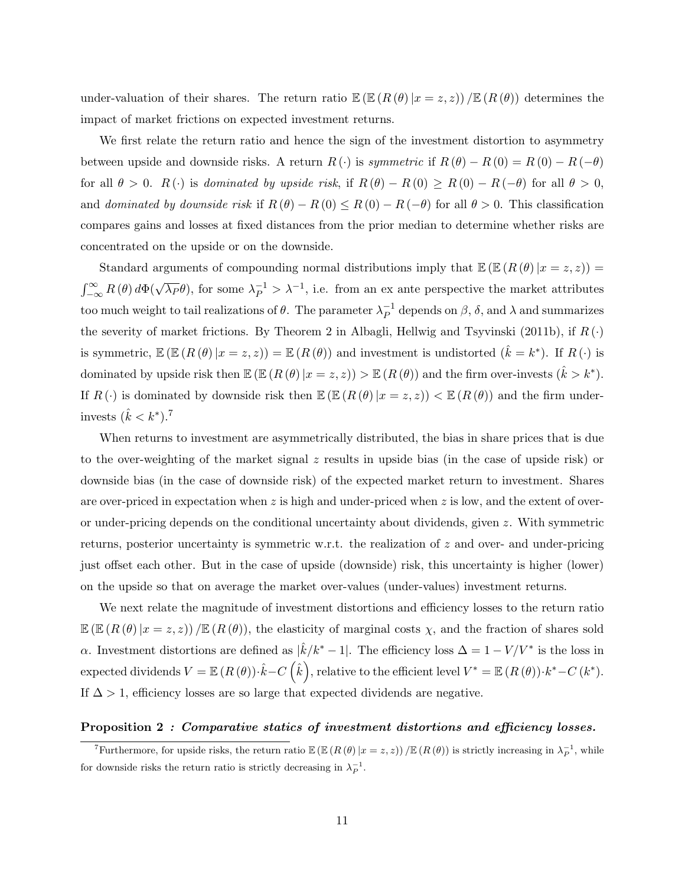under-valuation of their shares. The return ratio $\mathbb{E}\left(\mathbb{E}\left(R\left(\theta\right)|x=z,z\right)\right)/\mathbb{E}\left(R\left(\theta\right)\right)$ determines the impact of market frictions on expected investment returns.

We first relate the return ratio and hence the sign of the investment distortion to asymmetry between upside and downside risks. A return $R\left(\cdot\right)$ is *symmetric* if $R\left(\theta\right)-R\left(0\right)=R\left(0\right)-R\left(-\theta\right)$ for all $\theta>0$. $R\left(\cdot\right)$ is *dominated by upside risk*, if $R\left(\theta\right)-R\left(0\right)\geq R\left(0\right)-R\left(-\theta\right)$ for all $\theta>0$, and *dominated by downside risk* if $R\left(\theta\right)-R\left(0\right)\leq R\left(0\right)-R\left(-\theta\right)$ for all $\theta>0$. This classification compares gains and losses at fixed distances from the prior median to determine whether risks are concentrated on the upside or on the downside.

Standard arguments of compounding normal distributions imply that $\mathbb{E}\left(\mathbb{E}\left(R\left(\theta\right)|x=z,z\right)\right)=\int_{-\infty}^{\infty}R\left(\theta\right)d\Phi(\sqrt{\lambda_P}\theta)$, for some $\lambda_P^{-1}>\lambda^{-1}$, i.e. from an ex ante perspective the market attributes too much weight to tail realizations of $\theta$. The parameter $\lambda_P^{-1}$ depends on $\beta$, $\delta$, and $\lambda$ and summarizes the severity of market frictions. By Theorem 2 in Albagli, Hellwig and Tsyvinski (2011b), if $R\left(\cdot\right)$ is symmetric, $\mathbb{E}\left(\mathbb{E}\left(R\left(\theta\right)|x=z,z\right)\right)=\mathbb{E}\left(R\left(\theta\right)\right)$ and investment is undistorted ($\hat{k}=k^*$). If $R\left(\cdot\right)$ is dominated by upside risk then $\mathbb{E}\left(\mathbb{E}\left(R\left(\theta\right)|x=z,z\right)\right)>\mathbb{E}\left(R\left(\theta\right)\right)$ and the firm over-invests ($\hat{k}>k^*$). If $R\left(\cdot\right)$ is dominated by downside risk then $\mathbb{E}\left(\mathbb{E}\left(R\left(\theta\right)|x=z,z\right)\right)<\mathbb{E}\left(R\left(\theta\right)\right)$ and the firm under-invests ($\hat{k}<k^*$).[7]

When returns to investment are asymmetrically distributed, the bias in share prices that is due to the over-weighting of the market signal $z$ results in upside bias (in the case of upside risk) or downside bias (in the case of downside risk) of the expected market return to investment. Shares are over-priced in expectation when $z$ is high and under-priced when $z$ is low, and the extent of over- or under-pricing depends on the conditional uncertainty about dividends, given $z$. With symmetric returns, posterior uncertainty is symmetric w.r.t. the realization of $z$ and over- and under-pricing just offset each other. But in the case of upside (downside) risk, this uncertainty is higher (lower) on the upside so that on average the market over-values (under-values) investment returns.

We next relate the magnitude of investment distortions and efficiency losses to the return ratio $\mathbb{E}\left(\mathbb{E}\left(R\left(\theta\right)|x=z,z\right)\right)/\mathbb{E}\left(R\left(\theta\right)\right)$, the elasticity of marginal costs $\chi$, and the fraction of shares sold $\alpha$. Investment distortions are defined as $|\hat{k}/k^*-1|$. The efficiency loss $\Delta=1-V/V^*$ is the loss in expected dividends $V=\mathbb{E}\left(R\left(\theta\right)\right)\cdot\hat{k}-C\left(\hat{k}\right)$, relative to the efficient level $V^*=\mathbb{E}\left(R\left(\theta\right)\right)\cdot k^*-C\left(k^*\right)$. If $\Delta>1$, efficiency losses are so large that expected dividends are negative.

**Proposition 2** ***: Comparative statics of investment distortions and efficiency losses.***

[7] Furthermore, for upside risks, the return ratio $\mathbb{E}\left(\mathbb{E}\left(R\left(\theta\right)|x=z,z\right)\right)/\mathbb{E}\left(R\left(\theta\right)\right)$ is strictly increasing in $\lambda_P^{-1}$, while for downside risks the return ratio is strictly decreasing in $\lambda_P^{-1}$.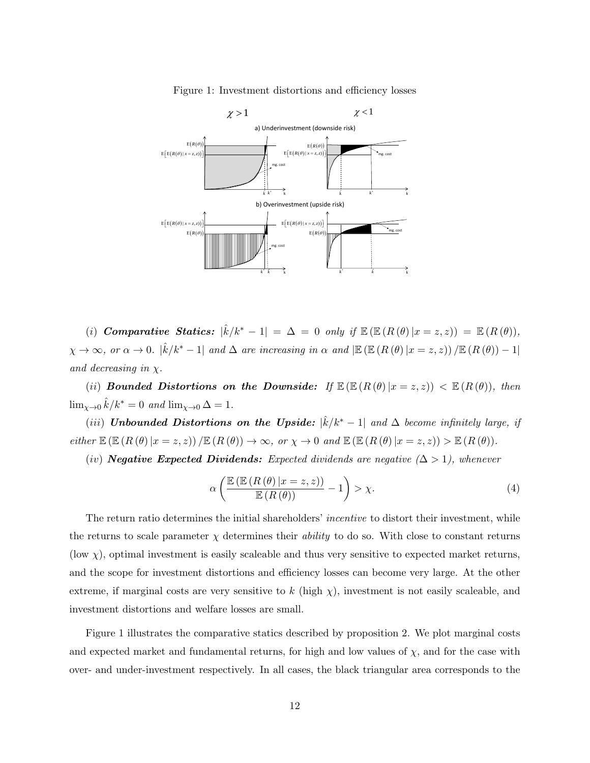Figure 1: Investment distortions and efficiency losses

(*i*) ***Comparative Statics:*** $|\hat{k}/k^{*}-1| = \Delta = 0$ *only if* $\mathbb{E}\left(\mathbb{E}\left(R\left(\theta\right)|x=z,z\right)\right) = \mathbb{E}\left(R\left(\theta\right)\right)$, $\chi\rightarrow\infty$, *or* $\alpha\rightarrow 0$. $|\hat{k}/k^{*}-1|$ *and* $\Delta$ *are increasing in* $\alpha$ *and* $|\mathbb{E}\left(\mathbb{E}\left(R\left(\theta\right)|x=z,z\right)\right)/\mathbb{E}\left(R\left(\theta\right)\right)-1|$ *and decreasing in* $\chi$.

(*ii*) ***Bounded Distortions on the Downside:*** *If* $\mathbb{E}\left(\mathbb{E}\left(R\left(\theta\right)|x=z,z\right)\right) < \mathbb{E}\left(R\left(\theta\right)\right)$, *then* $\lim_{\chi\rightarrow 0}\hat{k}/k^{*}=0$ *and* $\lim_{\chi\rightarrow 0}\Delta = 1$.

(*iii*) ***Unbounded Distortions on the Upside:*** $|\hat{k}/k^{*}-1|$ *and* $\Delta$ *become infinitely large, if either* $\mathbb{E}\left(\mathbb{E}\left(R\left(\theta\right)|x=z,z\right)\right)/\mathbb{E}\left(R\left(\theta\right)\right)\rightarrow\infty$, *or* $\chi\rightarrow 0$ *and* $\mathbb{E}\left(\mathbb{E}\left(R\left(\theta\right)|x=z,z\right)\right) > \mathbb{E}\left(R\left(\theta\right)\right)$.

(*iv*) ***Negative Expected Dividends:*** *Expected dividends are negative* ($\Delta > 1$)*, whenever*

$$\alpha\left(\frac{\mathbb{E}\left(\mathbb{E}\left(R\left(\theta\right)|x=z,z\right)\right)}{\mathbb{E}\left(R\left(\theta\right)\right)}-1\right) > \chi. \tag{4}$$

The return ratio determines the initial shareholders' *incentive* to distort their investment, while the returns to scale parameter $\chi$ determines their *ability* to do so. With close to constant returns (low $\chi$), optimal investment is easily scaleable and thus very sensitive to expected market returns, and the scope for investment distortions and efficiency losses can become very large. At the other extreme, if marginal costs are very sensitive to $k$ (high $\chi$), investment is not easily scaleable, and investment distortions and welfare losses are small.

Figure 1 illustrates the comparative statics described by proposition 2. We plot marginal costs and expected market and fundamental returns, for high and low values of $\chi$, and for the case with over- and under-investment respectively. In all cases, the black triangular area corresponds to the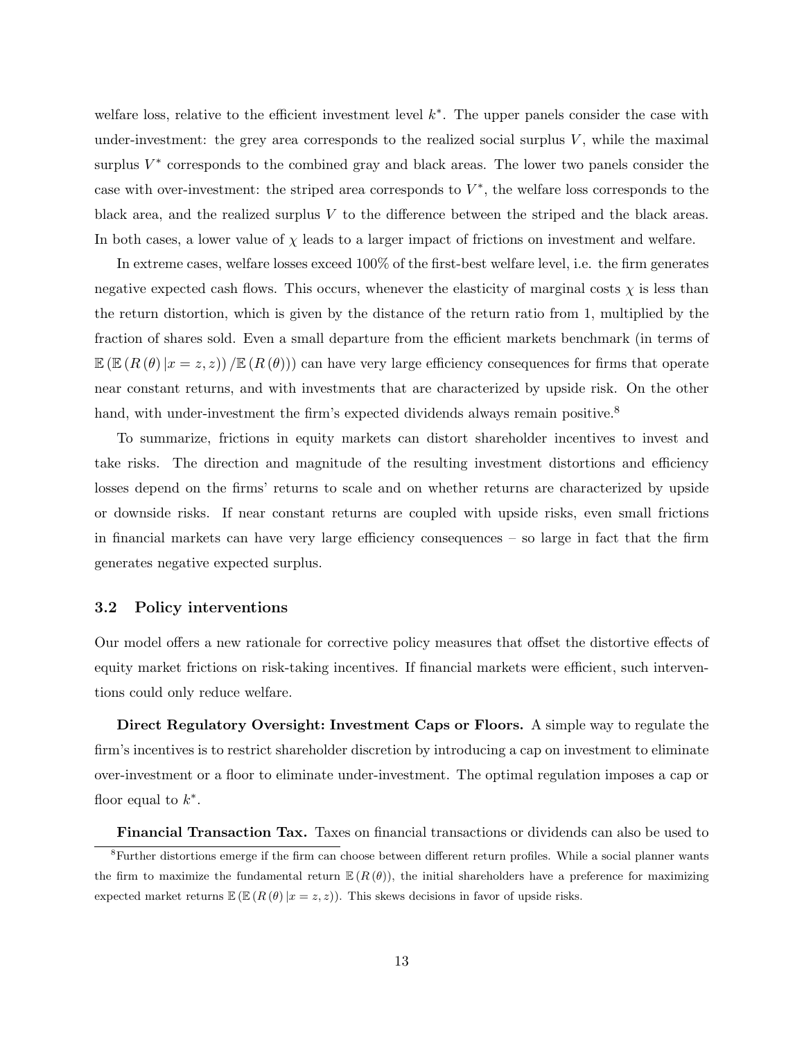welfare loss, relative to the efficient investment level $k^*$. The upper panels consider the case with under-investment: the grey area corresponds to the realized social surplus $V$, while the maximal surplus $V^*$ corresponds to the combined gray and black areas. The lower two panels consider the case with over-investment: the striped area corresponds to $V^*$, the welfare loss corresponds to the black area, and the realized surplus $V$ to the difference between the striped and the black areas. In both cases, a lower value of $\chi$ leads to a larger impact of frictions on investment and welfare.

In extreme cases, welfare losses exceed 100% of the first-best welfare level, i.e. the firm generates negative expected cash flows. This occurs, whenever the elasticity of marginal costs $\chi$ is less than the return distortion, which is given by the distance of the return ratio from 1, multiplied by the fraction of shares sold. Even a small departure from the efficient markets benchmark (in terms of $\mathbb{E}\left(\mathbb{E}\left(R\left(\theta\right)|x=z,z\right)\right)/\mathbb{E}\left(R\left(\theta\right)\right)$) can have very large efficiency consequences for firms that operate near constant returns, and with investments that are characterized by upside risk. On the other hand, with under-investment the firm's expected dividends always remain positive.[8]

To summarize, frictions in equity markets can distort shareholder incentives to invest and take risks. The direction and magnitude of the resulting investment distortions and efficiency losses depend on the firms' returns to scale and on whether returns are characterized by upside or downside risks. If near constant returns are coupled with upside risks, even small frictions in financial markets can have very large efficiency consequences – so large in fact that the firm generates negative expected surplus.

### 3.2 Policy interventions

Our model offers a new rationale for corrective policy measures that offset the distortive effects of equity market frictions on risk-taking incentives. If financial markets were efficient, such interventions could only reduce welfare.

**Direct Regulatory Oversight: Investment Caps or Floors.** A simple way to regulate the firm's incentives is to restrict shareholder discretion by introducing a cap on investment to eliminate over-investment or a floor to eliminate under-investment. The optimal regulation imposes a cap or floor equal to $k^*$.

**Financial Transaction Tax.** Taxes on financial transactions or dividends can also be used to

[8] Further distortions emerge if the firm can choose between different return profiles. While a social planner wants the firm to maximize the fundamental return $\mathbb{E}\left(R\left(\theta\right)\right)$, the initial shareholders have a preference for maximizing expected market returns $\mathbb{E}\left(\mathbb{E}\left(R\left(\theta\right)|x=z,z\right)\right)$. This skews decisions in favor of upside risks.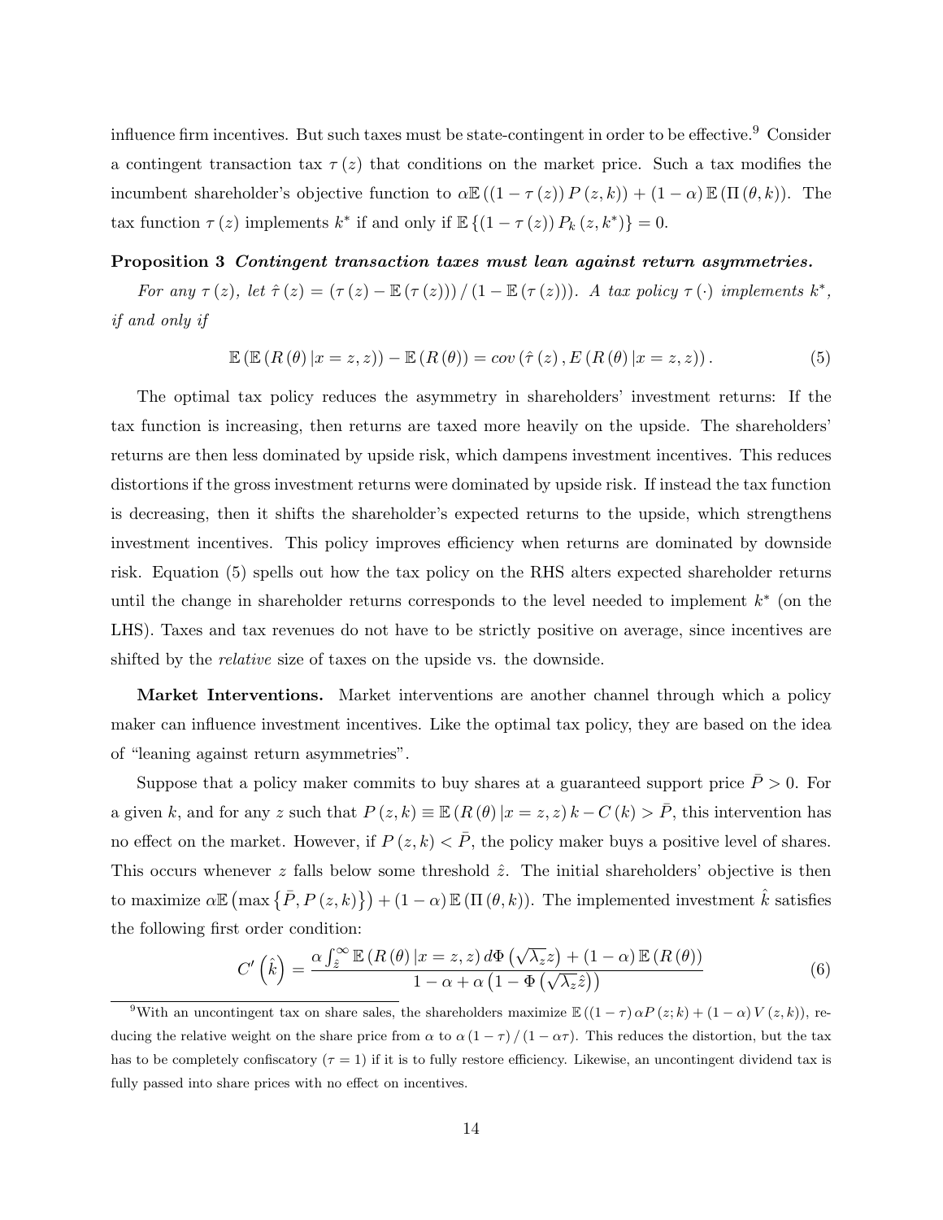influence firm incentives. But such taxes must be state-contingent in order to be effective.[9] Consider a contingent transaction tax $\tau(z)$ that conditions on the market price. Such a tax modifies the incumbent shareholder's objective function to $\alpha\mathbb{E}((1-\tau(z))P(z,k)) + (1-\alpha)\mathbb{E}(\Pi(\theta,k))$. The tax function $\tau(z)$ implements $k^*$ if and only if $\mathbb{E}\{(1-\tau(z))P_k(z,k^*)\} = 0$.

**Proposition 3** ***Contingent transaction taxes must lean against return asymmetries.***

*For any $\tau(z)$, let $\hat{\tau}(z) = (\tau(z) - \mathbb{E}(\tau(z)))/(1-\mathbb{E}(\tau(z)))$. A tax policy $\tau(\cdot)$ implements $k^*$, if and only if*

$$\mathbb{E}(\mathbb{E}(R(\theta)|x=z,z)) - \mathbb{E}(R(\theta)) = cov(\hat{\tau}(z), E(R(\theta)|x=z,z)). \tag{5}$$

The optimal tax policy reduces the asymmetry in shareholders' investment returns: If the tax function is increasing, then returns are taxed more heavily on the upside. The shareholders' returns are then less dominated by upside risk, which dampens investment incentives. This reduces distortions if the gross investment returns were dominated by upside risk. If instead the tax function is decreasing, then it shifts the shareholder's expected returns to the upside, which strengthens investment incentives. This policy improves efficiency when returns are dominated by downside risk. Equation (5) spells out how the tax policy on the RHS alters expected shareholder returns until the change in shareholder returns corresponds to the level needed to implement $k^*$ (on the LHS). Taxes and tax revenues do not have to be strictly positive on average, since incentives are shifted by the *relative* size of taxes on the upside vs. the downside.

**Market Interventions.** Market interventions are another channel through which a policy maker can influence investment incentives. Like the optimal tax policy, they are based on the idea of "leaning against return asymmetries".

Suppose that a policy maker commits to buy shares at a guaranteed support price $\bar{P} > 0$. For a given $k$, and for any $z$ such that $P(z,k) \equiv \mathbb{E}(R(\theta)|x=z,z)k - C(k) > \bar{P}$, this intervention has no effect on the market. However, if $P(z,k) < \bar{P}$, the policy maker buys a positive level of shares. This occurs whenever $z$ falls below some threshold $\hat{z}$. The initial shareholders' objective is then to maximize $\alpha\mathbb{E}(\max\{\bar{P}, P(z,k)\}) + (1-\alpha)\mathbb{E}(\Pi(\theta,k))$. The implemented investment $\hat{k}$ satisfies the following first order condition:

$$C'\left(\hat{k}\right) = \frac{\alpha\int_{\hat{z}}^{\infty}\mathbb{E}(R(\theta)|x=z,z)\,d\Phi\left(\sqrt{\lambda_z}z\right) + (1-\alpha)\mathbb{E}(R(\theta))}{1-\alpha+\alpha\left(1-\Phi\left(\sqrt{\lambda_z}\hat{z}\right)\right)} \tag{6}$$

[9] With an uncontingent tax on share sales, the shareholders maximize $\mathbb{E}((1-\tau)\alpha P(z;k) + (1-\alpha)V(z,k))$, reducing the relative weight on the share price from $\alpha$ to $\alpha(1-\tau)/(1-\alpha\tau)$. This reduces the distortion, but the tax has to be completely confiscatory ($\tau = 1$) if it is to fully restore efficiency. Likewise, an uncontingent dividend tax is fully passed into share prices with no effect on incentives.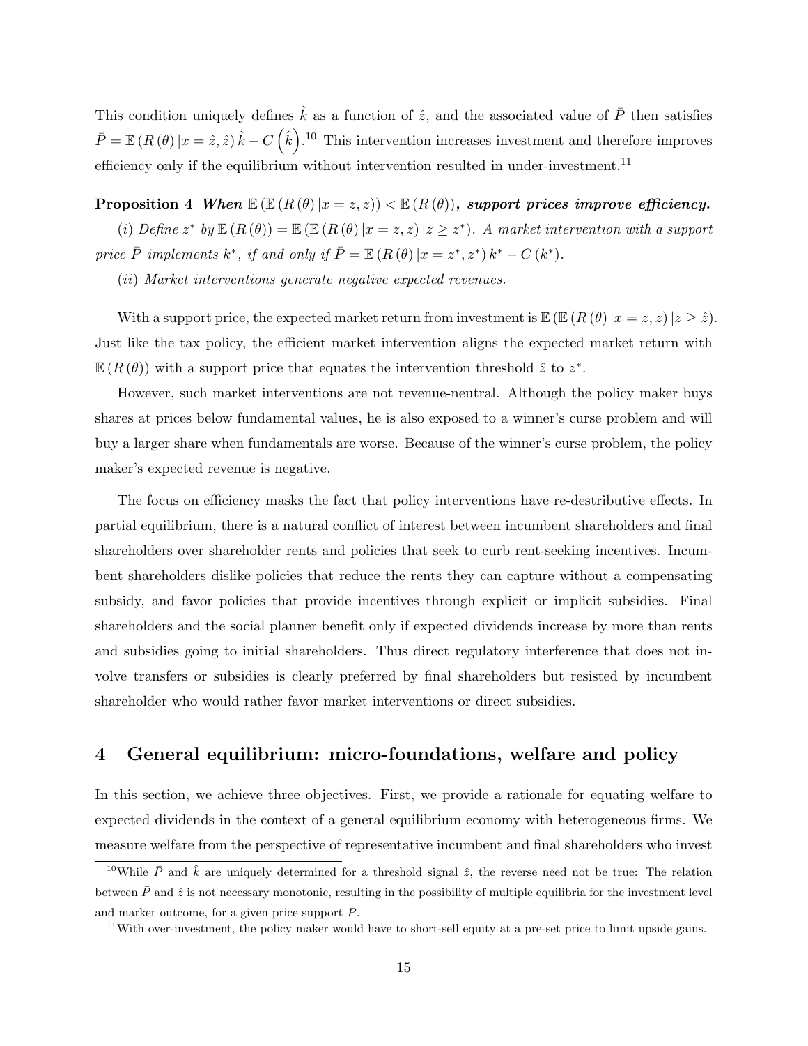This condition uniquely defines $\hat{k}$ as a function of $\hat{z}$, and the associated value of $\bar{P}$ then satisfies $\bar{P} = \mathbb{E}(R(\theta)|x = \hat{z}, \hat{z})\hat{k} - C(\hat{k})$.[10] This intervention increases investment and therefore improves efficiency only if the equilibrium without intervention resulted in under-investment.[11]

**Proposition 4** ***When*** $\mathbb{E}(\mathbb{E}(R(\theta)|x = z, z)) < \mathbb{E}(R(\theta))$***, support prices improve efficiency.***

*(i) Define* $z^*$ *by* $\mathbb{E}(R(\theta)) = \mathbb{E}(\mathbb{E}(R(\theta)|x = z, z)|z \geq z^*)$*. A market intervention with a support price* $\bar{P}$ *implements* $k^*$*, if and only if* $\bar{P} = \mathbb{E}(R(\theta)|x = z^*, z^*)k^* - C(k^*)$*.*

*(ii) Market interventions generate negative expected revenues.*

With a support price, the expected market return from investment is $\mathbb{E}(\mathbb{E}(R(\theta)|x = z, z)|z \geq \hat{z})$. Just like the tax policy, the efficient market intervention aligns the expected market return with $\mathbb{E}(R(\theta))$ with a support price that equates the intervention threshold $\hat{z}$ to $z^*$.

However, such market interventions are not revenue-neutral. Although the policy maker buys shares at prices below fundamental values, he is also exposed to a winner's curse problem and will buy a larger share when fundamentals are worse. Because of the winner's curse problem, the policy maker's expected revenue is negative.

The focus on efficiency masks the fact that policy interventions have re-destributive effects. In partial equilibrium, there is a natural conflict of interest between incumbent shareholders and final shareholders over shareholder rents and policies that seek to curb rent-seeking incentives. Incumbent shareholders dislike policies that reduce the rents they can capture without a compensating subsidy, and favor policies that provide incentives through explicit or implicit subsidies. Final shareholders and the social planner benefit only if expected dividends increase by more than rents and subsidies going to initial shareholders. Thus direct regulatory interference that does not involve transfers or subsidies is clearly preferred by final shareholders but resisted by incumbent shareholder who would rather favor market interventions or direct subsidies.

## 4 General equilibrium: micro-foundations, welfare and policy

In this section, we achieve three objectives. First, we provide a rationale for equating welfare to expected dividends in the context of a general equilibrium economy with heterogeneous firms. We measure welfare from the perspective of representative incumbent and final shareholders who invest

[10] While $\bar{P}$ and $\hat{k}$ are uniquely determined for a threshold signal $\hat{z}$, the reverse need not be true: The relation between $\bar{P}$ and $\hat{z}$ is not necessary monotonic, resulting in the possibility of multiple equilibria for the investment level and market outcome, for a given price support $\bar{P}$.

[11] With over-investment, the policy maker would have to short-sell equity at a pre-set price to limit upside gains.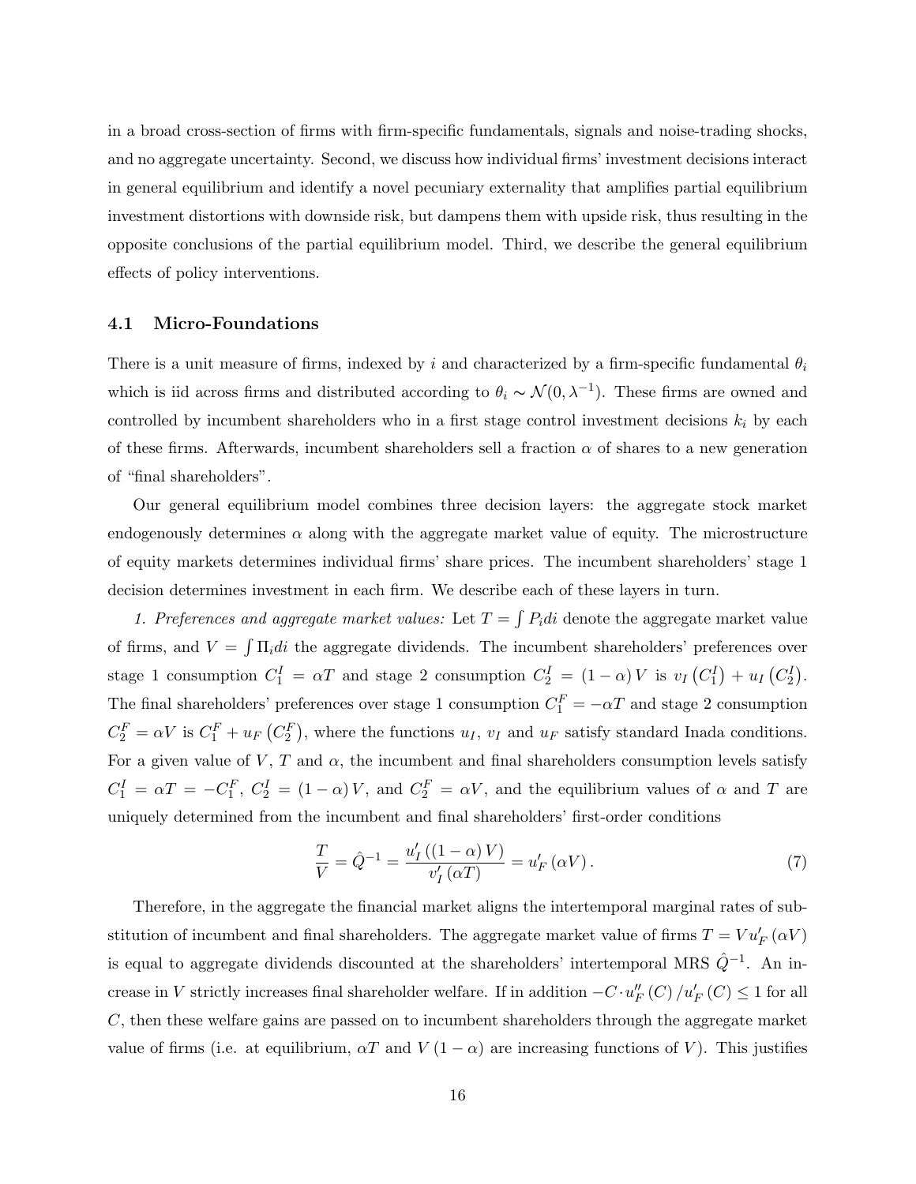in a broad cross-section of firms with firm-specific fundamentals, signals and noise-trading shocks, and no aggregate uncertainty. Second, we discuss how individual firms' investment decisions interact in general equilibrium and identify a novel pecuniary externality that amplifies partial equilibrium investment distortions with downside risk, but dampens them with upside risk, thus resulting in the opposite conclusions of the partial equilibrium model. Third, we describe the general equilibrium effects of policy interventions.

### 4.1 Micro-Foundations

There is a unit measure of firms, indexed by $i$ and characterized by a firm-specific fundamental $\theta_i$ which is iid across firms and distributed according to $\theta_i \sim \mathcal{N}(0, \lambda^{-1})$. These firms are owned and controlled by incumbent shareholders who in a first stage control investment decisions $k_i$ by each of these firms. Afterwards, incumbent shareholders sell a fraction $\alpha$ of shares to a new generation of "final shareholders".

Our general equilibrium model combines three decision layers: the aggregate stock market endogenously determines $\alpha$ along with the aggregate market value of equity. The microstructure of equity markets determines individual firms' share prices. The incumbent shareholders' stage 1 decision determines investment in each firm. We describe each of these layers in turn.

*1. Preferences and aggregate market values:* Let $T = \int P_i di$ denote the aggregate market value of firms, and $V = \int \Pi_i di$ the aggregate dividends. The incumbent shareholders' preferences over stage 1 consumption $C_1^I = \alpha T$ and stage 2 consumption $C_2^I = (1-\alpha) V$ is $v_I\left(C_1^I\right) + u_I\left(C_2^I\right)$. The final shareholders' preferences over stage 1 consumption $C_1^F = -\alpha T$ and stage 2 consumption $C_2^F = \alpha V$ is $C_1^F + u_F\left(C_2^F\right)$, where the functions $u_I$, $v_I$ and $u_F$ satisfy standard Inada conditions. For a given value of $V$, $T$ and $\alpha$, the incumbent and final shareholders consumption levels satisfy $C_1^I = \alpha T = -C_1^F$, $C_2^I = (1-\alpha) V$, and $C_2^F = \alpha V$, and the equilibrium values of $\alpha$ and $T$ are uniquely determined from the incumbent and final shareholders' first-order conditions

$$\frac{T}{V} = \hat{Q}^{-1} = \frac{u_I'\left((1-\alpha) V\right)}{v_I'\left(\alpha T\right)} = u_F'\left(\alpha V\right). \tag{7}$$

Therefore, in the aggregate the financial market aligns the intertemporal marginal rates of substitution of incumbent and final shareholders. The aggregate market value of firms $T = V u_F'\left(\alpha V\right)$ is equal to aggregate dividends discounted at the shareholders' intertemporal MRS $\hat{Q}^{-1}$. An increase in $V$ strictly increases final shareholder welfare. If in addition $-C \cdot u_F''\left(C\right)/u_F'\left(C\right) \leq 1$ for all $C$, then these welfare gains are passed on to incumbent shareholders through the aggregate market value of firms (i.e. at equilibrium, $\alpha T$ and $V\left(1-\alpha\right)$ are increasing functions of $V$). This justifies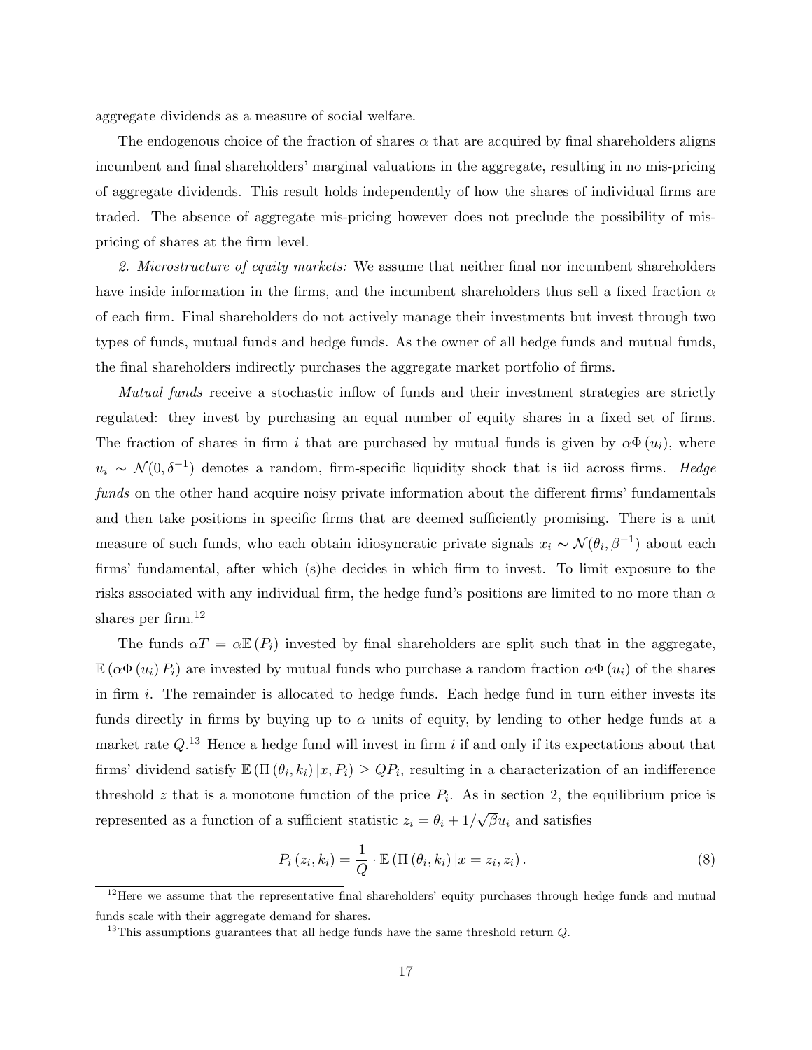aggregate dividends as a measure of social welfare.

The endogenous choice of the fraction of shares $\alpha$ that are acquired by final shareholders aligns incumbent and final shareholders' marginal valuations in the aggregate, resulting in no mis-pricing of aggregate dividends. This result holds independently of how the shares of individual firms are traded. The absence of aggregate mis-pricing however does not preclude the possibility of mis-pricing of shares at the firm level.

*2. Microstructure of equity markets:* We assume that neither final nor incumbent shareholders have inside information in the firms, and the incumbent shareholders thus sell a fixed fraction $\alpha$ of each firm. Final shareholders do not actively manage their investments but invest through two types of funds, mutual funds and hedge funds. As the owner of all hedge funds and mutual funds, the final shareholders indirectly purchases the aggregate market portfolio of firms.

*Mutual funds* receive a stochastic inflow of funds and their investment strategies are strictly regulated: they invest by purchasing an equal number of equity shares in a fixed set of firms. The fraction of shares in firm $i$ that are purchased by mutual funds is given by $\alpha\Phi(u_i)$, where $u_i \sim \mathcal{N}(0, \delta^{-1})$ denotes a random, firm-specific liquidity shock that is iid across firms. *Hedge funds* on the other hand acquire noisy private information about the different firms' fundamentals and then take positions in specific firms that are deemed sufficiently promising. There is a unit measure of such funds, who each obtain idiosyncratic private signals $x_i \sim \mathcal{N}(\theta_i, \beta^{-1})$ about each firms' fundamental, after which (s)he decides in which firm to invest. To limit exposure to the risks associated with any individual firm, the hedge fund's positions are limited to no more than $\alpha$ shares per firm.[12]

The funds $\alpha T = \alpha \mathbb{E}(P_i)$ invested by final shareholders are split such that in the aggregate, $\mathbb{E}(\alpha\Phi(u_i) P_i)$ are invested by mutual funds who purchase a random fraction $\alpha\Phi(u_i)$ of the shares in firm $i$. The remainder is allocated to hedge funds. Each hedge fund in turn either invests its funds directly in firms by buying up to $\alpha$ units of equity, by lending to other hedge funds at a market rate $Q$.[13] Hence a hedge fund will invest in firm $i$ if and only if its expectations about that firms' dividend satisfy $\mathbb{E}(\Pi(\theta_i, k_i)|x, P_i) \geq QP_i$, resulting in a characterization of an indifference threshold $z$ that is a monotone function of the price $P_i$. As in section 2, the equilibrium price is represented as a function of a sufficient statistic $z_i = \theta_i + 1/\sqrt{\beta} u_i$ and satisfies

$$P_i(z_i, k_i) = \frac{1}{Q} \cdot \mathbb{E}(\Pi(\theta_i, k_i)|x = z_i, z_i). \tag{8}$$

[12]Here we assume that the representative final shareholders' equity purchases through hedge funds and mutual funds scale with their aggregate demand for shares.

[13]This assumptions guarantees that all hedge funds have the same threshold return $Q$.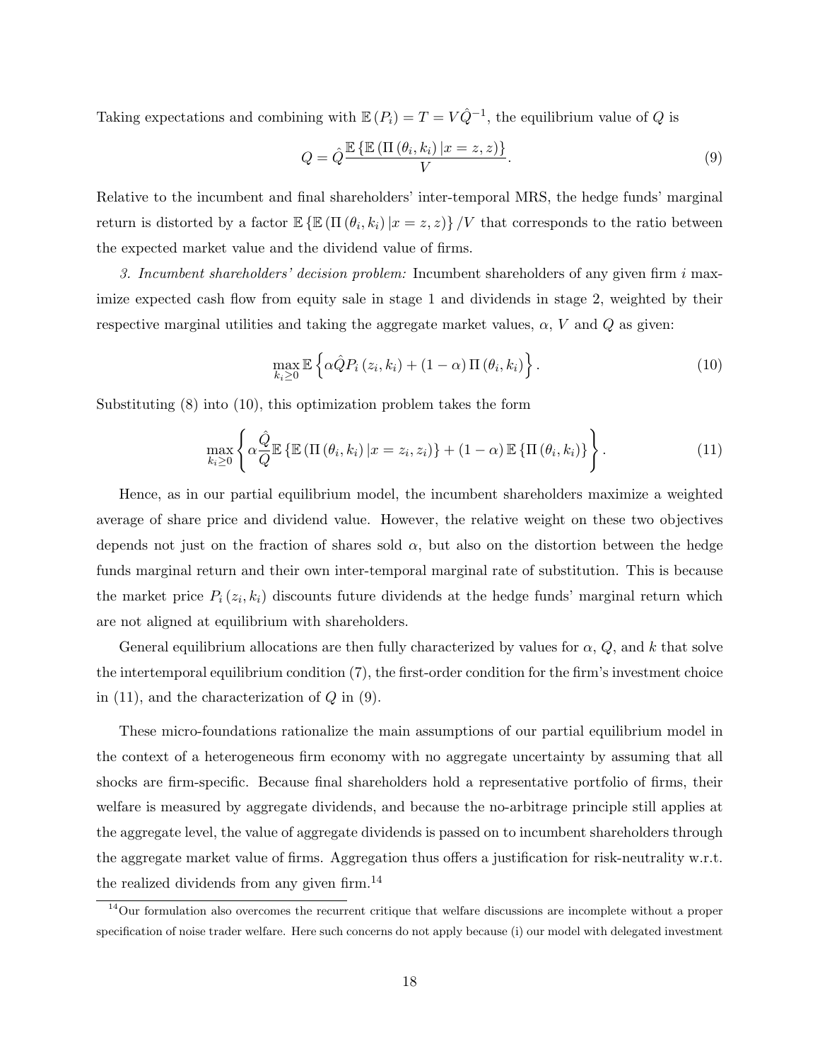Taking expectations and combining with $\mathbb{E}(P_i) = T = V\hat{Q}^{-1}$, the equilibrium value of $Q$ is

$$Q = \hat{Q}\frac{\mathbb{E}\left\{\mathbb{E}\left(\Pi\left(\theta_i, k_i\right)|x = z, z\right)\right\}}{V}. \tag{9}$$

Relative to the incumbent and final shareholders' inter-temporal MRS, the hedge funds' marginal return is distorted by a factor $\mathbb{E}\left\{\mathbb{E}\left(\Pi\left(\theta_i, k_i\right)|x = z, z\right)\right\}/V$ that corresponds to the ratio between the expected market value and the dividend value of firms.

*3. Incumbent shareholders' decision problem:* Incumbent shareholders of any given firm $i$ maximize expected cash flow from equity sale in stage 1 and dividends in stage 2, weighted by their respective marginal utilities and taking the aggregate market values, $\alpha$, $V$ and $Q$ as given:

$$\max_{k_i \geq 0} \mathbb{E}\left\{\alpha\hat{Q}P_i\left(z_i, k_i\right) + (1-\alpha)\,\Pi\left(\theta_i, k_i\right)\right\}. \tag{10}$$

Substituting (8) into (10), this optimization problem takes the form

$$\max_{k_i \geq 0}\left\{\alpha\frac{\hat{Q}}{Q}\mathbb{E}\left\{\mathbb{E}\left(\Pi\left(\theta_i, k_i\right)|x = z_i, z_i\right)\right\} + (1-\alpha)\,\mathbb{E}\left\{\Pi\left(\theta_i, k_i\right)\right\}\right\}. \tag{11}$$

Hence, as in our partial equilibrium model, the incumbent shareholders maximize a weighted average of share price and dividend value. However, the relative weight on these two objectives depends not just on the fraction of shares sold $\alpha$, but also on the distortion between the hedge funds marginal return and their own inter-temporal marginal rate of substitution. This is because the market price $P_i\left(z_i, k_i\right)$ discounts future dividends at the hedge funds' marginal return which are not aligned at equilibrium with shareholders.

General equilibrium allocations are then fully characterized by values for $\alpha$, $Q$, and $k$ that solve the intertemporal equilibrium condition (7), the first-order condition for the firm's investment choice in (11), and the characterization of $Q$ in (9).

These micro-foundations rationalize the main assumptions of our partial equilibrium model in the context of a heterogeneous firm economy with no aggregate uncertainty by assuming that all shocks are firm-specific. Because final shareholders hold a representative portfolio of firms, their welfare is measured by aggregate dividends, and because the no-arbitrage principle still applies at the aggregate level, the value of aggregate dividends is passed on to incumbent shareholders through the aggregate market value of firms. Aggregation thus offers a justification for risk-neutrality w.r.t. the realized dividends from any given firm.[14]

[14] Our formulation also overcomes the recurrent critique that welfare discussions are incomplete without a proper specification of noise trader welfare. Here such concerns do not apply because (i) our model with delegated investment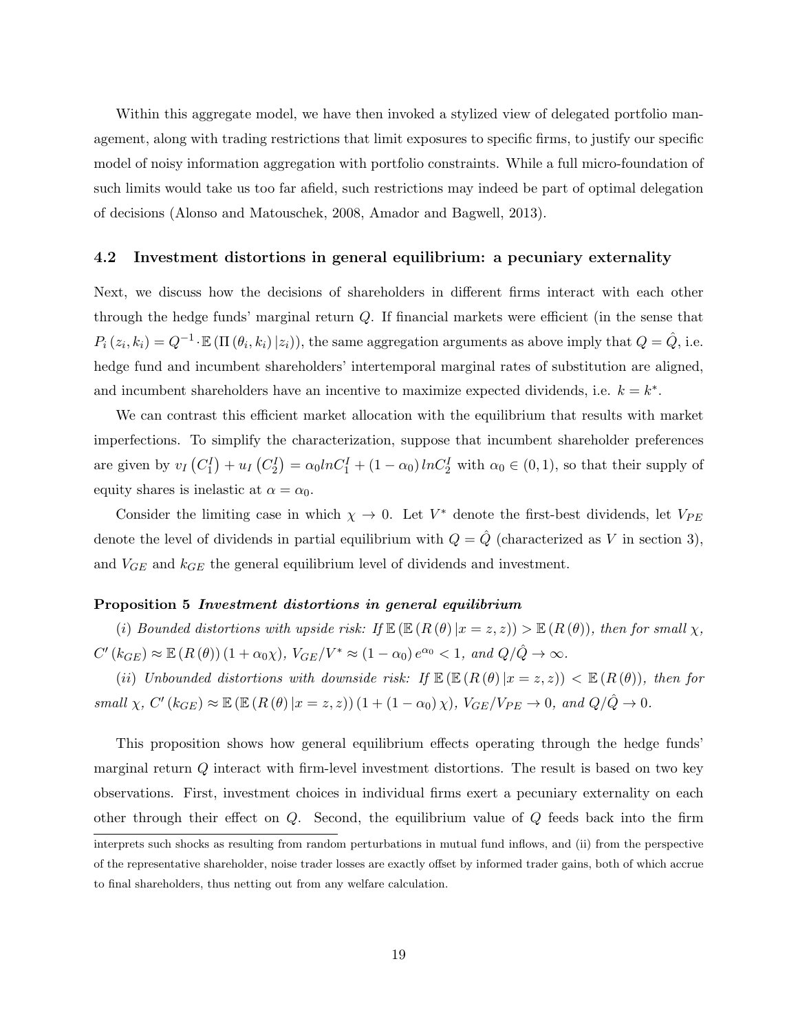Within this aggregate model, we have then invoked a stylized view of delegated portfolio management, along with trading restrictions that limit exposures to specific firms, to justify our specific model of noisy information aggregation with portfolio constraints. While a full micro-foundation of such limits would take us too far afield, such restrictions may indeed be part of optimal delegation of decisions (Alonso and Matouschek, 2008, Amador and Bagwell, 2013).

### 4.2 Investment distortions in general equilibrium: a pecuniary externality

Next, we discuss how the decisions of shareholders in different firms interact with each other through the hedge funds' marginal return $Q$. If financial markets were efficient (in the sense that $P_i(z_i, k_i) = Q^{-1} \cdot \mathbb{E}(\Pi(\theta_i, k_i) | z_i)$), the same aggregation arguments as above imply that $Q = \hat{Q}$, i.e. hedge fund and incumbent shareholders' intertemporal marginal rates of substitution are aligned, and incumbent shareholders have an incentive to maximize expected dividends, i.e. $k = k^*$.

We can contrast this efficient market allocation with the equilibrium that results with market imperfections. To simplify the characterization, suppose that incumbent shareholder preferences are given by $v_I(C_1^I) + u_I(C_2^I) = \alpha_0 lnC_1^I + (1 - \alpha_0) lnC_2^I$ with $\alpha_0 \in (0, 1)$, so that their supply of equity shares is inelastic at $\alpha = \alpha_0$.

Consider the limiting case in which $\chi \to 0$. Let $V^*$ denote the first-best dividends, let $V_{PE}$ denote the level of dividends in partial equilibrium with $Q = \hat{Q}$ (characterized as $V$ in section 3), and $V_{GE}$ and $k_{GE}$ the general equilibrium level of dividends and investment.

**Proposition 5** ***Investment distortions in general equilibrium***

*(i) Bounded distortions with upside risk: If $\mathbb{E}(\mathbb{E}(R(\theta) | x = z, z)) > \mathbb{E}(R(\theta))$, then for small $\chi$, $C'(k_{GE}) \approx \mathbb{E}(R(\theta))(1 + \alpha_0 \chi)$, $V_{GE}/V^* \approx (1 - \alpha_0) e^{\alpha_0} < 1$, and $Q/\hat{Q} \to \infty$.*

*(ii) Unbounded distortions with downside risk: If $\mathbb{E}(\mathbb{E}(R(\theta) | x = z, z)) < \mathbb{E}(R(\theta))$, then for small $\chi$, $C'(k_{GE}) \approx \mathbb{E}(\mathbb{E}(R(\theta) | x = z, z))(1 + (1 - \alpha_0) \chi)$, $V_{GE}/V_{PE} \to 0$, and $Q/\hat{Q} \to 0$.*

This proposition shows how general equilibrium effects operating through the hedge funds' marginal return $Q$ interact with firm-level investment distortions. The result is based on two key observations. First, investment choices in individual firms exert a pecuniary externality on each other through their effect on $Q$. Second, the equilibrium value of $Q$ feeds back into the firm

interprets such shocks as resulting from random perturbations in mutual fund inflows, and (ii) from the perspective of the representative shareholder, noise trader losses are exactly offset by informed trader gains, both of which accrue to final shareholders, thus netting out from any welfare calculation.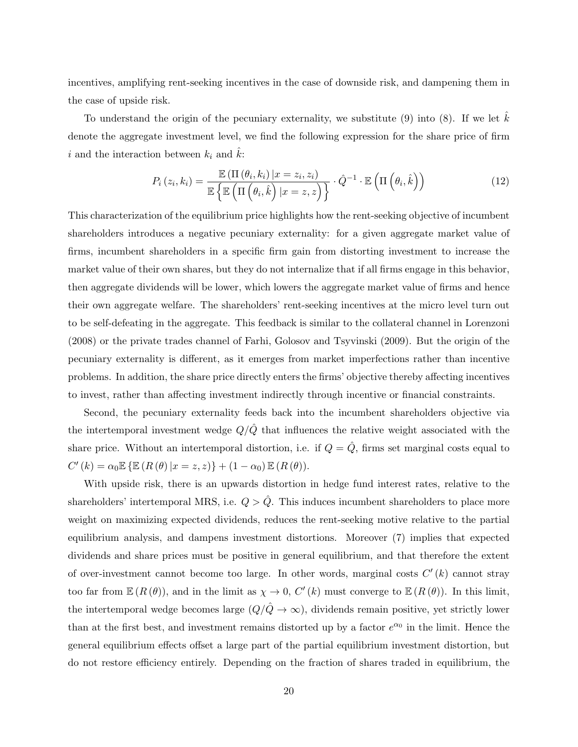incentives, amplifying rent-seeking incentives in the case of downside risk, and dampening them in the case of upside risk.

To understand the origin of the pecuniary externality, we substitute (9) into (8). If we let $\hat{k}$ denote the aggregate investment level, we find the following expression for the share price of firm $i$ and the interaction between $k_i$ and $\hat{k}$:

$$P_i(z_i, k_i) = \frac{\mathbb{E}(\Pi(\theta_i, k_i) | x = z_i, z_i)}{\mathbb{E}\left\{\mathbb{E}\left(\Pi\left(\theta_i, \hat{k}\right) | x = z, z\right)\right\}} \cdot \hat{Q}^{-1} \cdot \mathbb{E}\left(\Pi\left(\theta_i, \hat{k}\right)\right) \tag{12}$$

This characterization of the equilibrium price highlights how the rent-seeking objective of incumbent shareholders introduces a negative pecuniary externality: for a given aggregate market value of firms, incumbent shareholders in a specific firm gain from distorting investment to increase the market value of their own shares, but they do not internalize that if all firms engage in this behavior, then aggregate dividends will be lower, which lowers the aggregate market value of firms and hence their own aggregate welfare. The shareholders' rent-seeking incentives at the micro level turn out to be self-defeating in the aggregate. This feedback is similar to the collateral channel in Lorenzoni (2008) or the private trades channel of Farhi, Golosov and Tsyvinski (2009). But the origin of the pecuniary externality is different, as it emerges from market imperfections rather than incentive problems. In addition, the share price directly enters the firms' objective thereby affecting incentives to invest, rather than affecting investment indirectly through incentive or financial constraints.

Second, the pecuniary externality feeds back into the incumbent shareholders objective via the intertemporal investment wedge $Q/\hat{Q}$ that influences the relative weight associated with the share price. Without an intertemporal distortion, i.e. if $Q = \hat{Q}$, firms set marginal costs equal to $C'(k) = \alpha_0 \mathbb{E}\{\mathbb{E}(R(\theta) | x = z, z)\} + (1 - \alpha_0)\mathbb{E}(R(\theta))$.

With upside risk, there is an upwards distortion in hedge fund interest rates, relative to the shareholders' intertemporal MRS, i.e. $Q > \hat{Q}$. This induces incumbent shareholders to place more weight on maximizing expected dividends, reduces the rent-seeking motive relative to the partial equilibrium analysis, and dampens investment distortions. Moreover (7) implies that expected dividends and share prices must be positive in general equilibrium, and that therefore the extent of over-investment cannot become too large. In other words, marginal costs $C'(k)$ cannot stray too far from $\mathbb{E}(R(\theta))$, and in the limit as $\chi \to 0$, $C'(k)$ must converge to $\mathbb{E}(R(\theta))$. In this limit, the intertemporal wedge becomes large ($Q/\hat{Q} \to \infty$), dividends remain positive, yet strictly lower than at the first best, and investment remains distorted up by a factor $e^{\alpha_0}$ in the limit. Hence the general equilibrium effects offset a large part of the partial equilibrium investment distortion, but do not restore efficiency entirely. Depending on the fraction of shares traded in equilibrium, the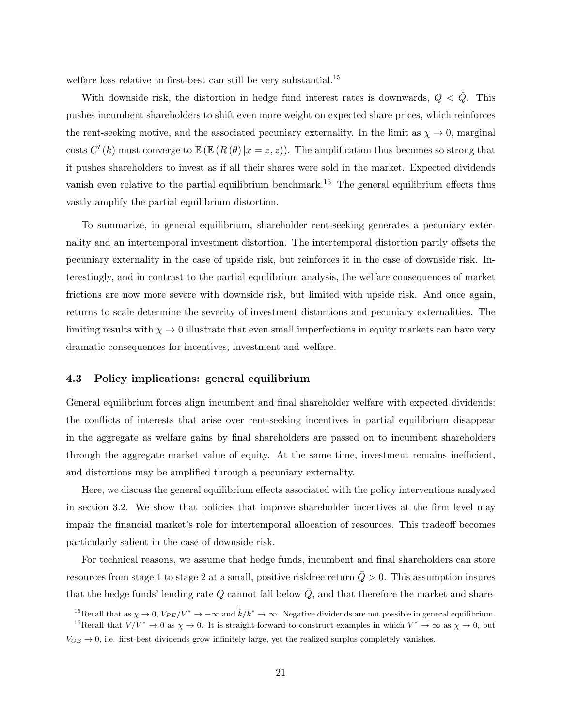welfare loss relative to first-best can still be very substantial.[15]

With downside risk, the distortion in hedge fund interest rates is downwards, $Q < \hat{Q}$. This pushes incumbent shareholders to shift even more weight on expected share prices, which reinforces the rent-seeking motive, and the associated pecuniary externality. In the limit as $\chi \to 0$, marginal costs $C'(k)$ must converge to $\mathbb{E}(\mathbb{E}(R(\theta)|x = z, z))$. The amplification thus becomes so strong that it pushes shareholders to invest as if all their shares were sold in the market. Expected dividends vanish even relative to the partial equilibrium benchmark.[16] The general equilibrium effects thus vastly amplify the partial equilibrium distortion.

To summarize, in general equilibrium, shareholder rent-seeking generates a pecuniary externality and an intertemporal investment distortion. The intertemporal distortion partly offsets the pecuniary externality in the case of upside risk, but reinforces it in the case of downside risk. Interestingly, and in contrast to the partial equilibrium analysis, the welfare consequences of market frictions are now more severe with downside risk, but limited with upside risk. And once again, returns to scale determine the severity of investment distortions and pecuniary externalities. The limiting results with $\chi \to 0$ illustrate that even small imperfections in equity markets can have very dramatic consequences for incentives, investment and welfare.

### 4.3 Policy implications: general equilibrium

General equilibrium forces align incumbent and final shareholder welfare with expected dividends: the conflicts of interests that arise over rent-seeking incentives in partial equilibrium disappear in the aggregate as welfare gains by final shareholders are passed on to incumbent shareholders through the aggregate market value of equity. At the same time, investment remains inefficient, and distortions may be amplified through a pecuniary externality.

Here, we discuss the general equilibrium effects associated with the policy interventions analyzed in section 3.2. We show that policies that improve shareholder incentives at the firm level may impair the financial market's role for intertemporal allocation of resources. This tradeoff becomes particularly salient in the case of downside risk.

For technical reasons, we assume that hedge funds, incumbent and final shareholders can store resources from stage 1 to stage 2 at a small, positive riskfree return $\bar{Q} > 0$. This assumption insures that the hedge funds' lending rate $Q$ cannot fall below $\bar{Q}$, and that therefore the market and share-

---

[15] Recall that as $\chi \to 0$, $V_{PE}/V^* \to -\infty$ and $\hat{k}/k^* \to \infty$. Negative dividends are not possible in general equilibrium.

[16] Recall that $V/V^* \to 0$ as $\chi \to 0$. It is straight-forward to construct examples in which $V^* \to \infty$ as $\chi \to 0$, but $V_{GE} \to 0$, i.e. first-best dividends grow infinitely large, yet the realized surplus completely vanishes.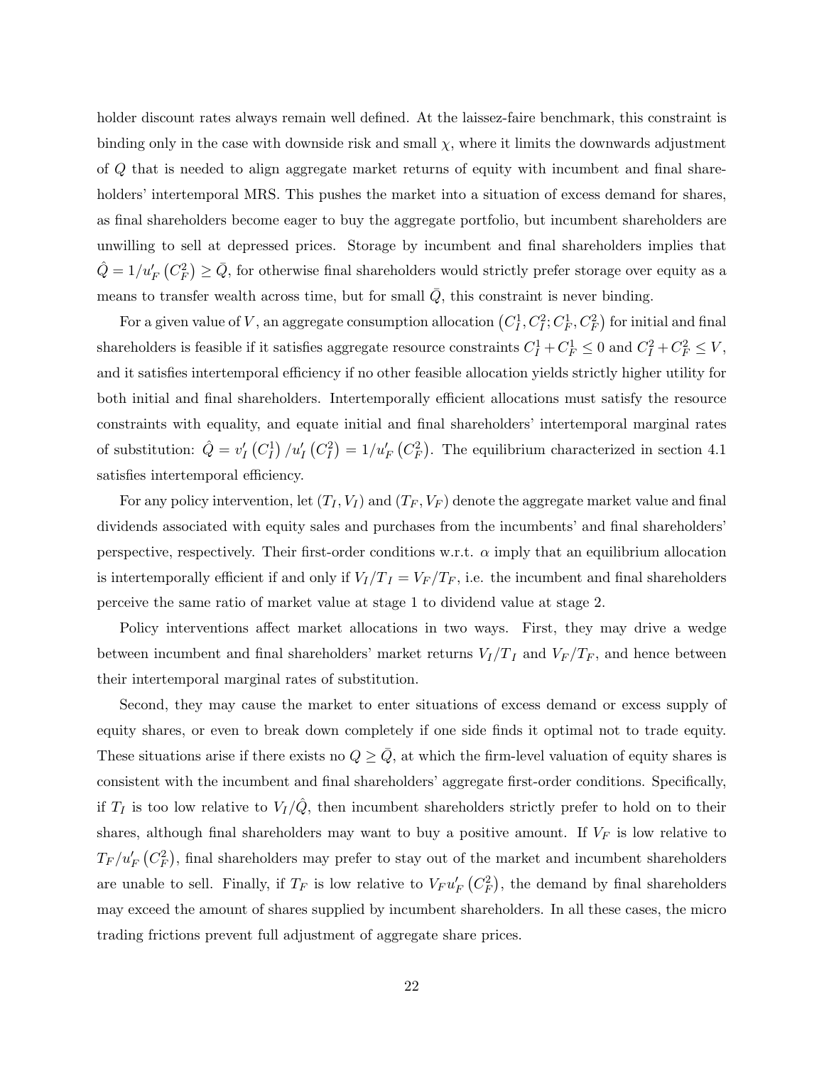holder discount rates always remain well defined. At the laissez-faire benchmark, this constraint is binding only in the case with downside risk and small $\chi$, where it limits the downwards adjustment of $Q$ that is needed to align aggregate market returns of equity with incumbent and final shareholders' intertemporal MRS. This pushes the market into a situation of excess demand for shares, as final shareholders become eager to buy the aggregate portfolio, but incumbent shareholders are unwilling to sell at depressed prices. Storage by incumbent and final shareholders implies that $\hat{Q} = 1/u_F'\left(C_F^2\right) \geq \bar{Q}$, for otherwise final shareholders would strictly prefer storage over equity as a means to transfer wealth across time, but for small $\bar{Q}$, this constraint is never binding.

For a given value of $V$, an aggregate consumption allocation $\left(C_I^1, C_I^2; C_F^1, C_F^2\right)$ for initial and final shareholders is feasible if it satisfies aggregate resource constraints $C_I^1 + C_F^1 \leq 0$ and $C_I^2 + C_F^2 \leq V$, and it satisfies intertemporal efficiency if no other feasible allocation yields strictly higher utility for both initial and final shareholders. Intertemporally efficient allocations must satisfy the resource constraints with equality, and equate initial and final shareholders' intertemporal marginal rates of substitution: $\hat{Q} = v_I'\left(C_I^1\right)/u_I'\left(C_I^2\right) = 1/u_F'\left(C_F^2\right)$. The equilibrium characterized in section 4.1 satisfies intertemporal efficiency.

For any policy intervention, let $(T_I, V_I)$ and $(T_F, V_F)$ denote the aggregate market value and final dividends associated with equity sales and purchases from the incumbents' and final shareholders' perspective, respectively. Their first-order conditions w.r.t. $\alpha$ imply that an equilibrium allocation is intertemporally efficient if and only if $V_I/T_I = V_F/T_F$, i.e. the incumbent and final shareholders perceive the same ratio of market value at stage 1 to dividend value at stage 2.

Policy interventions affect market allocations in two ways. First, they may drive a wedge between incumbent and final shareholders' market returns $V_I/T_I$ and $V_F/T_F$, and hence between their intertemporal marginal rates of substitution.

Second, they may cause the market to enter situations of excess demand or excess supply of equity shares, or even to break down completely if one side finds it optimal not to trade equity. These situations arise if there exists no $Q \geq \bar{Q}$, at which the firm-level valuation of equity shares is consistent with the incumbent and final shareholders' aggregate first-order conditions. Specifically, if $T_I$ is too low relative to $V_I/\hat{Q}$, then incumbent shareholders strictly prefer to hold on to their shares, although final shareholders may want to buy a positive amount. If $V_F$ is low relative to $T_F/u_F'\left(C_F^2\right)$, final shareholders may prefer to stay out of the market and incumbent shareholders are unable to sell. Finally, if $T_F$ is low relative to $V_F u_F'\left(C_F^2\right)$, the demand by final shareholders may exceed the amount of shares supplied by incumbent shareholders. In all these cases, the micro trading frictions prevent full adjustment of aggregate share prices.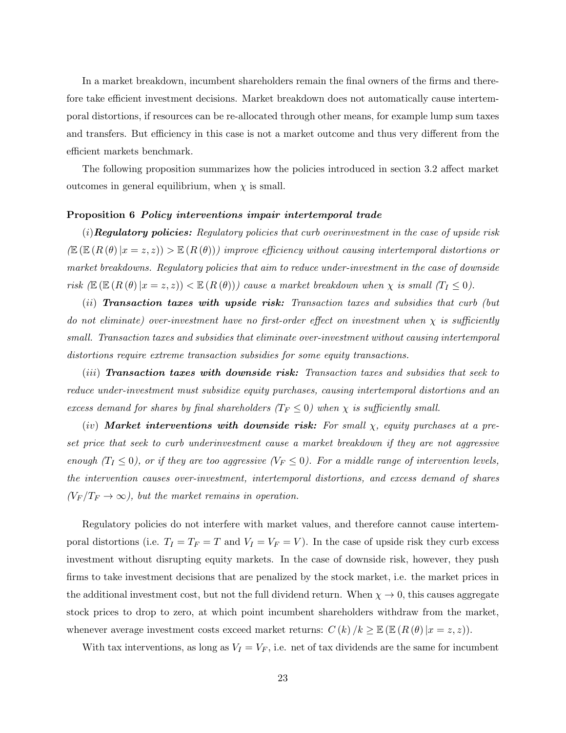In a market breakdown, incumbent shareholders remain the final owners of the firms and therefore take efficient investment decisions. Market breakdown does not automatically cause intertemporal distortions, if resources can be re-allocated through other means, for example lump sum taxes and transfers. But efficiency in this case is not a market outcome and thus very different from the efficient markets benchmark.

The following proposition summarizes how the policies introduced in section 3.2 affect market outcomes in general equilibrium, when $\chi$ is small.

**Proposition 6** ***Policy interventions impair intertemporal trade***

*(i)* ***Regulatory policies:*** *Regulatory policies that curb overinvestment in the case of upside risk ($\mathbb{E}(\mathbb{E}(R(\theta)|x=z,z)) > \mathbb{E}(R(\theta))$) improve efficiency without causing intertemporal distortions or market breakdowns. Regulatory policies that aim to reduce under-investment in the case of downside risk ($\mathbb{E}(\mathbb{E}(R(\theta)|x=z,z)) < \mathbb{E}(R(\theta))$) cause a market breakdown when $\chi$ is small ($T_I \leq 0$).*

*(ii)* ***Transaction taxes with upside risk:*** *Transaction taxes and subsidies that curb (but do not eliminate) over-investment have no first-order effect on investment when $\chi$ is sufficiently small. Transaction taxes and subsidies that eliminate over-investment without causing intertemporal distortions require extreme transaction subsidies for some equity transactions.*

*(iii)* ***Transaction taxes with downside risk:*** *Transaction taxes and subsidies that seek to reduce under-investment must subsidize equity purchases, causing intertemporal distortions and an excess demand for shares by final shareholders ($T_F \leq 0$) when $\chi$ is sufficiently small.*

*(iv)* ***Market interventions with downside risk:*** *For small $\chi$, equity purchases at a preset price that seek to curb underinvestment cause a market breakdown if they are not aggressive enough ($T_I \leq 0$), or if they are too aggressive ($V_F \leq 0$). For a middle range of intervention levels, the intervention causes over-investment, intertemporal distortions, and excess demand of shares ($V_F/T_F \to \infty$), but the market remains in operation.*

Regulatory policies do not interfere with market values, and therefore cannot cause intertemporal distortions (i.e. $T_I = T_F = T$ and $V_I = V_F = V$). In the case of upside risk they curb excess investment without disrupting equity markets. In the case of downside risk, however, they push firms to take investment decisions that are penalized by the stock market, i.e. the market prices in the additional investment cost, but not the full dividend return. When $\chi \to 0$, this causes aggregate stock prices to drop to zero, at which point incumbent shareholders withdraw from the market, whenever average investment costs exceed market returns: $C(k)/k \geq \mathbb{E}(\mathbb{E}(R(\theta)|x=z,z))$.

With tax interventions, as long as $V_I = V_F$, i.e. net of tax dividends are the same for incumbent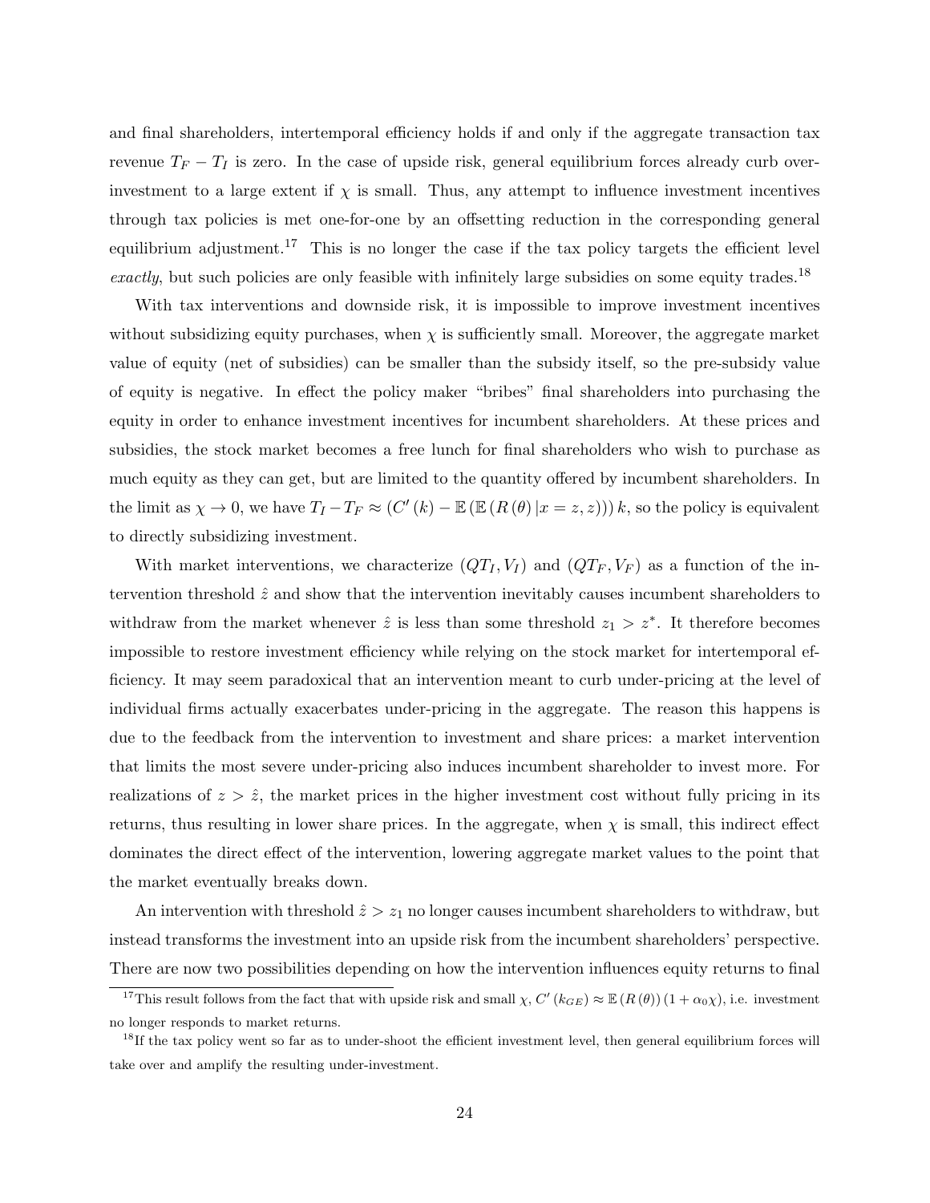and final shareholders, intertemporal efficiency holds if and only if the aggregate transaction tax revenue $T_F - T_I$ is zero. In the case of upside risk, general equilibrium forces already curb over-investment to a large extent if $\chi$ is small. Thus, any attempt to influence investment incentives through tax policies is met one-for-one by an offsetting reduction in the corresponding general equilibrium adjustment.[17] This is no longer the case if the tax policy targets the efficient level *exactly*, but such policies are only feasible with infinitely large subsidies on some equity trades.[18]

With tax interventions and downside risk, it is impossible to improve investment incentives without subsidizing equity purchases, when $\chi$ is sufficiently small. Moreover, the aggregate market value of equity (net of subsidies) can be smaller than the subsidy itself, so the pre-subsidy value of equity is negative. In effect the policy maker "bribes" final shareholders into purchasing the equity in order to enhance investment incentives for incumbent shareholders. At these prices and subsidies, the stock market becomes a free lunch for final shareholders who wish to purchase as much equity as they can get, but are limited to the quantity offered by incumbent shareholders. In the limit as $\chi \to 0$, we have $T_I - T_F \approx \left(C'(k) - \mathbb{E}\left(\mathbb{E}\left(R(\theta)\,|x = z, z\right)\right)\right)k$, so the policy is equivalent to directly subsidizing investment.

With market interventions, we characterize $(QT_I, V_I)$ and $(QT_F, V_F)$ as a function of the intervention threshold $\hat{z}$ and show that the intervention inevitably causes incumbent shareholders to withdraw from the market whenever $\hat{z}$ is less than some threshold $z_1 > z^*$. It therefore becomes impossible to restore investment efficiency while relying on the stock market for intertemporal efficiency. It may seem paradoxical that an intervention meant to curb under-pricing at the level of individual firms actually exacerbates under-pricing in the aggregate. The reason this happens is due to the feedback from the intervention to investment and share prices: a market intervention that limits the most severe under-pricing also induces incumbent shareholder to invest more. For realizations of $z > \hat{z}$, the market prices in the higher investment cost without fully pricing in its returns, thus resulting in lower share prices. In the aggregate, when $\chi$ is small, this indirect effect dominates the direct effect of the intervention, lowering aggregate market values to the point that the market eventually breaks down.

An intervention with threshold $\hat{z} > z_1$ no longer causes incumbent shareholders to withdraw, but instead transforms the investment into an upside risk from the incumbent shareholders' perspective. There are now two possibilities depending on how the intervention influences equity returns to final

[17] This result follows from the fact that with upside risk and small $\chi$, $C'(k_{GE}) \approx \mathbb{E}(R(\theta))(1 + \alpha_0\chi)$, i.e. investment no longer responds to market returns.

[18] If the tax policy went so far as to under-shoot the efficient investment level, then general equilibrium forces will take over and amplify the resulting under-investment.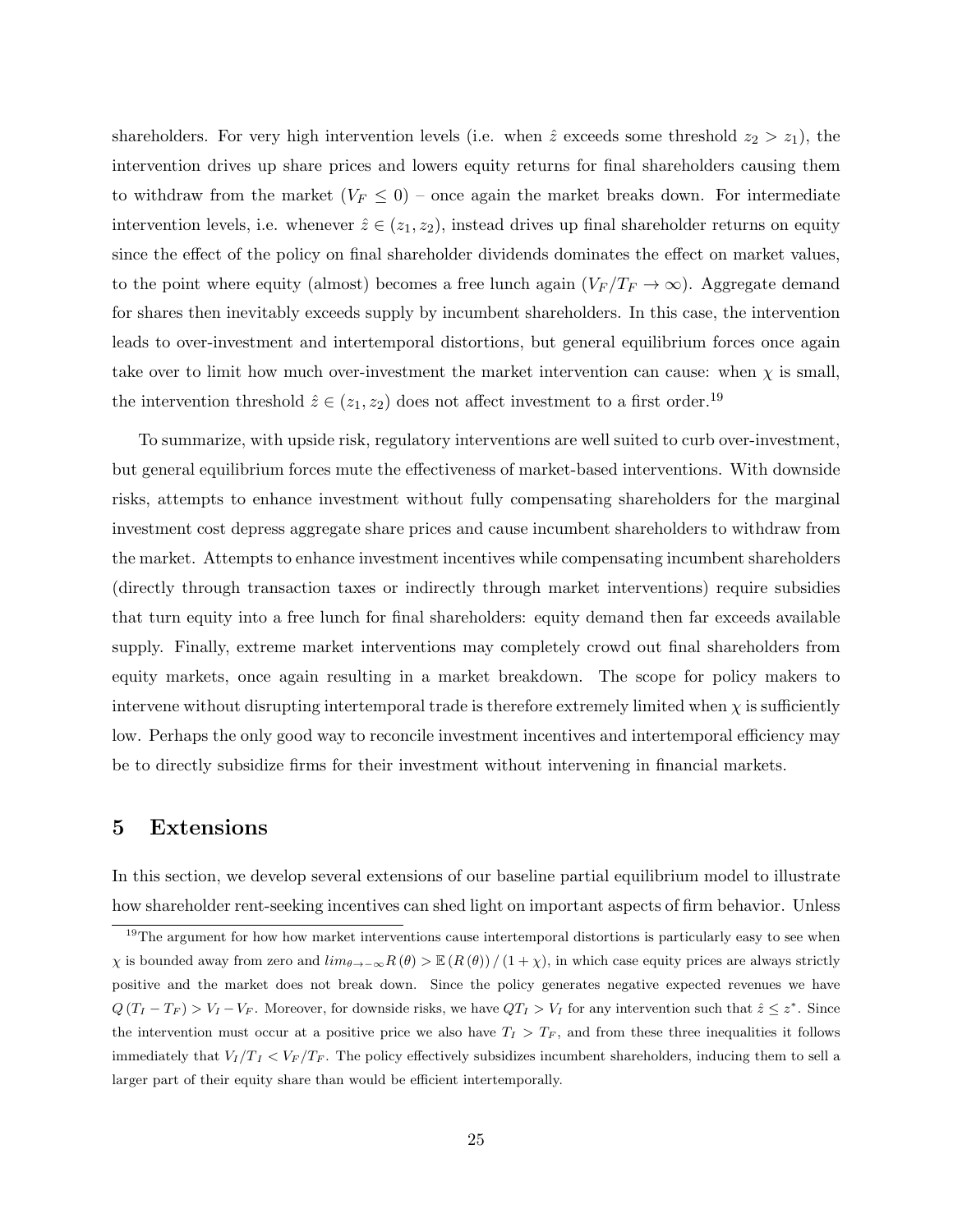shareholders. For very high intervention levels (i.e. when $\hat{z}$ exceeds some threshold $z_2 > z_1$), the intervention drives up share prices and lowers equity returns for final shareholders causing them to withdraw from the market ($V_F \leq 0$) – once again the market breaks down. For intermediate intervention levels, i.e. whenever $\hat{z} \in (z_1, z_2)$, instead drives up final shareholder returns on equity since the effect of the policy on final shareholder dividends dominates the effect on market values, to the point where equity (almost) becomes a free lunch again ($V_F/T_F \to \infty$). Aggregate demand for shares then inevitably exceeds supply by incumbent shareholders. In this case, the intervention leads to over-investment and intertemporal distortions, but general equilibrium forces once again take over to limit how much over-investment the market intervention can cause: when $\chi$ is small, the intervention threshold $\hat{z} \in (z_1, z_2)$ does not affect investment to a first order.[19]

To summarize, with upside risk, regulatory interventions are well suited to curb over-investment, but general equilibrium forces mute the effectiveness of market-based interventions. With downside risks, attempts to enhance investment without fully compensating shareholders for the marginal investment cost depress aggregate share prices and cause incumbent shareholders to withdraw from the market. Attempts to enhance investment incentives while compensating incumbent shareholders (directly through transaction taxes or indirectly through market interventions) require subsidies that turn equity into a free lunch for final shareholders: equity demand then far exceeds available supply. Finally, extreme market interventions may completely crowd out final shareholders from equity markets, once again resulting in a market breakdown. The scope for policy makers to intervene without disrupting intertemporal trade is therefore extremely limited when $\chi$ is sufficiently low. Perhaps the only good way to reconcile investment incentives and intertemporal efficiency may be to directly subsidize firms for their investment without intervening in financial markets.

## 5 Extensions

In this section, we develop several extensions of our baseline partial equilibrium model to illustrate how shareholder rent-seeking incentives can shed light on important aspects of firm behavior. Unless

[19] The argument for how how market interventions cause intertemporal distortions is particularly easy to see when $\chi$ is bounded away from zero and $lim_{\theta \to -\infty} R(\theta) > \mathbb{E}(R(\theta))/(1+\chi)$, in which case equity prices are always strictly positive and the market does not break down. Since the policy generates negative expected revenues we have $Q(T_I - T_F) > V_I - V_F$. Moreover, for downside risks, we have $QT_I > V_I$ for any intervention such that $\hat{z} \leq z^*$. Since the intervention must occur at a positive price we also have $T_I > T_F$, and from these three inequalities it follows immediately that $V_I/T_I < V_F/T_F$. The policy effectively subsidizes incumbent shareholders, inducing them to sell a larger part of their equity share than would be efficient intertemporally.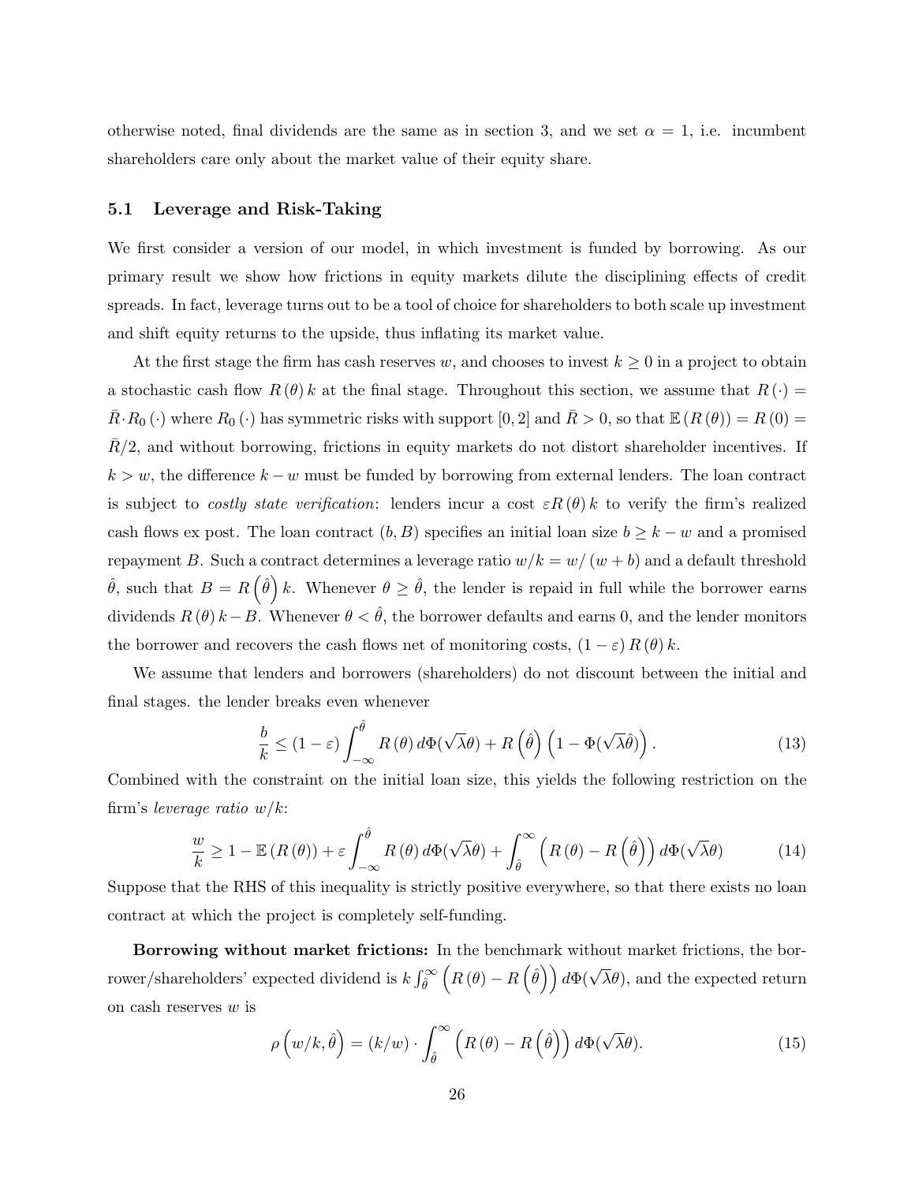otherwise noted, final dividends are the same as in section 3, and we set $\alpha = 1$, i.e. incumbent shareholders care only about the market value of their equity share.

### 5.1 Leverage and Risk-Taking

We first consider a version of our model, in which investment is funded by borrowing. As our primary result we show how frictions in equity markets dilute the disciplining effects of credit spreads. In fact, leverage turns out to be a tool of choice for shareholders to both scale up investment and shift equity returns to the upside, thus inflating its market value.

At the first stage the firm has cash reserves $w$, and chooses to invest $k \geq 0$ in a project to obtain a stochastic cash flow $R(\theta)\,k$ at the final stage. Throughout this section, we assume that $R(\cdot) = \bar{R} \cdot R_0(\cdot)$ where $R_0(\cdot)$ has symmetric risks with support $[0, 2]$ and $\bar{R} > 0$, so that $\mathbb{E}(R(\theta)) = R(0) = \bar{R}/2$, and without borrowing, frictions in equity markets do not distort shareholder incentives. If $k > w$, the difference $k - w$ must be funded by borrowing from external lenders. The loan contract is subject to *costly state verification*: lenders incur a cost $\varepsilon R(\theta)\,k$ to verify the firm's realized cash flows ex post. The loan contract $(b, B)$ specifies an initial loan size $b \geq k - w$ and a promised repayment $B$. Such a contract determines a leverage ratio $w/k = w/(w + b)$ and a default threshold $\hat{\theta}$, such that $B = R\left(\hat{\theta}\right) k$. Whenever $\theta \geq \hat{\theta}$, the lender is repaid in full while the borrower earns dividends $R(\theta)\,k - B$. Whenever $\theta < \hat{\theta}$, the borrower defaults and earns 0, and the lender monitors the borrower and recovers the cash flows net of monitoring costs, $(1 - \varepsilon) R(\theta)\,k$.

We assume that lenders and borrowers (shareholders) do not discount between the initial and final stages. the lender breaks even whenever

$$\frac{b}{k} \leq (1 - \varepsilon) \int_{-\infty}^{\hat{\theta}} R(\theta)\, d\Phi(\sqrt{\lambda}\theta) + R\left(\hat{\theta}\right)\left(1 - \Phi(\sqrt{\lambda}\hat{\theta})\right). \tag{13}$$

Combined with the constraint on the initial loan size, this yields the following restriction on the firm's *leverage ratio* $w/k$:

$$\frac{w}{k} \geq 1 - \mathbb{E}(R(\theta)) + \varepsilon \int_{-\infty}^{\hat{\theta}} R(\theta)\, d\Phi(\sqrt{\lambda}\theta) + \int_{\hat{\theta}}^{\infty} \left(R(\theta) - R\left(\hat{\theta}\right)\right) d\Phi(\sqrt{\lambda}\theta) \tag{14}$$

Suppose that the RHS of this inequality is strictly positive everywhere, so that there exists no loan contract at which the project is completely self-funding.

**Borrowing without market frictions:** In the benchmark without market frictions, the borrower/shareholders' expected dividend is $k \int_{\hat{\theta}}^{\infty} \left(R(\theta) - R\left(\hat{\theta}\right)\right) d\Phi(\sqrt{\lambda}\theta)$, and the expected return on cash reserves $w$ is

$$\rho\left(w/k, \hat{\theta}\right) = (k/w) \cdot \int_{\hat{\theta}}^{\infty} \left(R(\theta) - R\left(\hat{\theta}\right)\right) d\Phi(\sqrt{\lambda}\theta). \tag{15}$$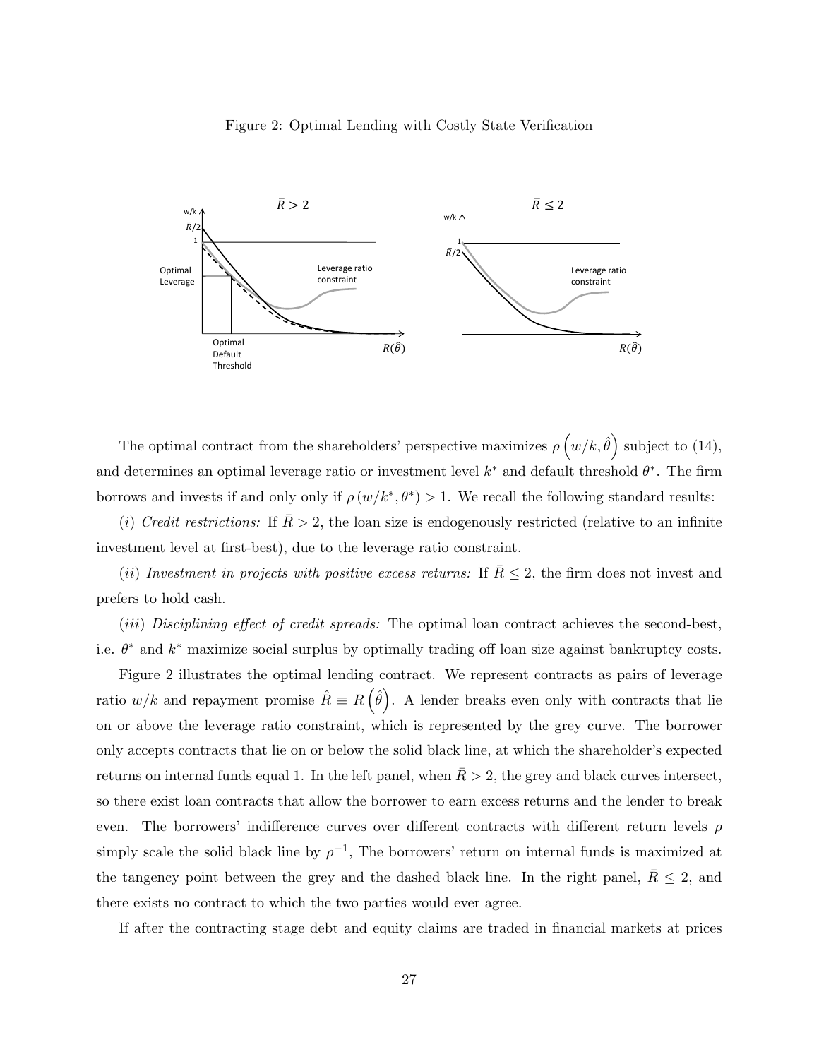Figure 2: Optimal Lending with Costly State Verification

The optimal contract from the shareholders' perspective maximizes $\rho\left(w/k, \hat{\theta}\right)$ subject to (14), and determines an optimal leverage ratio or investment level $k^*$ and default threshold $\theta^*$. The firm borrows and invests if and only only if $\rho\left(w/k^*, \theta^*\right) > 1$. We recall the following standard results:

(*i*) *Credit restrictions:* If $\bar{R} > 2$, the loan size is endogenously restricted (relative to an infinite investment level at first-best), due to the leverage ratio constraint.

(*ii*) *Investment in projects with positive excess returns:* If $\bar{R} \leq 2$, the firm does not invest and prefers to hold cash.

(*iii*) *Disciplining effect of credit spreads:* The optimal loan contract achieves the second-best, i.e. $\theta^*$ and $k^*$ maximize social surplus by optimally trading off loan size against bankruptcy costs.

Figure 2 illustrates the optimal lending contract. We represent contracts as pairs of leverage ratio $w/k$ and repayment promise $\hat{R} \equiv R\left(\hat{\theta}\right)$. A lender breaks even only with contracts that lie on or above the leverage ratio constraint, which is represented by the grey curve. The borrower only accepts contracts that lie on or below the solid black line, at which the shareholder's expected returns on internal funds equal 1. In the left panel, when $\bar{R} > 2$, the grey and black curves intersect, so there exist loan contracts that allow the borrower to earn excess returns and the lender to break even. The borrowers' indifference curves over different contracts with different return levels $\rho$ simply scale the solid black line by $\rho^{-1}$, The borrowers' return on internal funds is maximized at the tangency point between the grey and the dashed black line. In the right panel, $\bar{R} \leq 2$, and there exists no contract to which the two parties would ever agree.

If after the contracting stage debt and equity claims are traded in financial markets at prices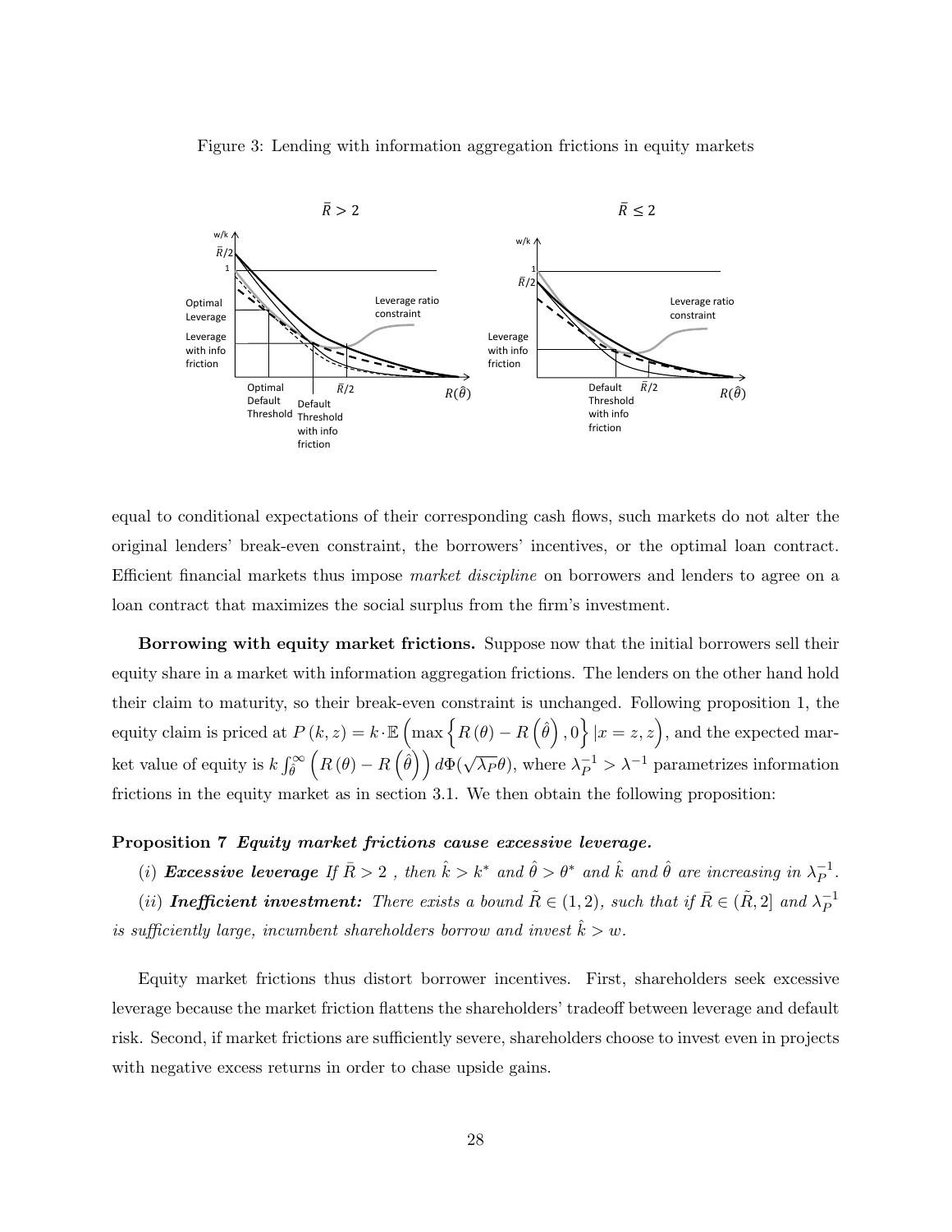Figure 3: Lending with information aggregation frictions in equity markets

equal to conditional expectations of their corresponding cash flows, such markets do not alter the original lenders' break-even constraint, the borrowers' incentives, or the optimal loan contract. Efficient financial markets thus impose *market discipline* on borrowers and lenders to agree on a loan contract that maximizes the social surplus from the firm's investment.

**Borrowing with equity market frictions.** Suppose now that the initial borrowers sell their equity share in a market with information aggregation frictions. The lenders on the other hand hold their claim to maturity, so their break-even constraint is unchanged. Following proposition 1, the equity claim is priced at $P(k,z) = k \cdot \mathbb{E}\left(\max\left\{R(\theta) - R\left(\hat{\theta}\right), 0\right\} | x = z, z\right)$, and the expected market value of equity is $k \int_{\hat{\theta}}^{\infty} \left(R(\theta) - R\left(\hat{\theta}\right)\right) d\Phi(\sqrt{\lambda_P}\theta)$, where $\lambda_P^{-1} > \lambda^{-1}$ parametrizes information frictions in the equity market as in section 3.1. We then obtain the following proposition:

**Proposition 7** ***Equity market frictions cause excessive leverage.***

(*i*) ***Excessive leverage*** *If $\bar{R} > 2$, then $\hat{k} > k^*$ and $\hat{\theta} > \theta^*$ and $\hat{k}$ and $\hat{\theta}$ are increasing in $\lambda_P^{-1}$.*

(*ii*) ***Inefficient investment:*** *There exists a bound $\tilde{R} \in (1,2)$, such that if $\bar{R} \in (\tilde{R}, 2]$ and $\lambda_P^{-1}$ is sufficiently large, incumbent shareholders borrow and invest $\hat{k} > w$.*

Equity market frictions thus distort borrower incentives. First, shareholders seek excessive leverage because the market friction flattens the shareholders' tradeoff between leverage and default risk. Second, if market frictions are sufficiently severe, shareholders choose to invest even in projects with negative excess returns in order to chase upside gains.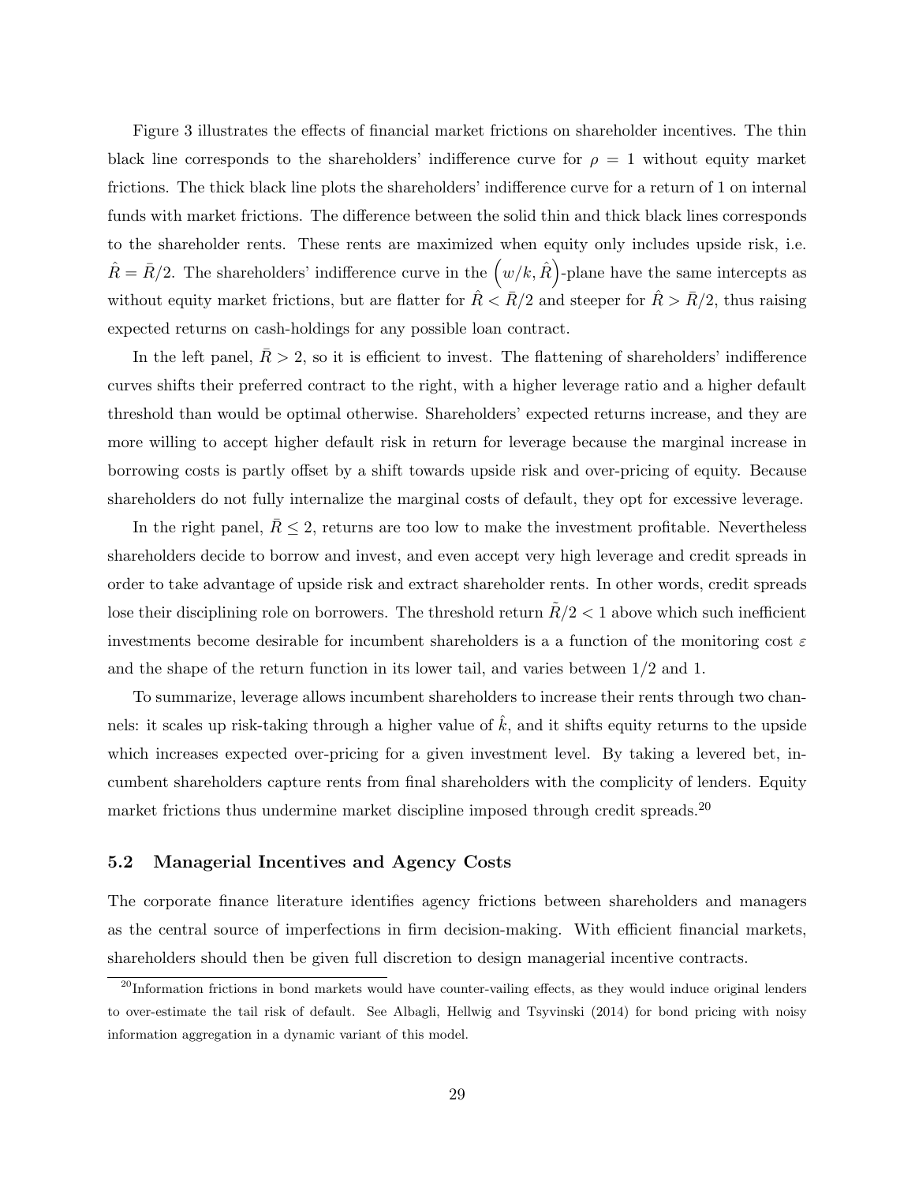Figure 3 illustrates the effects of financial market frictions on shareholder incentives. The thin black line corresponds to the shareholders' indifference curve for $\rho = 1$ without equity market frictions. The thick black line plots the shareholders' indifference curve for a return of 1 on internal funds with market frictions. The difference between the solid thin and thick black lines corresponds to the shareholder rents. These rents are maximized when equity only includes upside risk, i.e. $\hat{R} = \bar{R}/2$. The shareholders' indifference curve in the $\left(w/k, \hat{R}\right)$-plane have the same intercepts as without equity market frictions, but are flatter for $\hat{R} < \bar{R}/2$ and steeper for $\hat{R} > \bar{R}/2$, thus raising expected returns on cash-holdings for any possible loan contract.

In the left panel, $\bar{R} > 2$, so it is efficient to invest. The flattening of shareholders' indifference curves shifts their preferred contract to the right, with a higher leverage ratio and a higher default threshold than would be optimal otherwise. Shareholders' expected returns increase, and they are more willing to accept higher default risk in return for leverage because the marginal increase in borrowing costs is partly offset by a shift towards upside risk and over-pricing of equity. Because shareholders do not fully internalize the marginal costs of default, they opt for excessive leverage.

In the right panel, $\bar{R} \leq 2$, returns are too low to make the investment profitable. Nevertheless shareholders decide to borrow and invest, and even accept very high leverage and credit spreads in order to take advantage of upside risk and extract shareholder rents. In other words, credit spreads lose their disciplining role on borrowers. The threshold return $\tilde{R}/2 < 1$ above which such inefficient investments become desirable for incumbent shareholders is a a function of the monitoring cost $\varepsilon$ and the shape of the return function in its lower tail, and varies between 1/2 and 1.

To summarize, leverage allows incumbent shareholders to increase their rents through two channels: it scales up risk-taking through a higher value of $\hat{k}$, and it shifts equity returns to the upside which increases expected over-pricing for a given investment level. By taking a levered bet, incumbent shareholders capture rents from final shareholders with the complicity of lenders. Equity market frictions thus undermine market discipline imposed through credit spreads.[20]

### 5.2 Managerial Incentives and Agency Costs

The corporate finance literature identifies agency frictions between shareholders and managers as the central source of imperfections in firm decision-making. With efficient financial markets, shareholders should then be given full discretion to design managerial incentive contracts.

[20] Information frictions in bond markets would have counter-vailing effects, as they would induce original lenders to over-estimate the tail risk of default. See Albagli, Hellwig and Tsyvinski (2014) for bond pricing with noisy information aggregation in a dynamic variant of this model.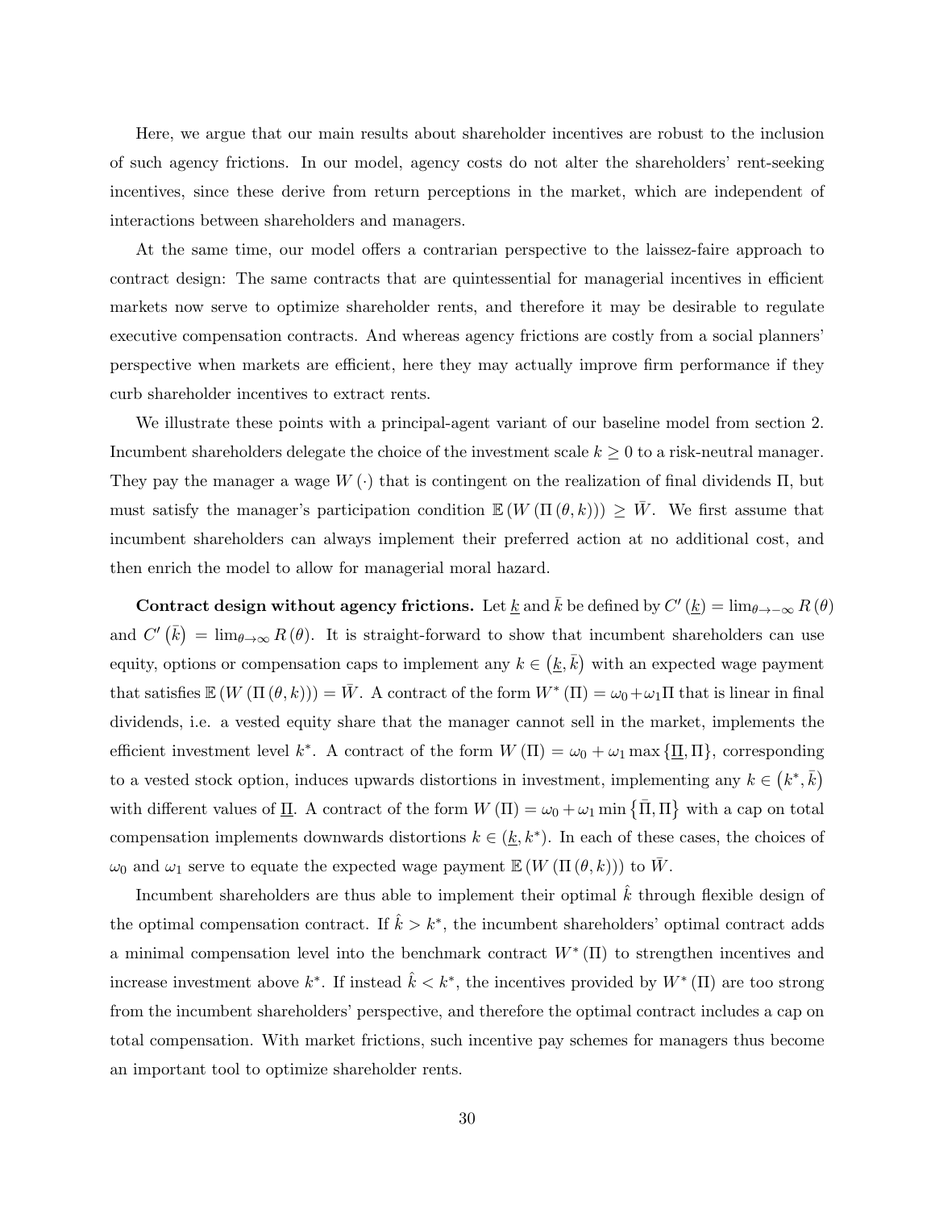Here, we argue that our main results about shareholder incentives are robust to the inclusion of such agency frictions. In our model, agency costs do not alter the shareholders' rent-seeking incentives, since these derive from return perceptions in the market, which are independent of interactions between shareholders and managers.

At the same time, our model offers a contrarian perspective to the laissez-faire approach to contract design: The same contracts that are quintessential for managerial incentives in efficient markets now serve to optimize shareholder rents, and therefore it may be desirable to regulate executive compensation contracts. And whereas agency frictions are costly from a social planners' perspective when markets are efficient, here they may actually improve firm performance if they curb shareholder incentives to extract rents.

We illustrate these points with a principal-agent variant of our baseline model from section 2. Incumbent shareholders delegate the choice of the investment scale $k \geq 0$ to a risk-neutral manager. They pay the manager a wage $W(\cdot)$ that is contingent on the realization of final dividends $\Pi$, but must satisfy the manager's participation condition $\mathbb{E}(W(\Pi(\theta, k))) \geq \bar{W}$. We first assume that incumbent shareholders can always implement their preferred action at no additional cost, and then enrich the model to allow for managerial moral hazard.

**Contract design without agency frictions.** Let $\underline{k}$ and $\bar{k}$ be defined by $C'(\underline{k}) = \lim_{\theta \to -\infty} R(\theta)$ and $C'(\bar{k}) = \lim_{\theta \to \infty} R(\theta)$. It is straight-forward to show that incumbent shareholders can use equity, options or compensation caps to implement any $k \in (\underline{k}, \bar{k})$ with an expected wage payment that satisfies $\mathbb{E}(W(\Pi(\theta, k))) = \bar{W}$. A contract of the form $W^*(\Pi) = \omega_0 + \omega_1 \Pi$ that is linear in final dividends, i.e. a vested equity share that the manager cannot sell in the market, implements the efficient investment level $k^*$. A contract of the form $W(\Pi) = \omega_0 + \omega_1 \max\{\underline{\Pi}, \Pi\}$, corresponding to a vested stock option, induces upwards distortions in investment, implementing any $k \in (k^*, \bar{k})$ with different values of $\underline{\Pi}$. A contract of the form $W(\Pi) = \omega_0 + \omega_1 \min\{\bar{\Pi}, \Pi\}$ with a cap on total compensation implements downwards distortions $k \in (\underline{k}, k^*)$. In each of these cases, the choices of $\omega_0$ and $\omega_1$ serve to equate the expected wage payment $\mathbb{E}(W(\Pi(\theta, k)))$ to $\bar{W}$.

Incumbent shareholders are thus able to implement their optimal $\hat{k}$ through flexible design of the optimal compensation contract. If $\hat{k} > k^*$, the incumbent shareholders' optimal contract adds a minimal compensation level into the benchmark contract $W^*(\Pi)$ to strengthen incentives and increase investment above $k^*$. If instead $\hat{k} < k^*$, the incentives provided by $W^*(\Pi)$ are too strong from the incumbent shareholders' perspective, and therefore the optimal contract includes a cap on total compensation. With market frictions, such incentive pay schemes for managers thus become an important tool to optimize shareholder rents.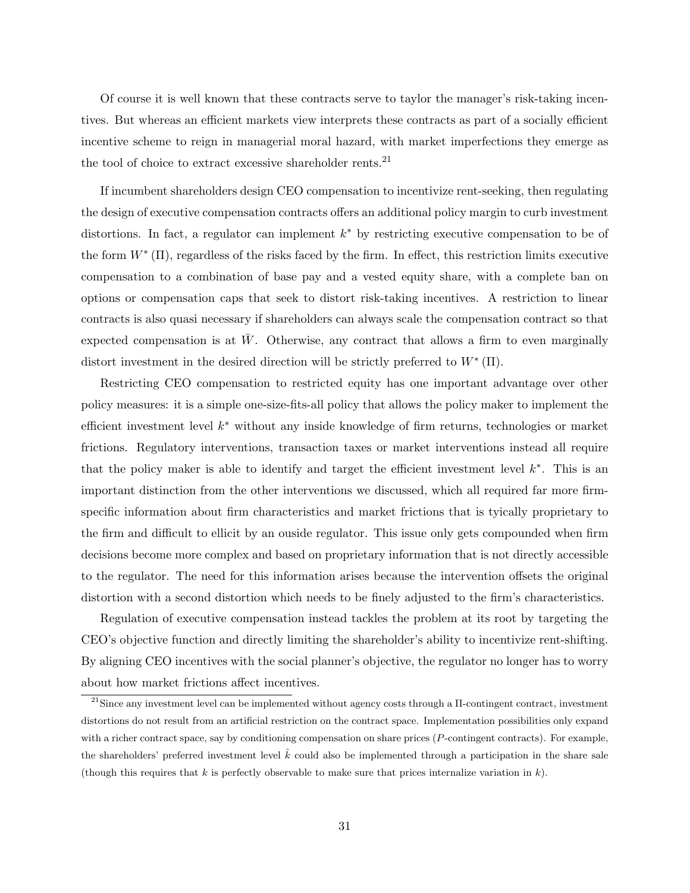Of course it is well known that these contracts serve to taylor the manager's risk-taking incentives. But whereas an efficient markets view interprets these contracts as part of a socially efficient incentive scheme to reign in managerial moral hazard, with market imperfections they emerge as the tool of choice to extract excessive shareholder rents.[21]

If incumbent shareholders design CEO compensation to incentivize rent-seeking, then regulating the design of executive compensation contracts offers an additional policy margin to curb investment distortions. In fact, a regulator can implement $k^*$ by restricting executive compensation to be of the form $W^*(\Pi)$, regardless of the risks faced by the firm. In effect, this restriction limits executive compensation to a combination of base pay and a vested equity share, with a complete ban on options or compensation caps that seek to distort risk-taking incentives. A restriction to linear contracts is also quasi necessary if shareholders can always scale the compensation contract so that expected compensation is at $\bar{W}$. Otherwise, any contract that allows a firm to even marginally distort investment in the desired direction will be strictly preferred to $W^*(\Pi)$.

Restricting CEO compensation to restricted equity has one important advantage over other policy measures: it is a simple one-size-fits-all policy that allows the policy maker to implement the efficient investment level $k^*$ without any inside knowledge of firm returns, technologies or market frictions. Regulatory interventions, transaction taxes or market interventions instead all require that the policy maker is able to identify and target the efficient investment level $k^*$. This is an important distinction from the other interventions we discussed, which all required far more firm-specific information about firm characteristics and market frictions that is tyically proprietary to the firm and difficult to ellicit by an ouside regulator. This issue only gets compounded when firm decisions become more complex and based on proprietary information that is not directly accessible to the regulator. The need for this information arises because the intervention offsets the original distortion with a second distortion which needs to be finely adjusted to the firm's characteristics.

Regulation of executive compensation instead tackles the problem at its root by targeting the CEO's objective function and directly limiting the shareholder's ability to incentivize rent-shifting. By aligning CEO incentives with the social planner's objective, the regulator no longer has to worry about how market frictions affect incentives.

[21] Since any investment level can be implemented without agency costs through a $\Pi$-contingent contract, investment distortions do not result from an artificial restriction on the contract space. Implementation possibilities only expand with a richer contract space, say by conditioning compensation on share prices ($P$-contingent contracts). For example, the shareholders' preferred investment level $\hat{k}$ could also be implemented through a participation in the share sale (though this requires that $k$ is perfectly observable to make sure that prices internalize variation in $k$).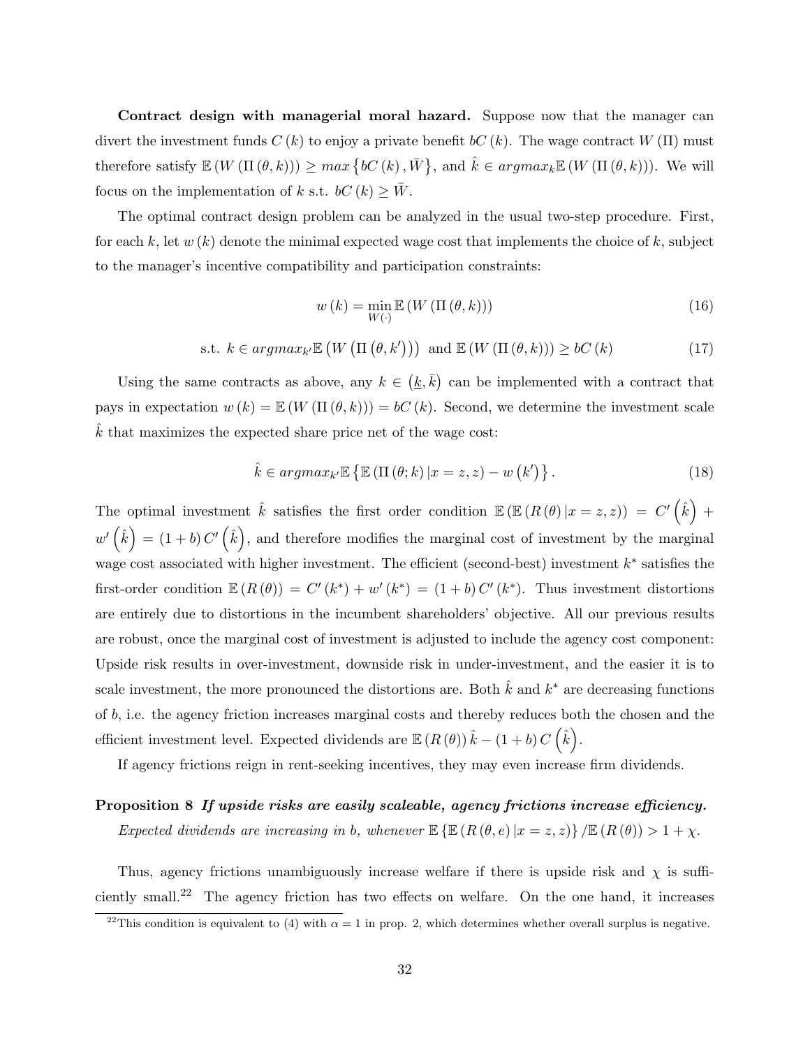**Contract design with managerial moral hazard.** Suppose now that the manager can divert the investment funds $C(k)$ to enjoy a private benefit $bC(k)$. The wage contract $W(\Pi)$ must therefore satisfy $\mathbb{E}(W(\Pi(\theta,k))) \geq max\{bC(k), \bar{W}\}$, and $\hat{k} \in argmax_k \mathbb{E}(W(\Pi(\theta,k)))$. We will focus on the implementation of $k$ s.t. $bC(k) \geq \bar{W}$.

The optimal contract design problem can be analyzed in the usual two-step procedure. First, for each $k$, let $w(k)$ denote the minimal expected wage cost that implements the choice of $k$, subject to the manager's incentive compatibility and participation constraints:

$$w(k) = \min_{W(\cdot)} \mathbb{E}(W(\Pi(\theta,k))) \tag{16}$$

$$\text{s.t. } k \in argmax_{k'} \mathbb{E}\left(W\left(\Pi\left(\theta,k'\right)\right)\right) \text{ and } \mathbb{E}(W(\Pi(\theta,k))) \geq bC(k) \tag{17}$$

Using the same contracts as above, any $k \in (\underline{k}, \bar{k})$ can be implemented with a contract that pays in expectation $w(k) = \mathbb{E}(W(\Pi(\theta,k))) = bC(k)$. Second, we determine the investment scale $\hat{k}$ that maximizes the expected share price net of the wage cost:

$$\hat{k} \in argmax_{k'} \mathbb{E}\left\{\mathbb{E}(\Pi(\theta;k) | x = z, z) - w\left(k'\right)\right\}. \tag{18}$$

The optimal investment $\hat{k}$ satisfies the first order condition $\mathbb{E}(\mathbb{E}(R(\theta)|x=z,z)) = C'\left(\hat{k}\right) + w'\left(\hat{k}\right) = (1+b)C'\left(\hat{k}\right)$, and therefore modifies the marginal cost of investment by the marginal wage cost associated with higher investment. The efficient (second-best) investment $k^*$ satisfies the first-order condition $\mathbb{E}(R(\theta)) = C'(k^*) + w'(k^*) = (1+b)C'(k^*)$. Thus investment distortions are entirely due to distortions in the incumbent shareholders' objective. All our previous results are robust, once the marginal cost of investment is adjusted to include the agency cost component: Upside risk results in over-investment, downside risk in under-investment, and the easier it is to scale investment, the more pronounced the distortions are. Both $\hat{k}$ and $k^*$ are decreasing functions of $b$, i.e. the agency friction increases marginal costs and thereby reduces both the chosen and the efficient investment level. Expected dividends are $\mathbb{E}(R(\theta))\hat{k} - (1+b)C\left(\hat{k}\right)$.

If agency frictions reign in rent-seeking incentives, they may even increase firm dividends.

**Proposition 8** ***If upside risks are easily scaleable, agency frictions increase efficiency.***

*Expected dividends are increasing in $b$, whenever $\mathbb{E}\{\mathbb{E}(R(\theta,e)|x=z,z)\}/\mathbb{E}(R(\theta)) > 1+\chi$.*

Thus, agency frictions unambiguously increase welfare if there is upside risk and $\chi$ is sufficiently small.[22] The agency friction has two effects on welfare. On the one hand, it increases

[22]This condition is equivalent to (4) with $\alpha = 1$ in prop. 2, which determines whether overall surplus is negative.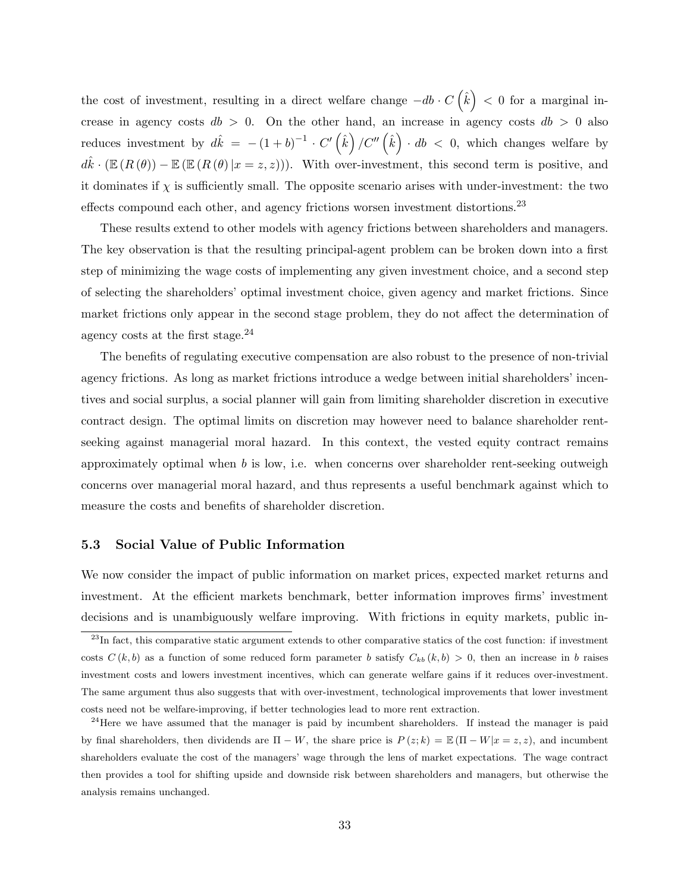the cost of investment, resulting in a direct welfare change $-db \cdot C\left(\hat{k}\right) < 0$ for a marginal increase in agency costs $db > 0$. On the other hand, an increase in agency costs $db > 0$ also reduces investment by $d\hat{k} = -\left(1+b\right)^{-1} \cdot C'\left(\hat{k}\right)/C''\left(\hat{k}\right) \cdot db < 0$, which changes welfare by $d\hat{k} \cdot \left(\mathbb{E}\left(R\left(\theta\right)\right) - \mathbb{E}\left(\mathbb{E}\left(R\left(\theta\right)|x = z, z\right)\right)\right)$. With over-investment, this second term is positive, and it dominates if $\chi$ is sufficiently small. The opposite scenario arises with under-investment: the two effects compound each other, and agency frictions worsen investment distortions.[23]

These results extend to other models with agency frictions between shareholders and managers. The key observation is that the resulting principal-agent problem can be broken down into a first step of minimizing the wage costs of implementing any given investment choice, and a second step of selecting the shareholders' optimal investment choice, given agency and market frictions. Since market frictions only appear in the second stage problem, they do not affect the determination of agency costs at the first stage.[24]

The benefits of regulating executive compensation are also robust to the presence of non-trivial agency frictions. As long as market frictions introduce a wedge between initial shareholders' incentives and social surplus, a social planner will gain from limiting shareholder discretion in executive contract design. The optimal limits on discretion may however need to balance shareholder rent-seeking against managerial moral hazard. In this context, the vested equity contract remains approximately optimal when $b$ is low, i.e. when concerns over shareholder rent-seeking outweigh concerns over managerial moral hazard, and thus represents a useful benchmark against which to measure the costs and benefits of shareholder discretion.

### 5.3 Social Value of Public Information

We now consider the impact of public information on market prices, expected market returns and investment. At the efficient markets benchmark, better information improves firms' investment decisions and is unambiguously welfare improving. With frictions in equity markets, public in-

[23] In fact, this comparative static argument extends to other comparative statics of the cost function: if investment costs $C(k,b)$ as a function of some reduced form parameter $b$ satisfy $C_{kb}(k,b) > 0$, then an increase in $b$ raises investment costs and lowers investment incentives, which can generate welfare gains if it reduces over-investment. The same argument thus also suggests that with over-investment, technological improvements that lower investment costs need not be welfare-improving, if better technologies lead to more rent extraction.

[24] Here we have assumed that the manager is paid by incumbent shareholders. If instead the manager is paid by final shareholders, then dividends are $\Pi - W$, the share price is $P(z;k) = \mathbb{E}(\Pi - W|x = z, z)$, and incumbent shareholders evaluate the cost of the managers' wage through the lens of market expectations. The wage contract then provides a tool for shifting upside and downside risk between shareholders and managers, but otherwise the analysis remains unchanged.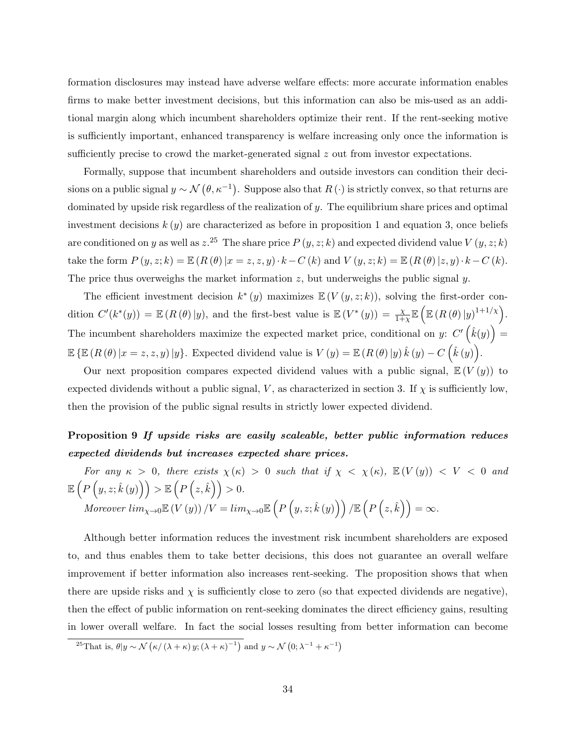formation disclosures may instead have adverse welfare effects: more accurate information enables firms to make better investment decisions, but this information can also be mis-used as an additional margin along which incumbent shareholders optimize their rent. If the rent-seeking motive is sufficiently important, enhanced transparency is welfare increasing only once the information is sufficiently precise to crowd the market-generated signal $z$ out from investor expectations.

Formally, suppose that incumbent shareholders and outside investors can condition their decisions on a public signal $y \sim \mathcal{N}\left(\theta, \kappa^{-1}\right)$. Suppose also that $R(\cdot)$ is strictly convex, so that returns are dominated by upside risk regardless of the realization of $y$. The equilibrium share prices and optimal investment decisions $k(y)$ are characterized as before in proposition 1 and equation 3, once beliefs are conditioned on $y$ as well as $z$.[25] The share price $P(y, z; k)$ and expected dividend value $V(y, z; k)$ take the form $P(y, z; k) = \mathbb{E}\left(R(\theta) | x = z, z, y\right) \cdot k - C(k)$ and $V(y, z; k) = \mathbb{E}\left(R(\theta) | z, y\right) \cdot k - C(k)$. The price thus overweighs the market information $z$, but underweighs the public signal $y$.

The efficient investment decision $k^*(y)$ maximizes $\mathbb{E}\left(V(y, z; k)\right)$, solving the first-order condition $C'(k^*(y)) = \mathbb{E}\left(R(\theta) | y\right)$, and the first-best value is $\mathbb{E}\left(V^*(y)\right) = \frac{\chi}{1+\chi}\mathbb{E}\left(\mathbb{E}\left(R(\theta) | y\right)^{1+1/\chi}\right)$. The incumbent shareholders maximize the expected market price, conditional on $y$: $C'\left(\hat{k}(y)\right) = \mathbb{E}\left\{\mathbb{E}\left(R(\theta) | x = z, z, y\right) | y\right\}$. Expected dividend value is $V(y) = \mathbb{E}\left(R(\theta) | y\right) \hat{k}(y) - C\left(\hat{k}(y)\right)$.

Our next proposition compares expected dividend values with a public signal, $\mathbb{E}\left(V(y)\right)$ to expected dividends without a public signal, $V$, as characterized in section 3. If $\chi$ is sufficiently low, then the provision of the public signal results in strictly lower expected dividend.

**Proposition 9** ***If upside risks are easily scaleable, better public information reduces expected dividends but increases expected share prices.***

*For any* $\kappa > 0$, *there exists* $\chi(\kappa) > 0$ *such that if* $\chi < \chi(\kappa)$, $\mathbb{E}\left(V(y)\right) < V < 0$ *and* $\mathbb{E}\left(P\left(y, z; \hat{k}(y)\right)\right) > \mathbb{E}\left(P\left(z, \hat{k}\right)\right) > 0$.

*Moreover* $\lim_{\chi \to 0} \mathbb{E}\left(V(y)\right)/V = \lim_{\chi \to 0} \mathbb{E}\left(P\left(y, z; \hat{k}(y)\right)\right)/\mathbb{E}\left(P\left(z, \hat{k}\right)\right) = \infty$.

Although better information reduces the investment risk incumbent shareholders are exposed to, and thus enables them to take better decisions, this does not guarantee an overall welfare improvement if better information also increases rent-seeking. The proposition shows that when there are upside risks and $\chi$ is sufficiently close to zero (so that expected dividends are negative), then the effect of public information on rent-seeking dominates the direct efficiency gains, resulting in lower overall welfare. In fact the social losses resulting from better information can become

[25] That is, $\theta | y \sim \mathcal{N}\left(\kappa/(\lambda+\kappa)\, y; (\lambda+\kappa)^{-1}\right)$ and $y \sim \mathcal{N}\left(0; \lambda^{-1} + \kappa^{-1}\right)$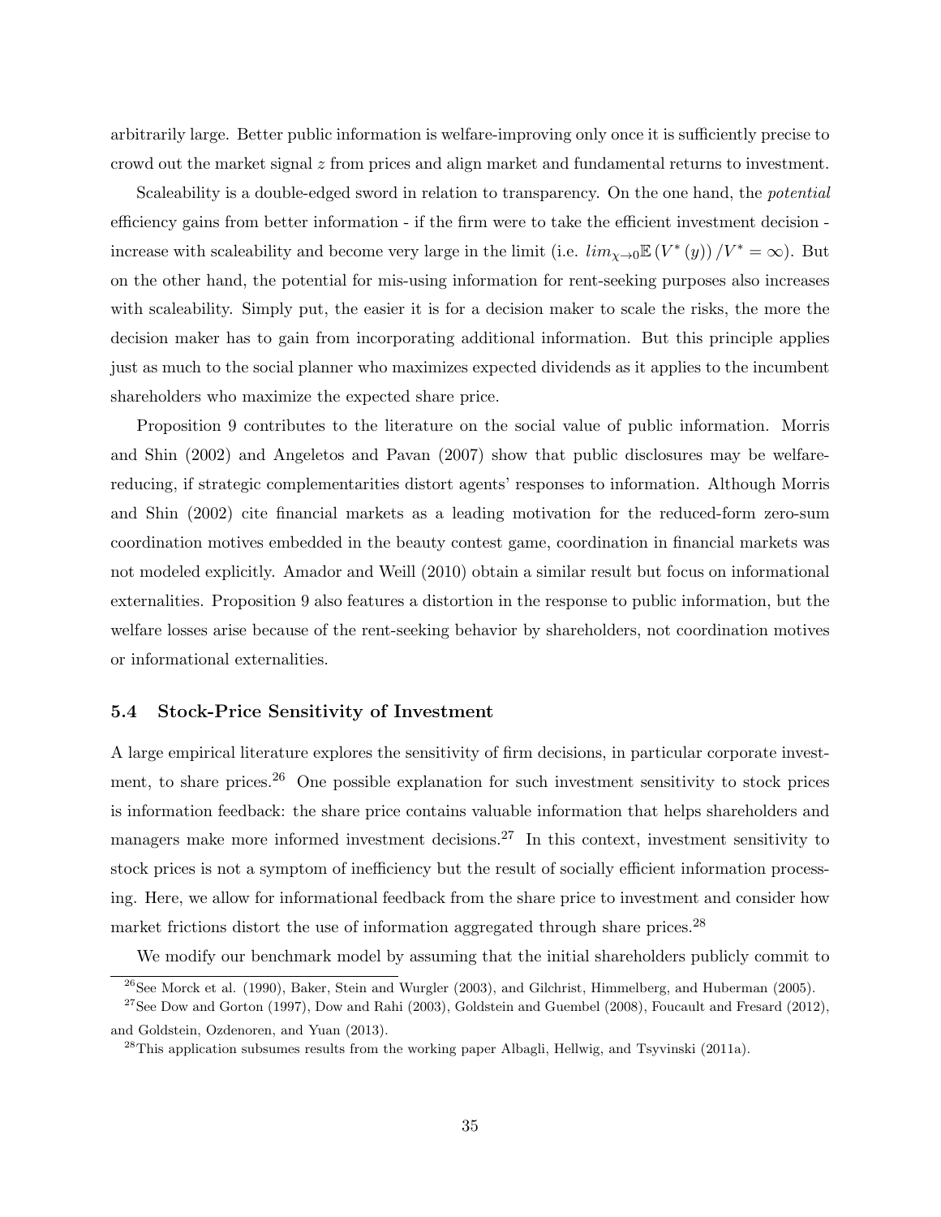arbitrarily large. Better public information is welfare-improving only once it is sufficiently precise to crowd out the market signal $z$ from prices and align market and fundamental returns to investment.

Scaleability is a double-edged sword in relation to transparency. On the one hand, the *potential* efficiency gains from better information - if the firm were to take the efficient investment decision - increase with scaleability and become very large in the limit (i.e. $lim_{\chi \to 0} \mathbb{E}\left(V^*(y)\right)/V^* = \infty$). But on the other hand, the potential for mis-using information for rent-seeking purposes also increases with scaleability. Simply put, the easier it is for a decision maker to scale the risks, the more the decision maker has to gain from incorporating additional information. But this principle applies just as much to the social planner who maximizes expected dividends as it applies to the incumbent shareholders who maximize the expected share price.

Proposition 9 contributes to the literature on the social value of public information. Morris and Shin (2002) and Angeletos and Pavan (2007) show that public disclosures may be welfare-reducing, if strategic complementarities distort agents' responses to information. Although Morris and Shin (2002) cite financial markets as a leading motivation for the reduced-form zero-sum coordination motives embedded in the beauty contest game, coordination in financial markets was not modeled explicitly. Amador and Weill (2010) obtain a similar result but focus on informational externalities. Proposition 9 also features a distortion in the response to public information, but the welfare losses arise because of the rent-seeking behavior by shareholders, not coordination motives or informational externalities.

### 5.4 Stock-Price Sensitivity of Investment

A large empirical literature explores the sensitivity of firm decisions, in particular corporate investment, to share prices.[26] One possible explanation for such investment sensitivity to stock prices is information feedback: the share price contains valuable information that helps shareholders and managers make more informed investment decisions.[27] In this context, investment sensitivity to stock prices is not a symptom of inefficiency but the result of socially efficient information processing. Here, we allow for informational feedback from the share price to investment and consider how market frictions distort the use of information aggregated through share prices.[28]

We modify our benchmark model by assuming that the initial shareholders publicly commit to

[26] See Morck et al. (1990), Baker, Stein and Wurgler (2003), and Gilchrist, Himmelberg, and Huberman (2005).

[27] See Dow and Gorton (1997), Dow and Rahi (2003), Goldstein and Guembel (2008), Foucault and Fresard (2012), and Goldstein, Ozdenoren, and Yuan (2013).

[28] This application subsumes results from the working paper Albagli, Hellwig, and Tsyvinski (2011a).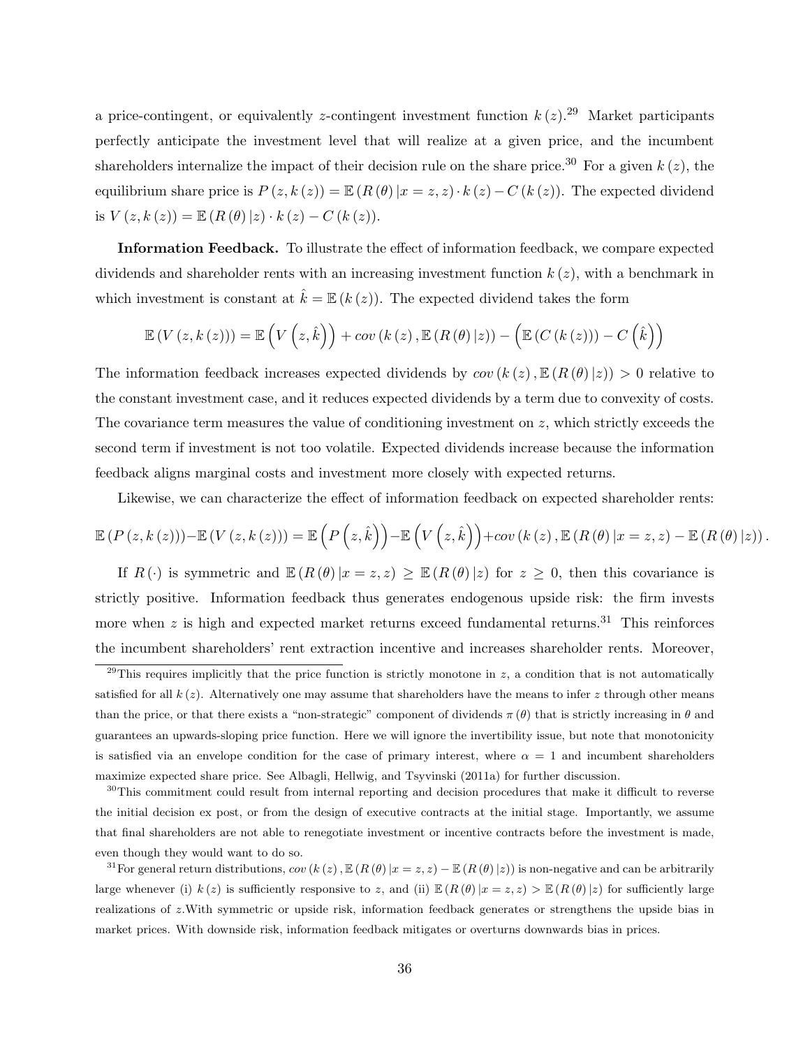a price-contingent, or equivalently $z$-contingent investment function $k(z)$.[29] Market participants perfectly anticipate the investment level that will realize at a given price, and the incumbent shareholders internalize the impact of their decision rule on the share price.[30] For a given $k(z)$, the equilibrium share price is $P(z, k(z)) = \mathbb{E}(R(\theta)|x = z, z) \cdot k(z) - C(k(z))$. The expected dividend is $V(z, k(z)) = \mathbb{E}(R(\theta)|z) \cdot k(z) - C(k(z))$.

**Information Feedback.** To illustrate the effect of information feedback, we compare expected dividends and shareholder rents with an increasing investment function $k(z)$, with a benchmark in which investment is constant at $\hat{k} = \mathbb{E}(k(z))$. The expected dividend takes the form

$$\mathbb{E}(V(z, k(z))) = \mathbb{E}\left(V\left(z, \hat{k}\right)\right) + cov(k(z), \mathbb{E}(R(\theta)|z)) - \left(\mathbb{E}(C(k(z))) - C\left(\hat{k}\right)\right)$$

The information feedback increases expected dividends by $cov(k(z), \mathbb{E}(R(\theta)|z)) > 0$ relative to the constant investment case, and it reduces expected dividends by a term due to convexity of costs. The covariance term measures the value of conditioning investment on $z$, which strictly exceeds the second term if investment is not too volatile. Expected dividends increase because the information feedback aligns marginal costs and investment more closely with expected returns.

Likewise, we can characterize the effect of information feedback on expected shareholder rents:

$$\mathbb{E}(P(z, k(z))) - \mathbb{E}(V(z, k(z))) = \mathbb{E}\left(P\left(z, \hat{k}\right)\right) - \mathbb{E}\left(V\left(z, \hat{k}\right)\right) + cov(k(z), \mathbb{E}(R(\theta)|x = z, z) - \mathbb{E}(R(\theta)|z)).$$

If $R(\cdot)$ is symmetric and $\mathbb{E}(R(\theta)|x = z, z) \geq \mathbb{E}(R(\theta)|z)$ for $z \geq 0$, then this covariance is strictly positive. Information feedback thus generates endogenous upside risk: the firm invests more when $z$ is high and expected market returns exceed fundamental returns.[31] This reinforces the incumbent shareholders' rent extraction incentive and increases shareholder rents. Moreover,

---

[29] This requires implicitly that the price function is strictly monotone in $z$, a condition that is not automatically satisfied for all $k(z)$. Alternatively one may assume that shareholders have the means to infer $z$ through other means than the price, or that there exists a "non-strategic" component of dividends $\pi(\theta)$ that is strictly increasing in $\theta$ and guarantees an upwards-sloping price function. Here we will ignore the invertibility issue, but note that monotonicity is satisfied via an envelope condition for the case of primary interest, where $\alpha = 1$ and incumbent shareholders maximize expected share price. See Albagli, Hellwig, and Tsyvinski (2011a) for further discussion.

[30] This commitment could result from internal reporting and decision procedures that make it difficult to reverse the initial decision ex post, or from the design of executive contracts at the initial stage. Importantly, we assume that final shareholders are not able to renegotiate investment or incentive contracts before the investment is made, even though they would want to do so.

[31] For general return distributions, $cov(k(z), \mathbb{E}(R(\theta)|x = z, z) - \mathbb{E}(R(\theta)|z))$ is non-negative and can be arbitrarily large whenever (i) $k(z)$ is sufficiently responsive to $z$, and (ii) $\mathbb{E}(R(\theta)|x = z, z) > \mathbb{E}(R(\theta)|z)$ for sufficiently large realizations of $z$.With symmetric or upside risk, information feedback generates or strengthens the upside bias in market prices. With downside risk, information feedback mitigates or overturns downwards bias in prices.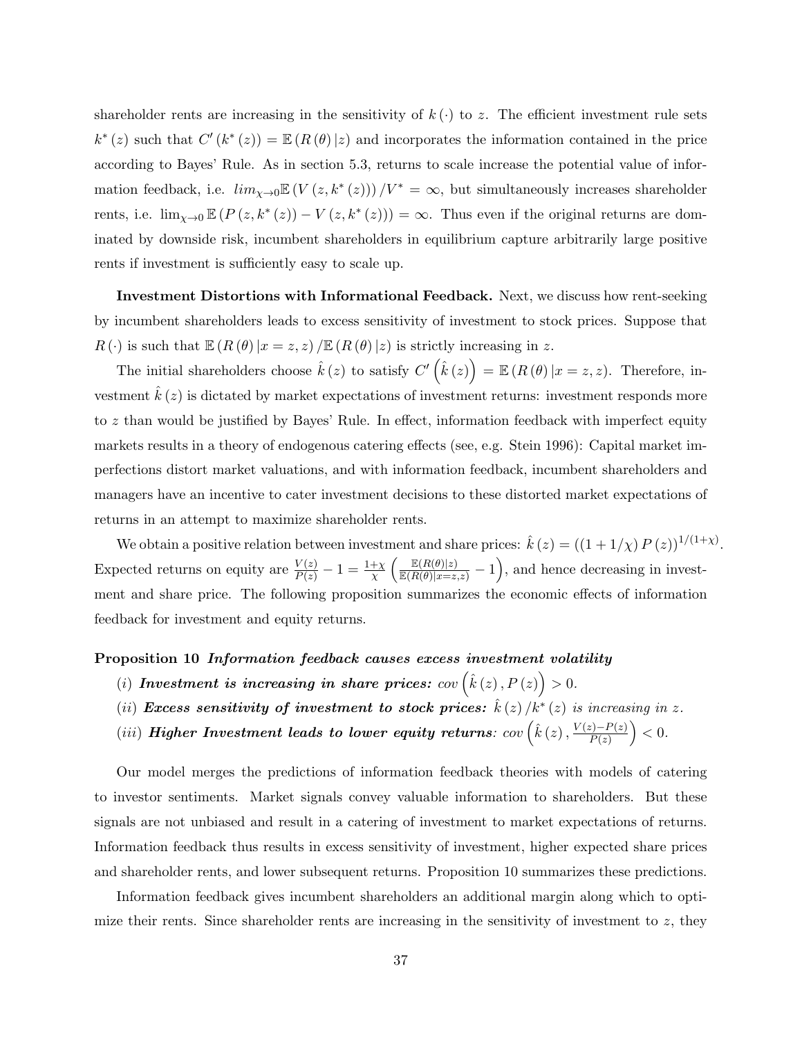shareholder rents are increasing in the sensitivity of $k(\cdot)$ to $z$. The efficient investment rule sets $k^*(z)$ such that $C'(k^*(z)) = \mathbb{E}(R(\theta)|z)$ and incorporates the information contained in the price according to Bayes' Rule. As in section 5.3, returns to scale increase the potential value of information feedback, i.e. $lim_{\chi\to 0}\mathbb{E}(V(z,k^*(z)))/V^* = \infty$, but simultaneously increases shareholder rents, i.e. $\lim_{\chi\to 0}\mathbb{E}(P(z,k^*(z)) - V(z,k^*(z))) = \infty$. Thus even if the original returns are dominated by downside risk, incumbent shareholders in equilibrium capture arbitrarily large positive rents if investment is sufficiently easy to scale up.

**Investment Distortions with Informational Feedback.** Next, we discuss how rent-seeking by incumbent shareholders leads to excess sensitivity of investment to stock prices. Suppose that $R(\cdot)$ is such that $\mathbb{E}(R(\theta)|x=z,z)/\mathbb{E}(R(\theta)|z)$ is strictly increasing in $z$.

The initial shareholders choose $\hat{k}(z)$ to satisfy $C'\left(\hat{k}(z)\right) = \mathbb{E}(R(\theta)|x=z,z)$. Therefore, investment $\hat{k}(z)$ is dictated by market expectations of investment returns: investment responds more to $z$ than would be justified by Bayes' Rule. In effect, information feedback with imperfect equity markets results in a theory of endogenous catering effects (see, e.g. Stein 1996): Capital market imperfections distort market valuations, and with information feedback, incumbent shareholders and managers have an incentive to cater investment decisions to these distorted market expectations of returns in an attempt to maximize shareholder rents.

We obtain a positive relation between investment and share prices: $\hat{k}(z) = ((1+1/\chi)P(z))^{1/(1+\chi)}$. Expected returns on equity are $\frac{V(z)}{P(z)} - 1 = \frac{1+\chi}{\chi}\left(\frac{\mathbb{E}(R(\theta)|z)}{\mathbb{E}(R(\theta)|x=z,z)} - 1\right)$, and hence decreasing in investment and share price. The following proposition summarizes the economic effects of information feedback for investment and equity returns.

**Proposition 10** ***Information feedback causes excess investment volatility***

(*i*) ***Investment is increasing in share prices:*** $cov\left(\hat{k}(z), P(z)\right) > 0$.

(*ii*) ***Excess sensitivity of investment to stock prices:*** $\hat{k}(z)/k^*(z)$ *is increasing in* $z$.

(*iii*) ***Higher Investment leads to lower equity returns***: $cov\left(\hat{k}(z), \frac{V(z)-P(z)}{P(z)}\right) < 0$.

Our model merges the predictions of information feedback theories with models of catering to investor sentiments. Market signals convey valuable information to shareholders. But these signals are not unbiased and result in a catering of investment to market expectations of returns. Information feedback thus results in excess sensitivity of investment, higher expected share prices and shareholder rents, and lower subsequent returns. Proposition 10 summarizes these predictions.

Information feedback gives incumbent shareholders an additional margin along which to optimize their rents. Since shareholder rents are increasing in the sensitivity of investment to $z$, they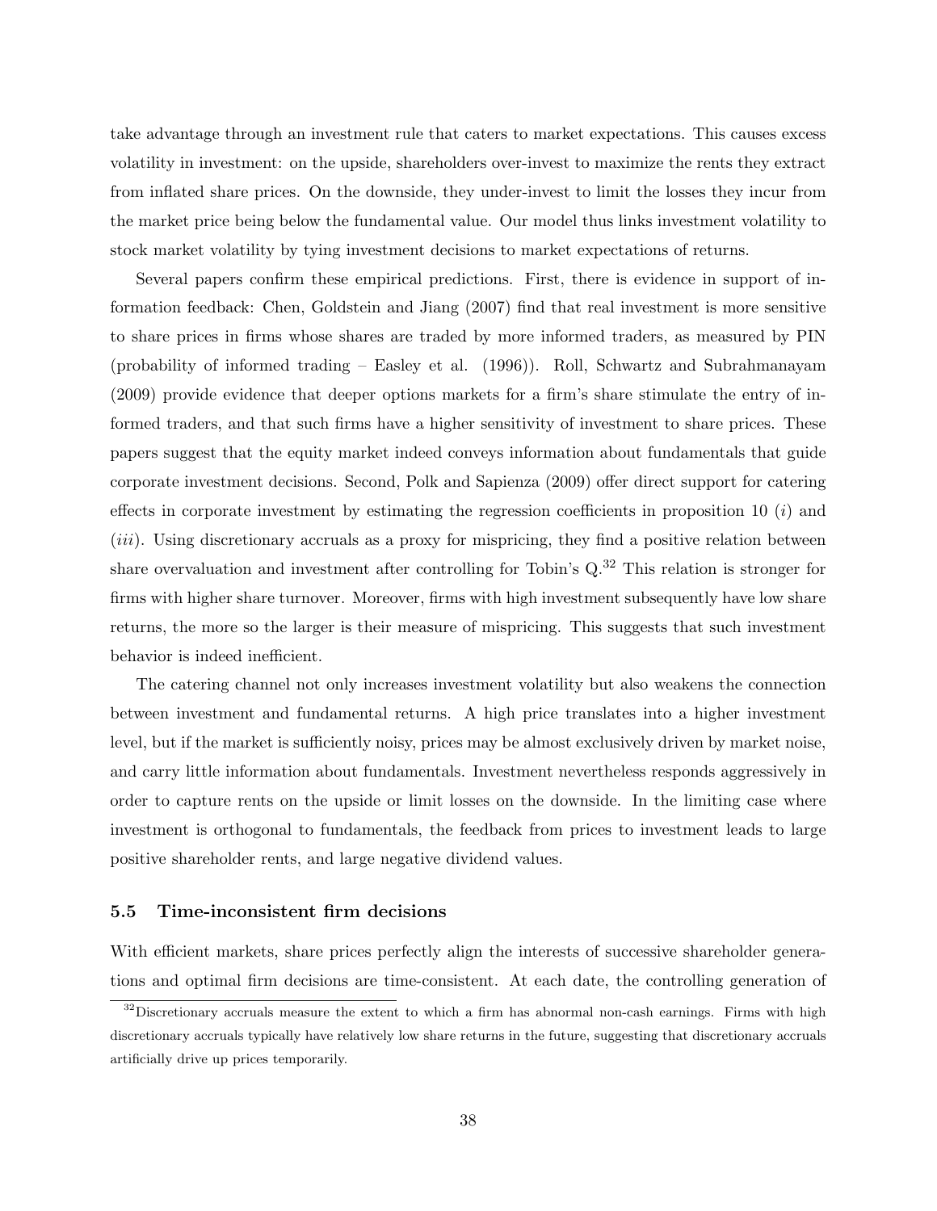take advantage through an investment rule that caters to market expectations. This causes excess volatility in investment: on the upside, shareholders over-invest to maximize the rents they extract from inflated share prices. On the downside, they under-invest to limit the losses they incur from the market price being below the fundamental value. Our model thus links investment volatility to stock market volatility by tying investment decisions to market expectations of returns.

Several papers confirm these empirical predictions. First, there is evidence in support of information feedback: Chen, Goldstein and Jiang (2007) find that real investment is more sensitive to share prices in firms whose shares are traded by more informed traders, as measured by PIN (probability of informed trading – Easley et al. (1996)). Roll, Schwartz and Subrahmanayam (2009) provide evidence that deeper options markets for a firm's share stimulate the entry of informed traders, and that such firms have a higher sensitivity of investment to share prices. These papers suggest that the equity market indeed conveys information about fundamentals that guide corporate investment decisions. Second, Polk and Sapienza (2009) offer direct support for catering effects in corporate investment by estimating the regression coefficients in proposition 10 (*i*) and (*iii*). Using discretionary accruals as a proxy for mispricing, they find a positive relation between share overvaluation and investment after controlling for Tobin's Q.[32] This relation is stronger for firms with higher share turnover. Moreover, firms with high investment subsequently have low share returns, the more so the larger is their measure of mispricing. This suggests that such investment behavior is indeed inefficient.

The catering channel not only increases investment volatility but also weakens the connection between investment and fundamental returns. A high price translates into a higher investment level, but if the market is sufficiently noisy, prices may be almost exclusively driven by market noise, and carry little information about fundamentals. Investment nevertheless responds aggressively in order to capture rents on the upside or limit losses on the downside. In the limiting case where investment is orthogonal to fundamentals, the feedback from prices to investment leads to large positive shareholder rents, and large negative dividend values.

### 5.5 Time-inconsistent firm decisions

With efficient markets, share prices perfectly align the interests of successive shareholder generations and optimal firm decisions are time-consistent. At each date, the controlling generation of

[32] Discretionary accruals measure the extent to which a firm has abnormal non-cash earnings. Firms with high discretionary accruals typically have relatively low share returns in the future, suggesting that discretionary accruals artificially drive up prices temporarily.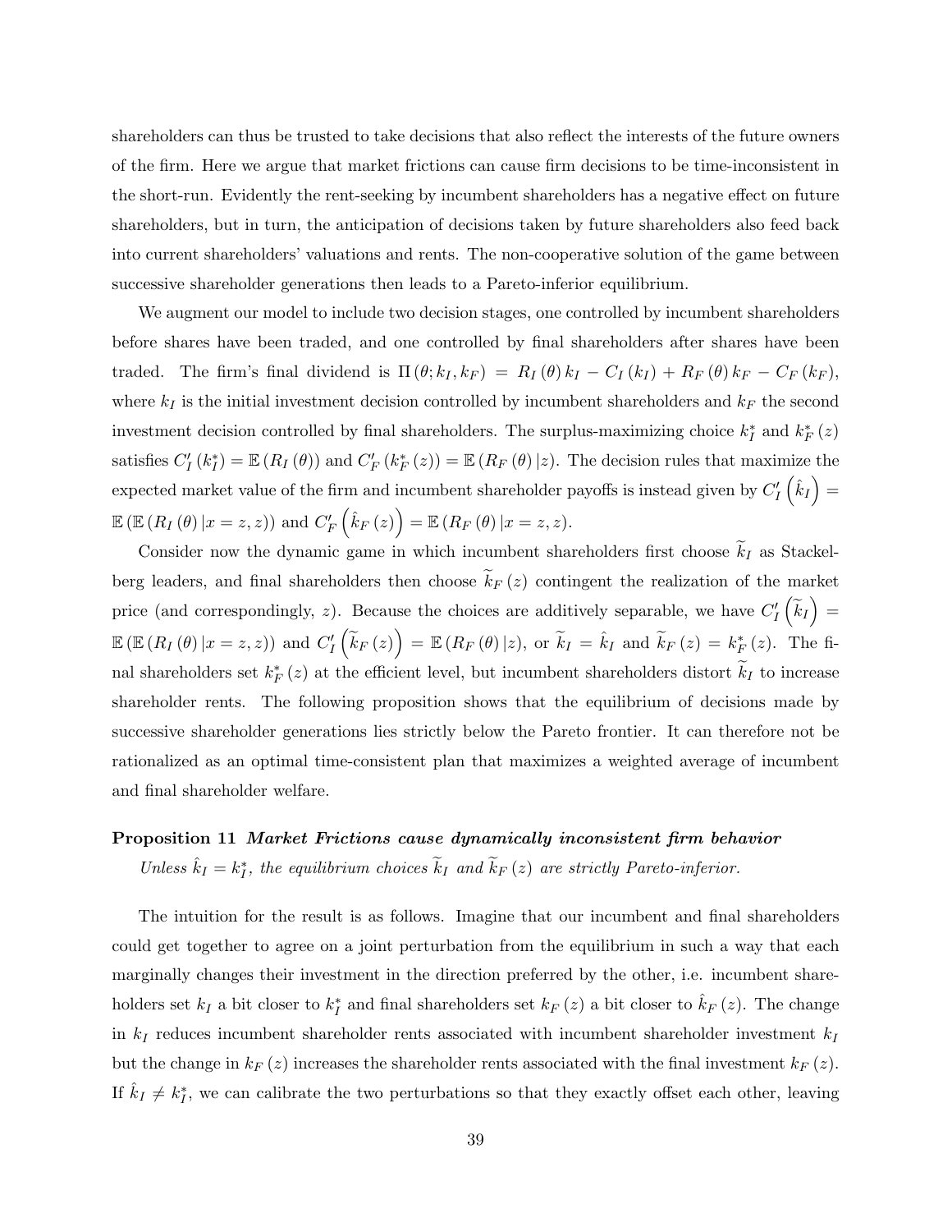shareholders can thus be trusted to take decisions that also reflect the interests of the future owners of the firm. Here we argue that market frictions can cause firm decisions to be time-inconsistent in the short-run. Evidently the rent-seeking by incumbent shareholders has a negative effect on future shareholders, but in turn, the anticipation of decisions taken by future shareholders also feed back into current shareholders' valuations and rents. The non-cooperative solution of the game between successive shareholder generations then leads to a Pareto-inferior equilibrium.

We augment our model to include two decision stages, one controlled by incumbent shareholders before shares have been traded, and one controlled by final shareholders after shares have been traded. The firm's final dividend is $\Pi(\theta; k_I, k_F) = R_I(\theta) k_I - C_I(k_I) + R_F(\theta) k_F - C_F(k_F)$, where $k_I$ is the initial investment decision controlled by incumbent shareholders and $k_F$ the second investment decision controlled by final shareholders. The surplus-maximizing choice $k_I^*$ and $k_F^*(z)$ satisfies $C_I'(k_I^*) = \mathbb{E}(R_I(\theta))$ and $C_F'(k_F^*(z)) = \mathbb{E}(R_F(\theta)|z)$. The decision rules that maximize the expected market value of the firm and incumbent shareholder payoffs is instead given by $C_I'\left(\hat{k}_I\right) = \mathbb{E}(\mathbb{E}(R_I(\theta)|x = z, z))$ and $C_F'\left(\hat{k}_F(z)\right) = \mathbb{E}(R_F(\theta)|x = z, z)$.

Consider now the dynamic game in which incumbent shareholders first choose $\widetilde{k}_I$ as Stackelberg leaders, and final shareholders then choose $\widetilde{k}_F(z)$ contingent the realization of the market price (and correspondingly, $z$). Because the choices are additively separable, we have $C_I'\left(\widetilde{k}_I\right) = \mathbb{E}(\mathbb{E}(R_I(\theta)|x = z, z))$ and $C_I'\left(\widetilde{k}_F(z)\right) = \mathbb{E}(R_F(\theta)|z)$, or $\widetilde{k}_I = \hat{k}_I$ and $\widetilde{k}_F(z) = k_F^*(z)$. The final shareholders set $k_F^*(z)$ at the efficient level, but incumbent shareholders distort $\widetilde{k}_I$ to increase shareholder rents. The following proposition shows that the equilibrium of decisions made by successive shareholder generations lies strictly below the Pareto frontier. It can therefore not be rationalized as an optimal time-consistent plan that maximizes a weighted average of incumbent and final shareholder welfare.

**Proposition 11** ***Market Frictions cause dynamically inconsistent firm behavior***

*Unless $\hat{k}_I = k_I^*$, the equilibrium choices $\widetilde{k}_I$ and $\widetilde{k}_F(z)$ are strictly Pareto-inferior.*

The intuition for the result is as follows. Imagine that our incumbent and final shareholders could get together to agree on a joint perturbation from the equilibrium in such a way that each marginally changes their investment in the direction preferred by the other, i.e. incumbent shareholders set $k_I$ a bit closer to $k_I^*$ and final shareholders set $k_F(z)$ a bit closer to $\hat{k}_F(z)$. The change in $k_I$ reduces incumbent shareholder rents associated with incumbent shareholder investment $k_I$ but the change in $k_F(z)$ increases the shareholder rents associated with the final investment $k_F(z)$. If $\hat{k}_I \neq k_I^*$, we can calibrate the two perturbations so that they exactly offset each other, leaving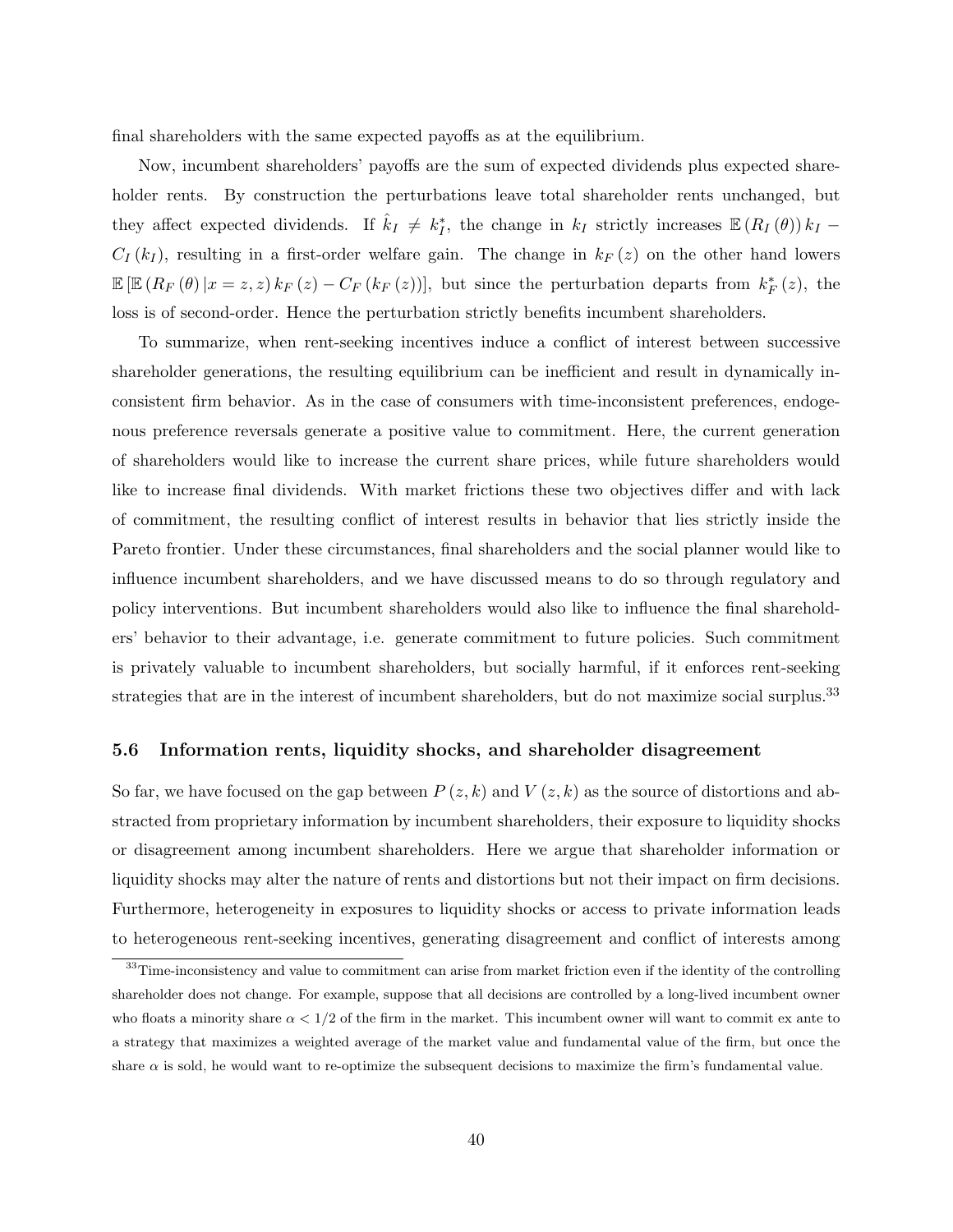final shareholders with the same expected payoffs as at the equilibrium.

Now, incumbent shareholders' payoffs are the sum of expected dividends plus expected shareholder rents. By construction the perturbations leave total shareholder rents unchanged, but they affect expected dividends. If $\hat{k}_I \neq k_I^*$, the change in $k_I$ strictly increases $\mathbb{E}(R_I(\theta)) k_I - C_I(k_I)$, resulting in a first-order welfare gain. The change in $k_F(z)$ on the other hand lowers $\mathbb{E}[\mathbb{E}(R_F(\theta)|x = z, z) k_F(z) - C_F(k_F(z))]$, but since the perturbation departs from $k_F^*(z)$, the loss is of second-order. Hence the perturbation strictly benefits incumbent shareholders.

To summarize, when rent-seeking incentives induce a conflict of interest between successive shareholder generations, the resulting equilibrium can be inefficient and result in dynamically inconsistent firm behavior. As in the case of consumers with time-inconsistent preferences, endogenous preference reversals generate a positive value to commitment. Here, the current generation of shareholders would like to increase the current share prices, while future shareholders would like to increase final dividends. With market frictions these two objectives differ and with lack of commitment, the resulting conflict of interest results in behavior that lies strictly inside the Pareto frontier. Under these circumstances, final shareholders and the social planner would like to influence incumbent shareholders, and we have discussed means to do so through regulatory and policy interventions. But incumbent shareholders would also like to influence the final shareholders' behavior to their advantage, i.e. generate commitment to future policies. Such commitment is privately valuable to incumbent shareholders, but socially harmful, if it enforces rent-seeking strategies that are in the interest of incumbent shareholders, but do not maximize social surplus.[33]

### 5.6 Information rents, liquidity shocks, and shareholder disagreement

So far, we have focused on the gap between $P(z, k)$ and $V(z, k)$ as the source of distortions and abstracted from proprietary information by incumbent shareholders, their exposure to liquidity shocks or disagreement among incumbent shareholders. Here we argue that shareholder information or liquidity shocks may alter the nature of rents and distortions but not their impact on firm decisions. Furthermore, heterogeneity in exposures to liquidity shocks or access to private information leads to heterogeneous rent-seeking incentives, generating disagreement and conflict of interests among

[33] Time-inconsistency and value to commitment can arise from market friction even if the identity of the controlling shareholder does not change. For example, suppose that all decisions are controlled by a long-lived incumbent owner who floats a minority share $\alpha < 1/2$ of the firm in the market. This incumbent owner will want to commit ex ante to a strategy that maximizes a weighted average of the market value and fundamental value of the firm, but once the share $\alpha$ is sold, he would want to re-optimize the subsequent decisions to maximize the firm's fundamental value.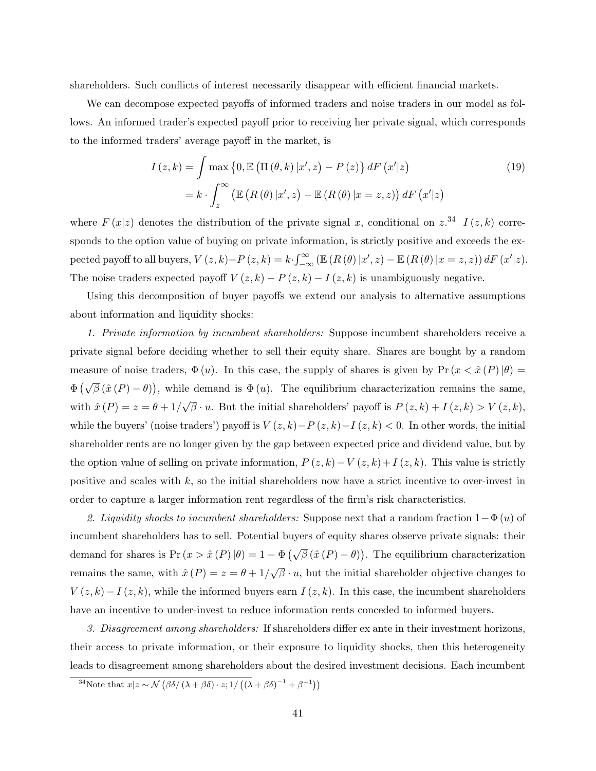shareholders. Such conflicts of interest necessarily disappear with efficient financial markets.

We can decompose expected payoffs of informed traders and noise traders in our model as follows. An informed trader's expected payoff prior to receiving her private signal, which corresponds to the informed traders' average payoff in the market, is

$$
\begin{aligned}
I(z,k) &= \int \max\left\{0, \mathbb{E}\left(\Pi(\theta,k)\,|x',z\right) - P(z)\right\} dF\left(x'|z\right) \\
&= k \cdot \int_{z}^{\infty} \left(\mathbb{E}\left(R(\theta)\,|x',z\right) - \mathbb{E}\left(R(\theta)\,|x=z,z\right)\right) dF\left(x'|z\right)
\end{aligned}
\tag{19}
$$

where $F(x|z)$ denotes the distribution of the private signal $x$, conditional on $z$.[34] $I(z,k)$ corresponds to the option value of buying on private information, is strictly positive and exceeds the expected payoff to all buyers, $V(z,k)-P(z,k) = k\cdot\int_{-\infty}^{\infty}\left(\mathbb{E}\left(R(\theta)\,|x',z\right) - \mathbb{E}\left(R(\theta)\,|x=z,z\right)\right) dF\left(x'|z\right)$. The noise traders expected payoff $V(z,k) - P(z,k) - I(z,k)$ is unambiguously negative.

Using this decomposition of buyer payoffs we extend our analysis to alternative assumptions about information and liquidity shocks:

*1. Private information by incumbent shareholders:* Suppose incumbent shareholders receive a private signal before deciding whether to sell their equity share. Shares are bought by a random measure of noise traders, $\Phi(u)$. In this case, the supply of shares is given by $\Pr(x < \hat{x}(P)\,|\theta) = \Phi\left(\sqrt{\beta}\left(\hat{x}(P) - \theta\right)\right)$, while demand is $\Phi(u)$. The equilibrium characterization remains the same, with $\hat{x}(P) = z = \theta + 1/\sqrt{\beta}\cdot u$. But the initial shareholders' payoff is $P(z,k) + I(z,k) > V(z,k)$, while the buyers' (noise traders') payoff is $V(z,k) - P(z,k) - I(z,k) < 0$. In other words, the initial shareholder rents are no longer given by the gap between expected price and dividend value, but by the option value of selling on private information, $P(z,k) - V(z,k) + I(z,k)$. This value is strictly positive and scales with $k$, so the initial shareholders now have a strict incentive to over-invest in order to capture a larger information rent regardless of the firm's risk characteristics.

*2. Liquidity shocks to incumbent shareholders:* Suppose next that a random fraction $1-\Phi(u)$ of incumbent shareholders has to sell. Potential buyers of equity shares observe private signals: their demand for shares is $\Pr(x > \hat{x}(P)\,|\theta) = 1 - \Phi\left(\sqrt{\beta}\left(\hat{x}(P) - \theta\right)\right)$. The equilibrium characterization remains the same, with $\hat{x}(P) = z = \theta + 1/\sqrt{\beta}\cdot u$, but the initial shareholder objective changes to $V(z,k) - I(z,k)$, while the informed buyers earn $I(z,k)$. In this case, the incumbent shareholders have an incentive to under-invest to reduce information rents conceded to informed buyers.

*3. Disagreement among shareholders:* If shareholders differ ex ante in their investment horizons, their access to private information, or their exposure to liquidity shocks, then this heterogeneity leads to disagreement among shareholders about the desired investment decisions. Each incumbent

[34] Note that $x|z \sim \mathcal{N}\left(\beta\delta/\left(\lambda+\beta\delta\right)\cdot z; 1/\left(\left(\lambda+\beta\delta\right)^{-1} + \beta^{-1}\right)\right)$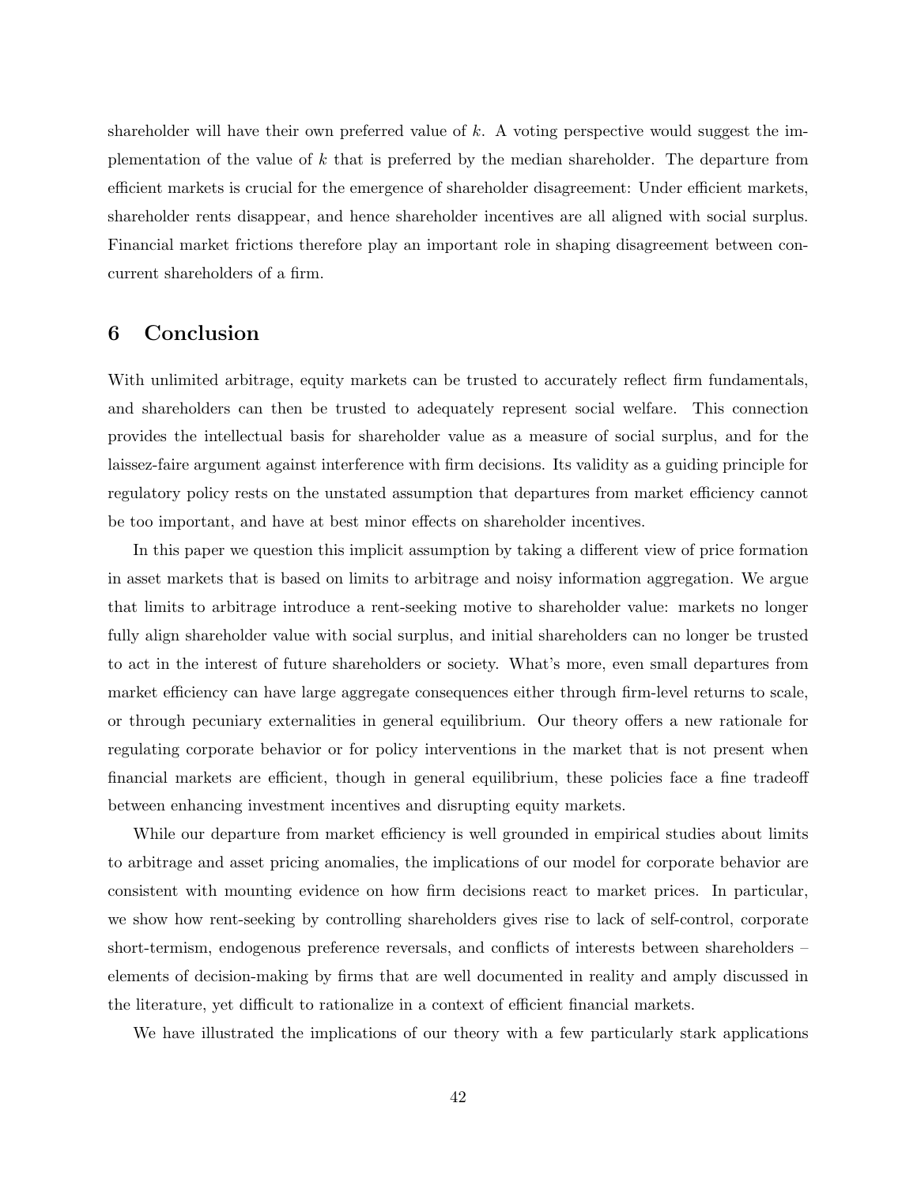shareholder will have their own preferred value of $k$. A voting perspective would suggest the implementation of the value of $k$ that is preferred by the median shareholder. The departure from efficient markets is crucial for the emergence of shareholder disagreement: Under efficient markets, shareholder rents disappear, and hence shareholder incentives are all aligned with social surplus. Financial market frictions therefore play an important role in shaping disagreement between concurrent shareholders of a firm.

# 6 Conclusion

With unlimited arbitrage, equity markets can be trusted to accurately reflect firm fundamentals, and shareholders can then be trusted to adequately represent social welfare. This connection provides the intellectual basis for shareholder value as a measure of social surplus, and for the laissez-faire argument against interference with firm decisions. Its validity as a guiding principle for regulatory policy rests on the unstated assumption that departures from market efficiency cannot be too important, and have at best minor effects on shareholder incentives.

In this paper we question this implicit assumption by taking a different view of price formation in asset markets that is based on limits to arbitrage and noisy information aggregation. We argue that limits to arbitrage introduce a rent-seeking motive to shareholder value: markets no longer fully align shareholder value with social surplus, and initial shareholders can no longer be trusted to act in the interest of future shareholders or society. What's more, even small departures from market efficiency can have large aggregate consequences either through firm-level returns to scale, or through pecuniary externalities in general equilibrium. Our theory offers a new rationale for regulating corporate behavior or for policy interventions in the market that is not present when financial markets are efficient, though in general equilibrium, these policies face a fine tradeoff between enhancing investment incentives and disrupting equity markets.

While our departure from market efficiency is well grounded in empirical studies about limits to arbitrage and asset pricing anomalies, the implications of our model for corporate behavior are consistent with mounting evidence on how firm decisions react to market prices. In particular, we show how rent-seeking by controlling shareholders gives rise to lack of self-control, corporate short-termism, endogenous preference reversals, and conflicts of interests between shareholders – elements of decision-making by firms that are well documented in reality and amply discussed in the literature, yet difficult to rationalize in a context of efficient financial markets.

We have illustrated the implications of our theory with a few particularly stark applications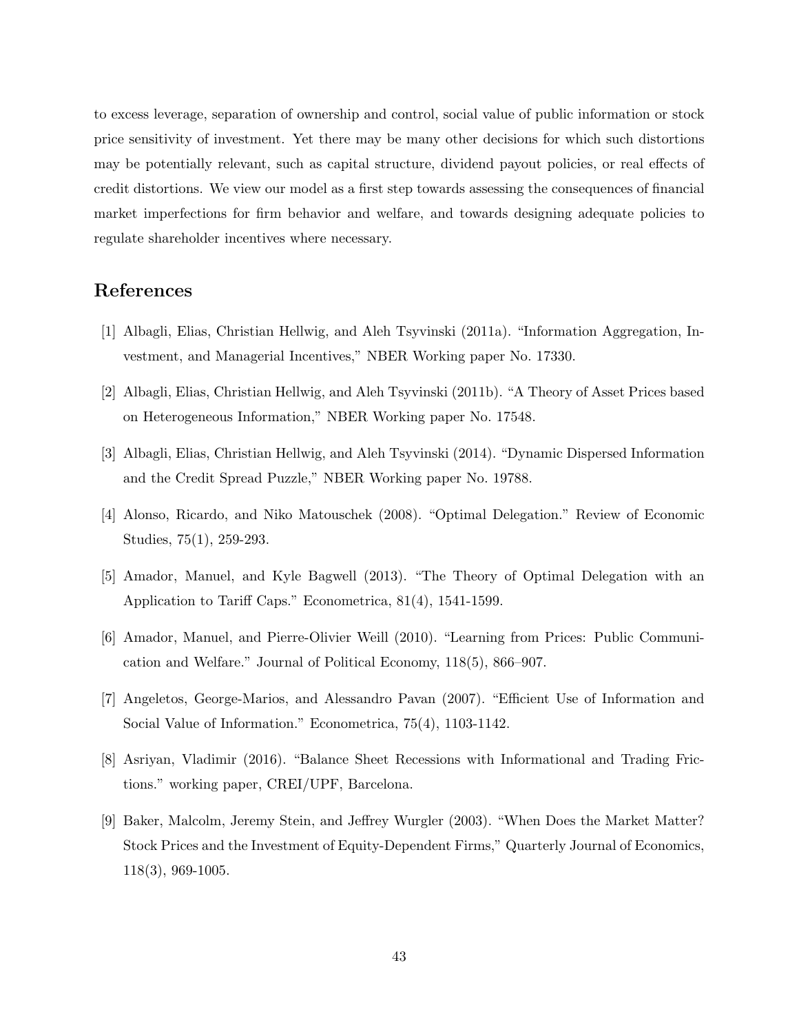to excess leverage, separation of ownership and control, social value of public information or stock price sensitivity of investment. Yet there may be many other decisions for which such distortions may be potentially relevant, such as capital structure, dividend payout policies, or real effects of credit distortions. We view our model as a first step towards assessing the consequences of financial market imperfections for firm behavior and welfare, and towards designing adequate policies to regulate shareholder incentives where necessary.

# References

[1] Albagli, Elias, Christian Hellwig, and Aleh Tsyvinski (2011a). "Information Aggregation, Investment, and Managerial Incentives," NBER Working paper No. 17330.

[2] Albagli, Elias, Christian Hellwig, and Aleh Tsyvinski (2011b). "A Theory of Asset Prices based on Heterogeneous Information," NBER Working paper No. 17548.

[3] Albagli, Elias, Christian Hellwig, and Aleh Tsyvinski (2014). "Dynamic Dispersed Information and the Credit Spread Puzzle," NBER Working paper No. 19788.

[4] Alonso, Ricardo, and Niko Matouschek (2008). "Optimal Delegation." Review of Economic Studies, 75(1), 259-293.

[5] Amador, Manuel, and Kyle Bagwell (2013). "The Theory of Optimal Delegation with an Application to Tariff Caps." Econometrica, 81(4), 1541-1599.

[6] Amador, Manuel, and Pierre-Olivier Weill (2010). "Learning from Prices: Public Communication and Welfare." Journal of Political Economy, 118(5), 866–907.

[7] Angeletos, George-Marios, and Alessandro Pavan (2007). "Efficient Use of Information and Social Value of Information." Econometrica, 75(4), 1103-1142.

[8] Asriyan, Vladimir (2016). "Balance Sheet Recessions with Informational and Trading Frictions." working paper, CREI/UPF, Barcelona.

[9] Baker, Malcolm, Jeremy Stein, and Jeffrey Wurgler (2003). "When Does the Market Matter? Stock Prices and the Investment of Equity-Dependent Firms," Quarterly Journal of Economics, 118(3), 969-1005.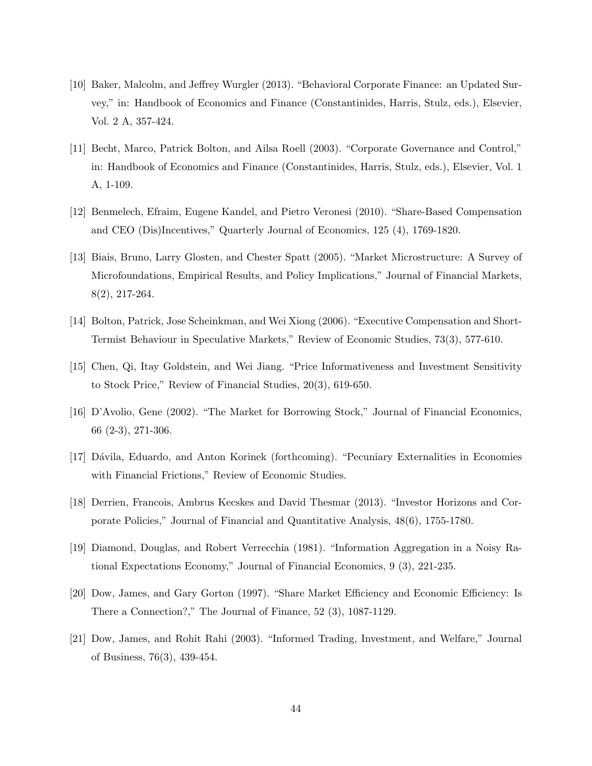[10] Baker, Malcolm, and Jeffrey Wurgler (2013). "Behavioral Corporate Finance: an Updated Survey," in: Handbook of Economics and Finance (Constantinides, Harris, Stulz, eds.), Elsevier, Vol. 2 A, 357-424.

[11] Becht, Marco, Patrick Bolton, and Ailsa Roell (2003). "Corporate Governance and Control," in: Handbook of Economics and Finance (Constantinides, Harris, Stulz, eds.), Elsevier, Vol. 1 A, 1-109.

[12] Benmelech, Efraim, Eugene Kandel, and Pietro Veronesi (2010). "Share-Based Compensation and CEO (Dis)Incentives," Quarterly Journal of Economics, 125 (4), 1769-1820.

[13] Biais, Bruno, Larry Glosten, and Chester Spatt (2005). "Market Microstructure: A Survey of Microfoundations, Empirical Results, and Policy Implications," Journal of Financial Markets, 8(2), 217-264.

[14] Bolton, Patrick, Jose Scheinkman, and Wei Xiong (2006). "Executive Compensation and Short-Termist Behaviour in Speculative Markets," Review of Economic Studies, 73(3), 577-610.

[15] Chen, Qi, Itay Goldstein, and Wei Jiang. "Price Informativeness and Investment Sensitivity to Stock Price," Review of Financial Studies, 20(3), 619-650.

[16] D'Avolio, Gene (2002). "The Market for Borrowing Stock," Journal of Financial Economics, 66 (2-3), 271-306.

[17] Dávila, Eduardo, and Anton Korinek (forthcoming). "Pecuniary Externalities in Economies with Financial Frictions," Review of Economic Studies.

[18] Derrien, Francois, Ambrus Kecskes and David Thesmar (2013). "Investor Horizons and Corporate Policies," Journal of Financial and Quantitative Analysis, 48(6), 1755-1780.

[19] Diamond, Douglas, and Robert Verrecchia (1981). "Information Aggregation in a Noisy Rational Expectations Economy," Journal of Financial Economics, 9 (3), 221-235.

[20] Dow, James, and Gary Gorton (1997). "Share Market Efficiency and Economic Efficiency: Is There a Connection?," The Journal of Finance, 52 (3), 1087-1129.

[21] Dow, James, and Rohit Rahi (2003). "Informed Trading, Investment, and Welfare," Journal of Business, 76(3), 439-454.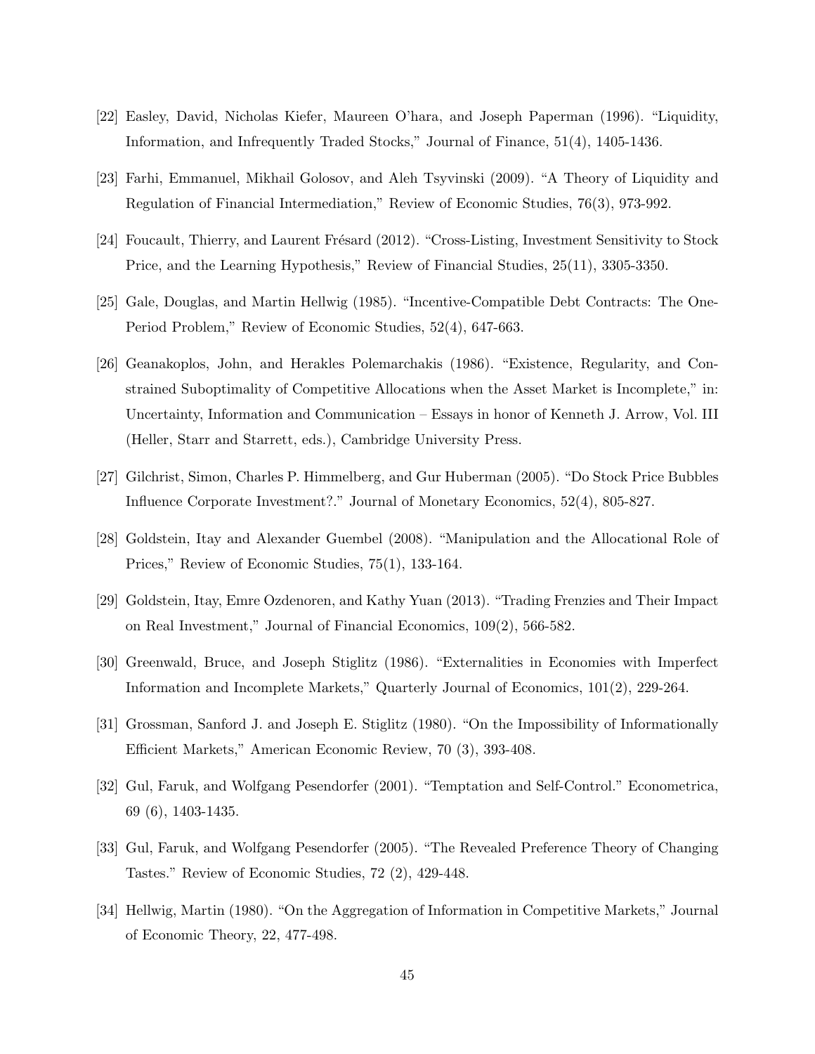[22] Easley, David, Nicholas Kiefer, Maureen O'hara, and Joseph Paperman (1996). "Liquidity, Information, and Infrequently Traded Stocks," Journal of Finance, 51(4), 1405-1436.

[23] Farhi, Emmanuel, Mikhail Golosov, and Aleh Tsyvinski (2009). "A Theory of Liquidity and Regulation of Financial Intermediation," Review of Economic Studies, 76(3), 973-992.

[24] Foucault, Thierry, and Laurent Frésard (2012). "Cross-Listing, Investment Sensitivity to Stock Price, and the Learning Hypothesis," Review of Financial Studies, 25(11), 3305-3350.

[25] Gale, Douglas, and Martin Hellwig (1985). "Incentive-Compatible Debt Contracts: The One-Period Problem," Review of Economic Studies, 52(4), 647-663.

[26] Geanakoplos, John, and Herakles Polemarchakis (1986). "Existence, Regularity, and Constrained Suboptimality of Competitive Allocations when the Asset Market is Incomplete," in: Uncertainty, Information and Communication – Essays in honor of Kenneth J. Arrow, Vol. III (Heller, Starr and Starrett, eds.), Cambridge University Press.

[27] Gilchrist, Simon, Charles P. Himmelberg, and Gur Huberman (2005). "Do Stock Price Bubbles Influence Corporate Investment?." Journal of Monetary Economics, 52(4), 805-827.

[28] Goldstein, Itay and Alexander Guembel (2008). "Manipulation and the Allocational Role of Prices," Review of Economic Studies, 75(1), 133-164.

[29] Goldstein, Itay, Emre Ozdenoren, and Kathy Yuan (2013). "Trading Frenzies and Their Impact on Real Investment," Journal of Financial Economics, 109(2), 566-582.

[30] Greenwald, Bruce, and Joseph Stiglitz (1986). "Externalities in Economies with Imperfect Information and Incomplete Markets," Quarterly Journal of Economics, 101(2), 229-264.

[31] Grossman, Sanford J. and Joseph E. Stiglitz (1980). "On the Impossibility of Informationally Efficient Markets," American Economic Review, 70 (3), 393-408.

[32] Gul, Faruk, and Wolfgang Pesendorfer (2001). "Temptation and Self-Control." Econometrica, 69 (6), 1403-1435.

[33] Gul, Faruk, and Wolfgang Pesendorfer (2005). "The Revealed Preference Theory of Changing Tastes." Review of Economic Studies, 72 (2), 429-448.

[34] Hellwig, Martin (1980). "On the Aggregation of Information in Competitive Markets," Journal of Economic Theory, 22, 477-498.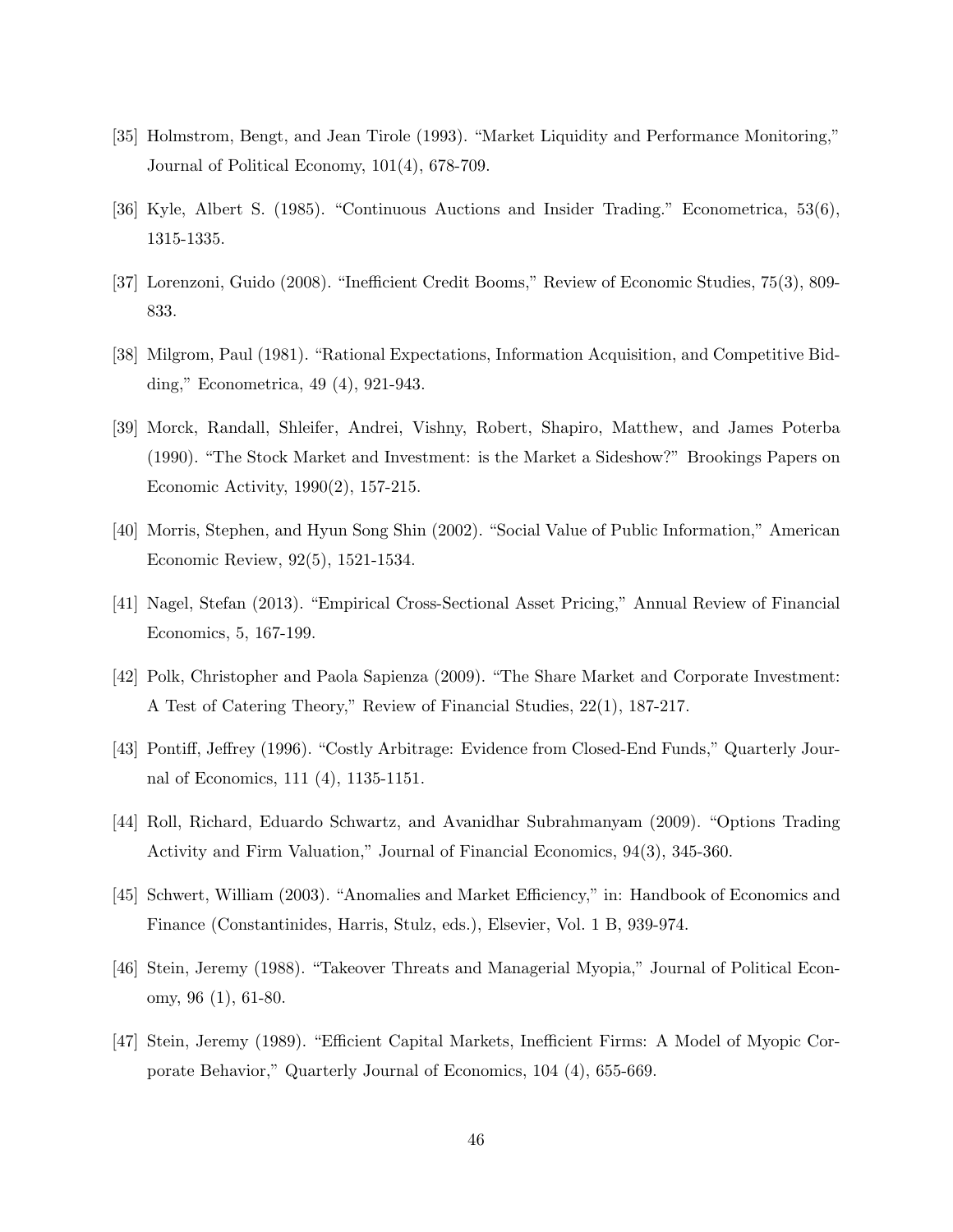[35] Holmstrom, Bengt, and Jean Tirole (1993). "Market Liquidity and Performance Monitoring," Journal of Political Economy, 101(4), 678-709.

[36] Kyle, Albert S. (1985). "Continuous Auctions and Insider Trading." Econometrica, 53(6), 1315-1335.

[37] Lorenzoni, Guido (2008). "Inefficient Credit Booms," Review of Economic Studies, 75(3), 809-833.

[38] Milgrom, Paul (1981). "Rational Expectations, Information Acquisition, and Competitive Bidding," Econometrica, 49 (4), 921-943.

[39] Morck, Randall, Shleifer, Andrei, Vishny, Robert, Shapiro, Matthew, and James Poterba (1990). "The Stock Market and Investment: is the Market a Sideshow?" Brookings Papers on Economic Activity, 1990(2), 157-215.

[40] Morris, Stephen, and Hyun Song Shin (2002). "Social Value of Public Information," American Economic Review, 92(5), 1521-1534.

[41] Nagel, Stefan (2013). "Empirical Cross-Sectional Asset Pricing," Annual Review of Financial Economics, 5, 167-199.

[42] Polk, Christopher and Paola Sapienza (2009). "The Share Market and Corporate Investment: A Test of Catering Theory," Review of Financial Studies, 22(1), 187-217.

[43] Pontiff, Jeffrey (1996). "Costly Arbitrage: Evidence from Closed-End Funds," Quarterly Journal of Economics, 111 (4), 1135-1151.

[44] Roll, Richard, Eduardo Schwartz, and Avanidhar Subrahmanyam (2009). "Options Trading Activity and Firm Valuation," Journal of Financial Economics, 94(3), 345-360.

[45] Schwert, William (2003). "Anomalies and Market Efficiency," in: Handbook of Economics and Finance (Constantinides, Harris, Stulz, eds.), Elsevier, Vol. 1 B, 939-974.

[46] Stein, Jeremy (1988). "Takeover Threats and Managerial Myopia," Journal of Political Economy, 96 (1), 61-80.

[47] Stein, Jeremy (1989). "Efficient Capital Markets, Inefficient Firms: A Model of Myopic Corporate Behavior," Quarterly Journal of Economics, 104 (4), 655-669.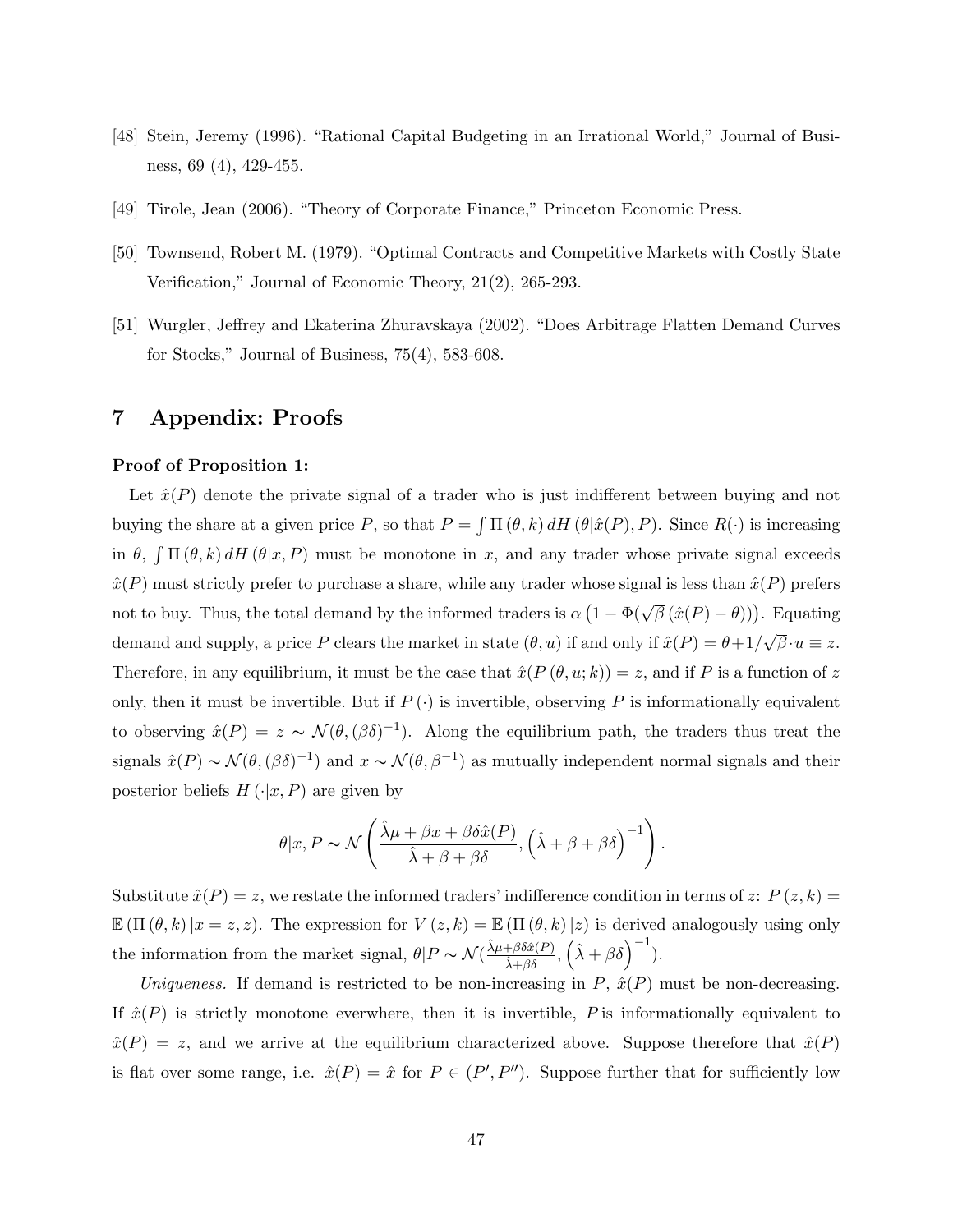[48] Stein, Jeremy (1996). "Rational Capital Budgeting in an Irrational World," Journal of Business, 69 (4), 429-455.

[49] Tirole, Jean (2006). "Theory of Corporate Finance," Princeton Economic Press.

[50] Townsend, Robert M. (1979). "Optimal Contracts and Competitive Markets with Costly State Verification," Journal of Economic Theory, 21(2), 265-293.

[51] Wurgler, Jeffrey and Ekaterina Zhuravskaya (2002). "Does Arbitrage Flatten Demand Curves for Stocks," Journal of Business, 75(4), 583-608.

# 7 Appendix: Proofs

**Proof of Proposition 1:**

Let $\hat{x}(P)$ denote the private signal of a trader who is just indifferent between buying and not buying the share at a given price $P$, so that $P = \int \Pi(\theta, k)\, dH(\theta|\hat{x}(P), P)$. Since $R(\cdot)$ is increasing in $\theta$, $\int \Pi(\theta, k)\, dH(\theta|x, P)$ must be monotone in $x$, and any trader whose private signal exceeds $\hat{x}(P)$ must strictly prefer to purchase a share, while any trader whose signal is less than $\hat{x}(P)$ prefers not to buy. Thus, the total demand by the informed traders is $\alpha\left(1 - \Phi(\sqrt{\beta}\left(\hat{x}(P) - \theta\right))\right)$. Equating demand and supply, a price $P$ clears the market in state $(\theta, u)$ if and only if $\hat{x}(P) = \theta + 1/\sqrt{\beta} \cdot u \equiv z$. Therefore, in any equilibrium, it must be the case that $\hat{x}(P(\theta, u; k)) = z$, and if $P$ is a function of $z$ only, then it must be invertible. But if $P(\cdot)$ is invertible, observing $P$ is informationally equivalent to observing $\hat{x}(P) = z \sim \mathcal{N}(\theta, (\beta\delta)^{-1})$. Along the equilibrium path, the traders thus treat the signals $\hat{x}(P) \sim \mathcal{N}(\theta, (\beta\delta)^{-1})$ and $x \sim \mathcal{N}(\theta, \beta^{-1})$ as mutually independent normal signals and their posterior beliefs $H(\cdot|x, P)$ are given by

$$\theta|x, P \sim \mathcal{N}\left(\frac{\hat{\lambda}\mu + \beta x + \beta\delta\hat{x}(P)}{\hat{\lambda} + \beta + \beta\delta}, \left(\hat{\lambda} + \beta + \beta\delta\right)^{-1}\right).$$

Substitute $\hat{x}(P) = z$, we restate the informed traders' indifference condition in terms of $z$: $P(z, k) = \mathbb{E}(\Pi(\theta, k)\,|x = z, z)$. The expression for $V(z, k) = \mathbb{E}(\Pi(\theta, k)\,|z)$ is derived analogously using only the information from the market signal, $\theta|P \sim \mathcal{N}(\frac{\hat{\lambda}\mu + \beta\delta\hat{x}(P)}{\hat{\lambda} + \beta\delta}, \left(\hat{\lambda} + \beta\delta\right)^{-1})$.

*Uniqueness.* If demand is restricted to be non-increasing in $P$, $\hat{x}(P)$ must be non-decreasing. If $\hat{x}(P)$ is strictly monotone everwhere, then it is invertible, $P$ is informationally equivalent to $\hat{x}(P) = z$, and we arrive at the equilibrium characterized above. Suppose therefore that $\hat{x}(P)$ is flat over some range, i.e. $\hat{x}(P) = \hat{x}$ for $P \in (P', P'')$. Suppose further that for sufficiently low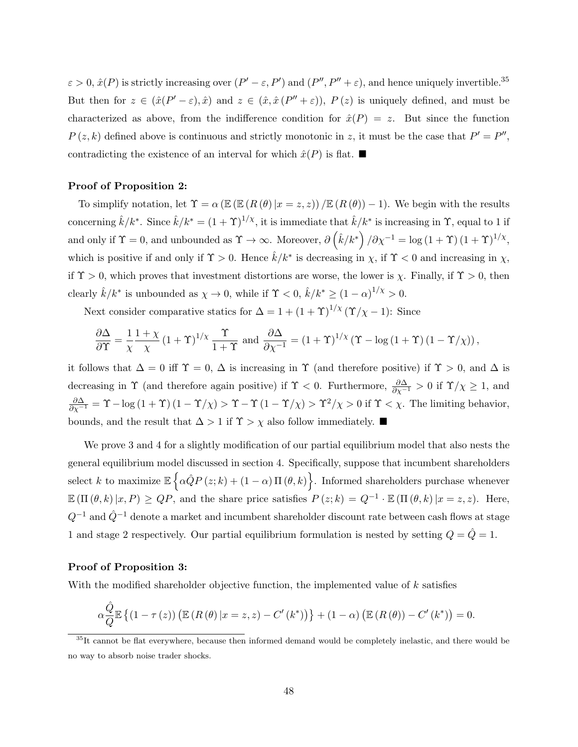$\varepsilon > 0$, $\hat{x}(P)$ is strictly increasing over $(P' - \varepsilon, P')$ and $(P'', P'' + \varepsilon)$, and hence uniquely invertible.[35] But then for $z \in (\hat{x}(P' - \varepsilon), \hat{x})$ and $z \in (\hat{x}, \hat{x}(P'' + \varepsilon))$, $P(z)$ is uniquely defined, and must be characterized as above, from the indifference condition for $\hat{x}(P) = z$. But since the function $P(z, k)$ defined above is continuous and strictly monotonic in $z$, it must be the case that $P' = P''$, contradicting the existence of an interval for which $\hat{x}(P)$ is flat. ■

**Proof of Proposition 2:**

To simplify notation, let $\Upsilon = \alpha \left( \mathbb{E}\left(\mathbb{E}\left(R(\theta) | x = z, z\right)\right) / \mathbb{E}\left(R(\theta)\right) - 1\right)$. We begin with the results concerning $\hat{k}/k^*$. Since $\hat{k}/k^* = (1 + \Upsilon)^{1/\chi}$, it is immediate that $\hat{k}/k^*$ is increasing in $\Upsilon$, equal to 1 if and only if $\Upsilon = 0$, and unbounded as $\Upsilon \to \infty$. Moreover, $\partial \left(\hat{k}/k^*\right) / \partial \chi^{-1} = \log(1 + \Upsilon)(1 + \Upsilon)^{1/\chi}$, which is positive if and only if $\Upsilon > 0$. Hence $\hat{k}/k^*$ is decreasing in $\chi$, if $\Upsilon < 0$ and increasing in $\chi$, if $\Upsilon > 0$, which proves that investment distortions are worse, the lower is $\chi$. Finally, if $\Upsilon > 0$, then clearly $\hat{k}/k^*$ is unbounded as $\chi \to 0$, while if $\Upsilon < 0$, $\hat{k}/k^* \geq (1 - \alpha)^{1/\chi} > 0$.

Next consider comparative statics for $\Delta = 1 + (1 + \Upsilon)^{1/\chi} (\Upsilon/\chi - 1)$: Since

$$\frac{\partial \Delta}{\partial \Upsilon} = \frac{1}{\chi} \frac{1 + \chi}{\chi} (1 + \Upsilon)^{1/\chi} \frac{\Upsilon}{1 + \Upsilon} \text{ and } \frac{\partial \Delta}{\partial \chi^{-1}} = (1 + \Upsilon)^{1/\chi} \left(\Upsilon - \log(1 + \Upsilon)(1 - \Upsilon/\chi)\right),$$

it follows that $\Delta = 0$ iff $\Upsilon = 0$, $\Delta$ is increasing in $\Upsilon$ (and therefore positive) if $\Upsilon > 0$, and $\Delta$ is decreasing in $\Upsilon$ (and therefore again positive) if $\Upsilon < 0$. Furthermore, $\frac{\partial \Delta}{\partial \chi^{-1}} > 0$ if $\Upsilon/\chi \geq 1$, and $\frac{\partial \Delta}{\partial \chi^{-1}} = \Upsilon - \log(1 + \Upsilon)(1 - \Upsilon/\chi) > \Upsilon - \Upsilon(1 - \Upsilon/\chi) > \Upsilon^2/\chi > 0$ if $\Upsilon < \chi$. The limiting behavior, bounds, and the result that $\Delta > 1$ if $\Upsilon > \chi$ also follow immediately. ■

We prove 3 and 4 for a slightly modification of our partial equilibrium model that also nests the general equilibrium model discussed in section 4. Specifically, suppose that incumbent shareholders select $k$ to maximize $\mathbb{E}\left\{\alpha \hat{Q} P(z; k) + (1 - \alpha) \Pi(\theta, k)\right\}$. Informed shareholders purchase whenever $\mathbb{E}\left(\Pi(\theta, k) | x, P\right) \geq QP$, and the share price satisfies $P(z; k) = Q^{-1} \cdot \mathbb{E}\left(\Pi(\theta, k) | x = z, z\right)$. Here, $Q^{-1}$ and $\hat{Q}^{-1}$ denote a market and incumbent shareholder discount rate between cash flows at stage 1 and stage 2 respectively. Our partial equilibrium formulation is nested by setting $Q = \hat{Q} = 1$.

**Proof of Proposition 3:**

With the modified shareholder objective function, the implemented value of $k$ satisfies

$$\alpha \frac{\hat{Q}}{Q} \mathbb{E}\left\{(1 - \tau(z)) \left(\mathbb{E}\left(R(\theta) | x = z, z\right) - C'(k^*)\right)\right\} + (1 - \alpha) \left(\mathbb{E}\left(R(\theta)\right) - C'(k^*)\right) = 0.$$

[35] It cannot be flat everywhere, because then informed demand would be completely inelastic, and there would be no way to absorb noise trader shocks.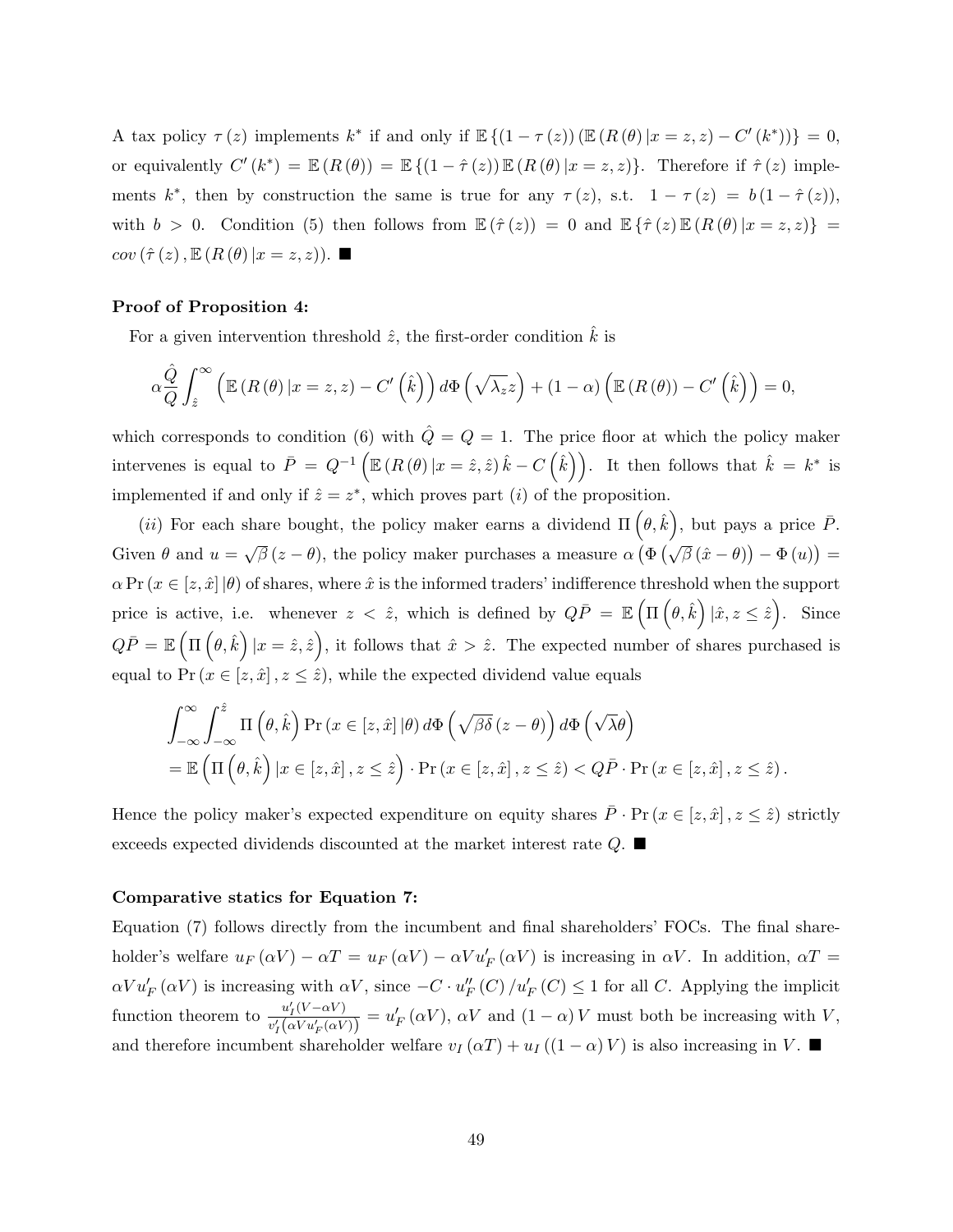A tax policy $\tau(z)$ implements $k^*$ if and only if $\mathbb{E}\{(1-\tau(z))(\mathbb{E}(R(\theta)|x=z,z)-C'(k^*))\}=0$, or equivalently $C'(k^*)=\mathbb{E}(R(\theta))=\mathbb{E}\{(1-\hat{\tau}(z))\mathbb{E}(R(\theta)|x=z,z)\}$. Therefore if $\hat{\tau}(z)$ implements $k^*$, then by construction the same is true for any $\tau(z)$, s.t. $1-\tau(z)=b(1-\hat{\tau}(z))$, with $b>0$. Condition (5) then follows from $\mathbb{E}(\hat{\tau}(z))=0$ and $\mathbb{E}\{\hat{\tau}(z)\mathbb{E}(R(\theta)|x=z,z)\}=cov(\hat{\tau}(z),\mathbb{E}(R(\theta)|x=z,z))$. ■

**Proof of Proposition 4:**

For a given intervention threshold $\hat{z}$, the first-order condition $\hat{k}$ is

$$\alpha\frac{\hat{Q}}{Q}\int_{\hat{z}}^{\infty}\left(\mathbb{E}(R(\theta)|x=z,z)-C'\left(\hat{k}\right)\right)d\Phi\left(\sqrt{\lambda_z}z\right)+(1-\alpha)\left(\mathbb{E}(R(\theta))-C'\left(\hat{k}\right)\right)=0,$$

which corresponds to condition (6) with $\hat{Q}=Q=1$. The price floor at which the policy maker intervenes is equal to $\bar{P}=Q^{-1}\left(\mathbb{E}(R(\theta)|x=\hat{z},\hat{z})\hat{k}-C\left(\hat{k}\right)\right)$. It then follows that $\hat{k}=k^*$ is implemented if and only if $\hat{z}=z^*$, which proves part $(i)$ of the proposition.

$(ii)$ For each share bought, the policy maker earns a dividend $\Pi\left(\theta,\hat{k}\right)$, but pays a price $\bar{P}$. Given $\theta$ and $u=\sqrt{\beta}(z-\theta)$, the policy maker purchases a measure $\alpha\left(\Phi\left(\sqrt{\beta}(\hat{x}-\theta)\right)-\Phi(u)\right)=\alpha\Pr(x\in[z,\hat{x}]|\theta)$ of shares, where $\hat{x}$ is the informed traders' indifference threshold when the support price is active, i.e. whenever $z<\hat{z}$, which is defined by $Q\bar{P}=\mathbb{E}\left(\Pi\left(\theta,\hat{k}\right)|\hat{x},z\leq\hat{z}\right)$. Since $Q\bar{P}=\mathbb{E}\left(\Pi\left(\theta,\hat{k}\right)|x=\hat{z},\hat{z}\right)$, it follows that $\hat{x}>\hat{z}$. The expected number of shares purchased is equal to $\Pr(x\in[z,\hat{x}],z\leq\hat{z})$, while the expected dividend value equals

$$\begin{aligned}
&\int_{-\infty}^{\infty}\int_{-\infty}^{\hat{z}}\Pi\left(\theta,\hat{k}\right)\Pr(x\in[z,\hat{x}]|\theta)\,d\Phi\left(\sqrt{\beta\delta}(z-\theta)\right)d\Phi\left(\sqrt{\lambda}\theta\right)\\
&=\mathbb{E}\left(\Pi\left(\theta,\hat{k}\right)|x\in[z,\hat{x}],z\leq\hat{z}\right)\cdot\Pr(x\in[z,\hat{x}],z\leq\hat{z})<Q\bar{P}\cdot\Pr(x\in[z,\hat{x}],z\leq\hat{z}).
\end{aligned}$$

Hence the policy maker's expected expenditure on equity shares $\bar{P}\cdot\Pr(x\in[z,\hat{x}],z\leq\hat{z})$ strictly exceeds expected dividends discounted at the market interest rate $Q$. ■

**Comparative statics for Equation 7:**

Equation (7) follows directly from the incumbent and final shareholders' FOCs. The final shareholder's welfare $u_F(\alpha V)-\alpha T=u_F(\alpha V)-\alpha V u_F'(\alpha V)$ is increasing in $\alpha V$. In addition, $\alpha T=\alpha V u_F'(\alpha V)$ is increasing with $\alpha V$, since $-C\cdot u_F''(C)/u_F'(C)\leq 1$ for all $C$. Applying the implicit function theorem to $\frac{u_I'(V-\alpha V)}{v_I'\left(\alpha V u_F'(\alpha V)\right)}=u_F'(\alpha V)$, $\alpha V$ and $(1-\alpha)V$ must both be increasing with $V$, and therefore incumbent shareholder welfare $v_I(\alpha T)+u_I((1-\alpha)V)$ is also increasing in $V$. ■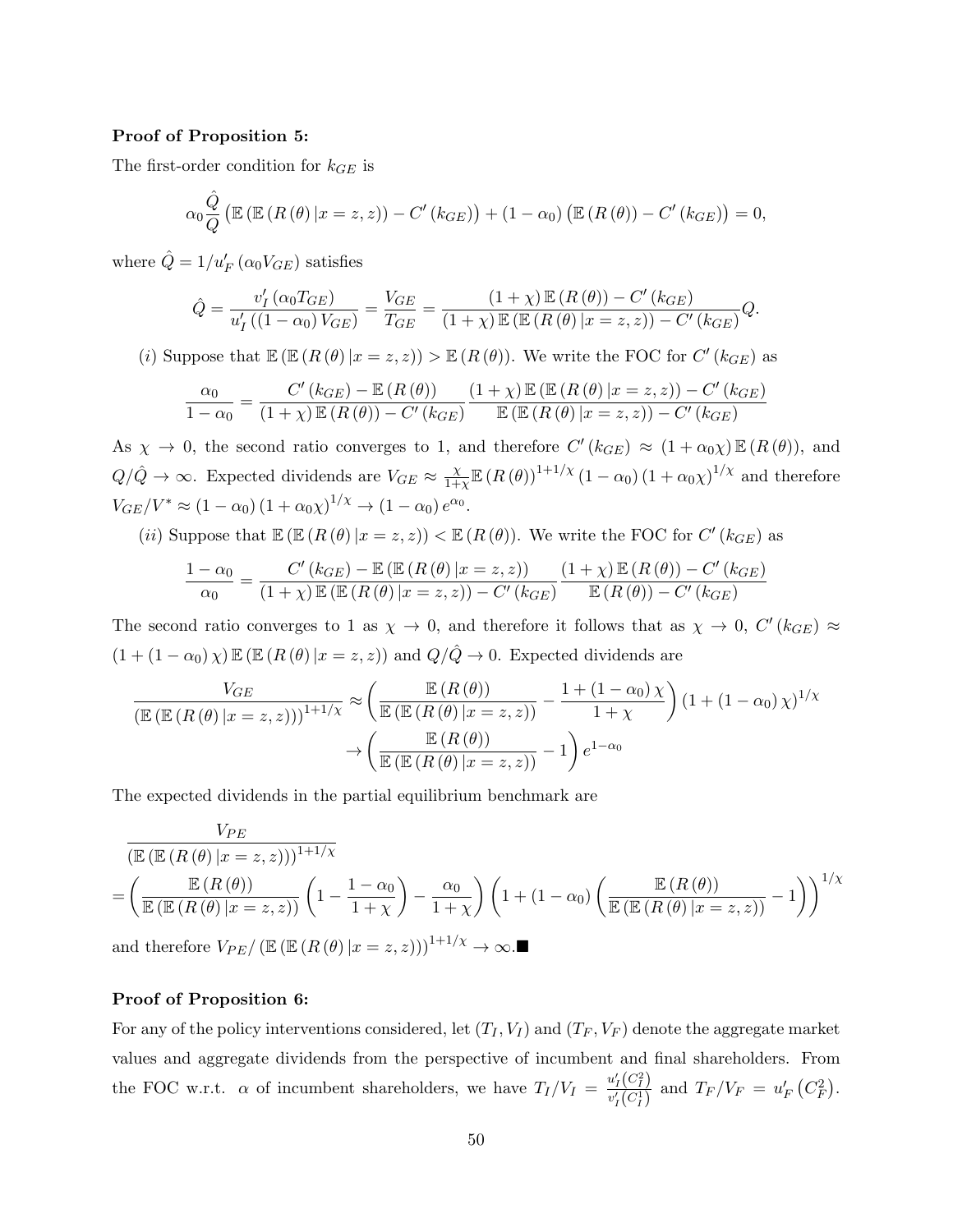**Proof of Proposition 5:**

The first-order condition for $k_{GE}$ is

$$\alpha_0 \frac{\hat{Q}}{Q} \left( \mathbb{E}\left( \mathbb{E}\left( R\left(\theta\right) | x = z, z \right) \right) - C'\left(k_{GE}\right) \right) + \left(1 - \alpha_0\right) \left( \mathbb{E}\left( R\left(\theta\right) \right) - C'\left(k_{GE}\right) \right) = 0,$$

where $\hat{Q} = 1/u_F'\left(\alpha_0 V_{GE}\right)$ satisfies

$$\hat{Q} = \frac{v_I'\left(\alpha_0 T_{GE}\right)}{u_I'\left(\left(1-\alpha_0\right) V_{GE}\right)} = \frac{V_{GE}}{T_{GE}} = \frac{\left(1+\chi\right) \mathbb{E}\left(R\left(\theta\right)\right) - C'\left(k_{GE}\right)}{\left(1+\chi\right) \mathbb{E}\left(\mathbb{E}\left(R\left(\theta\right)|x=z,z\right)\right) - C'\left(k_{GE}\right)} Q.$$

$(i)$ Suppose that $\mathbb{E}\left(\mathbb{E}\left(R\left(\theta\right)|x=z,z\right)\right) > \mathbb{E}\left(R\left(\theta\right)\right)$. We write the FOC for $C'\left(k_{GE}\right)$ as

$$\frac{\alpha_0}{1-\alpha_0} = \frac{C'\left(k_{GE}\right) - \mathbb{E}\left(R\left(\theta\right)\right)}{\left(1+\chi\right)\mathbb{E}\left(R\left(\theta\right)\right) - C'\left(k_{GE}\right)} \frac{\left(1+\chi\right)\mathbb{E}\left(\mathbb{E}\left(R\left(\theta\right)|x=z,z\right)\right) - C'\left(k_{GE}\right)}{\mathbb{E}\left(\mathbb{E}\left(R\left(\theta\right)|x=z,z\right)\right) - C'\left(k_{GE}\right)}$$

As $\chi \to 0$, the second ratio converges to 1, and therefore $C'\left(k_{GE}\right) \approx \left(1+\alpha_0\chi\right)\mathbb{E}\left(R\left(\theta\right)\right)$, and $Q/\hat{Q} \to \infty$. Expected dividends are $V_{GE} \approx \frac{\chi}{1+\chi}\mathbb{E}\left(R\left(\theta\right)\right)^{1+1/\chi}\left(1-\alpha_0\right)\left(1+\alpha_0\chi\right)^{1/\chi}$ and therefore $V_{GE}/V^* \approx \left(1-\alpha_0\right)\left(1+\alpha_0\chi\right)^{1/\chi} \to \left(1-\alpha_0\right)e^{\alpha_0}$.

$(ii)$ Suppose that $\mathbb{E}\left(\mathbb{E}\left(R\left(\theta\right)|x=z,z\right)\right) < \mathbb{E}\left(R\left(\theta\right)\right)$. We write the FOC for $C'\left(k_{GE}\right)$ as

$$\frac{1-\alpha_0}{\alpha_0} = \frac{C'\left(k_{GE}\right) - \mathbb{E}\left(\mathbb{E}\left(R\left(\theta\right)|x=z,z\right)\right)}{\left(1+\chi\right)\mathbb{E}\left(\mathbb{E}\left(R\left(\theta\right)|x=z,z\right)\right) - C'\left(k_{GE}\right)} \frac{\left(1+\chi\right)\mathbb{E}\left(R\left(\theta\right)\right) - C'\left(k_{GE}\right)}{\mathbb{E}\left(R\left(\theta\right)\right) - C'\left(k_{GE}\right)}$$

The second ratio converges to 1 as $\chi \to 0$, and therefore it follows that as $\chi \to 0$, $C'\left(k_{GE}\right) \approx \left(1+\left(1-\alpha_0\right)\chi\right)\mathbb{E}\left(\mathbb{E}\left(R\left(\theta\right)|x=z,z\right)\right)$ and $Q/\hat{Q} \to 0$. Expected dividends are

$$\begin{aligned}
\frac{V_{GE}}{\left(\mathbb{E}\left(\mathbb{E}\left(R\left(\theta\right)|x=z,z\right)\right)\right)^{1+1/\chi}} &\approx \left(\frac{\mathbb{E}\left(R\left(\theta\right)\right)}{\mathbb{E}\left(\mathbb{E}\left(R\left(\theta\right)|x=z,z\right)\right)} - \frac{1+\left(1-\alpha_0\right)\chi}{1+\chi}\right)\left(1+\left(1-\alpha_0\right)\chi\right)^{1/\chi} \\
&\to \left(\frac{\mathbb{E}\left(R\left(\theta\right)\right)}{\mathbb{E}\left(\mathbb{E}\left(R\left(\theta\right)|x=z,z\right)\right)} - 1\right)e^{1-\alpha_0}
\end{aligned}$$

The expected dividends in the partial equilibrium benchmark are

$$\begin{aligned}
&\frac{V_{PE}}{\left(\mathbb{E}\left(\mathbb{E}\left(R\left(\theta\right)|x=z,z\right)\right)\right)^{1+1/\chi}} \\
=& \left(\frac{\mathbb{E}\left(R\left(\theta\right)\right)}{\mathbb{E}\left(\mathbb{E}\left(R\left(\theta\right)|x=z,z\right)\right)}\left(1 - \frac{1-\alpha_0}{1+\chi}\right) - \frac{\alpha_0}{1+\chi}\right)\left(1+\left(1-\alpha_0\right)\left(\frac{\mathbb{E}\left(R\left(\theta\right)\right)}{\mathbb{E}\left(\mathbb{E}\left(R\left(\theta\right)|x=z,z\right)\right)} - 1\right)\right)^{1/\chi}
\end{aligned}$$

and therefore $V_{PE}/\left(\mathbb{E}\left(\mathbb{E}\left(R\left(\theta\right)|x=z,z\right)\right)\right)^{1+1/\chi} \to \infty$.■

**Proof of Proposition 6:**

For any of the policy interventions considered, let $\left(T_I, V_I\right)$ and $\left(T_F, V_F\right)$ denote the aggregate market values and aggregate dividends from the perspective of incumbent and final shareholders. From the FOC w.r.t. $\alpha$ of incumbent shareholders, we have $T_I/V_I = \frac{u_I'\left(C_I^2\right)}{v_I'\left(C_I^1\right)}$ and $T_F/V_F = u_F'\left(C_F^2\right)$.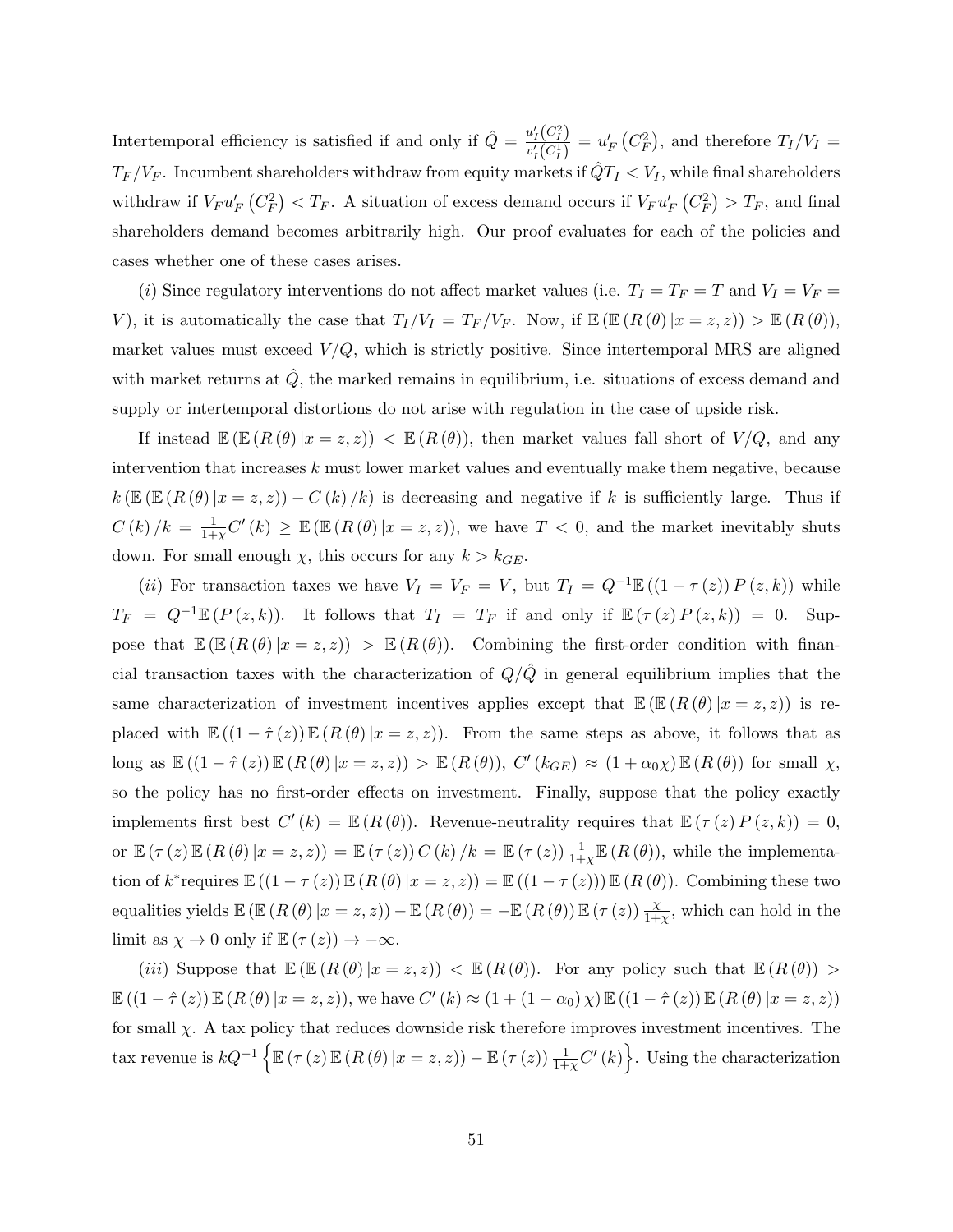Intertemporal efficiency is satisfied if and only if $\hat{Q} = \frac{u_I'(C_I^2)}{v_I'(C_I^1)} = u_F'(C_F^2)$, and therefore $T_I/V_I = T_F/V_F$. Incumbent shareholders withdraw from equity markets if $\hat{Q}T_I < V_I$, while final shareholders withdraw if $V_F u_F'(C_F^2) < T_F$. A situation of excess demand occurs if $V_F u_F'(C_F^2) > T_F$, and final shareholders demand becomes arbitrarily high. Our proof evaluates for each of the policies and cases whether one of these cases arises.

($i$) Since regulatory interventions do not affect market values (i.e. $T_I = T_F = T$ and $V_I = V_F = V$), it is automatically the case that $T_I/V_I = T_F/V_F$. Now, if $\mathbb{E}(\mathbb{E}(R(\theta)|x = z, z)) > \mathbb{E}(R(\theta))$, market values must exceed $V/Q$, which is strictly positive. Since intertemporal MRS are aligned with market returns at $\hat{Q}$, the marked remains in equilibrium, i.e. situations of excess demand and supply or intertemporal distortions do not arise with regulation in the case of upside risk.

If instead $\mathbb{E}(\mathbb{E}(R(\theta)|x = z, z)) < \mathbb{E}(R(\theta))$, then market values fall short of $V/Q$, and any intervention that increases $k$ must lower market values and eventually make them negative, because $k(\mathbb{E}(\mathbb{E}(R(\theta)|x = z, z)) - C(k)/k)$ is decreasing and negative if $k$ is sufficiently large. Thus if $C(k)/k = \frac{1}{1+\chi}C'(k) \geq \mathbb{E}(\mathbb{E}(R(\theta)|x = z, z))$, we have $T < 0$, and the market inevitably shuts down. For small enough $\chi$, this occurs for any $k > k_{GE}$.

($ii$) For transaction taxes we have $V_I = V_F = V$, but $T_I = Q^{-1}\mathbb{E}((1 - \tau(z))P(z, k))$ while $T_F = Q^{-1}\mathbb{E}(P(z, k))$. It follows that $T_I = T_F$ if and only if $\mathbb{E}(\tau(z)P(z, k)) = 0$. Suppose that $\mathbb{E}(\mathbb{E}(R(\theta)|x = z, z)) > \mathbb{E}(R(\theta))$. Combining the first-order condition with financial transaction taxes with the characterization of $Q/\hat{Q}$ in general equilibrium implies that the same characterization of investment incentives applies except that $\mathbb{E}(\mathbb{E}(R(\theta)|x = z, z))$ is replaced with $\mathbb{E}((1 - \hat{\tau}(z))\mathbb{E}(R(\theta)|x = z, z))$. From the same steps as above, it follows that as long as $\mathbb{E}((1 - \hat{\tau}(z))\mathbb{E}(R(\theta)|x = z, z)) > \mathbb{E}(R(\theta))$, $C'(k_{GE}) \approx (1 + \alpha_0\chi)\mathbb{E}(R(\theta))$ for small $\chi$, so the policy has no first-order effects on investment. Finally, suppose that the policy exactly implements first best $C'(k) = \mathbb{E}(R(\theta))$. Revenue-neutrality requires that $\mathbb{E}(\tau(z)P(z, k)) = 0$, or $\mathbb{E}(\tau(z)\mathbb{E}(R(\theta)|x = z, z)) = \mathbb{E}(\tau(z))C(k)/k = \mathbb{E}(\tau(z))\frac{1}{1+\chi}\mathbb{E}(R(\theta))$, while the implementation of $k^*$requires $\mathbb{E}((1 - \tau(z))\mathbb{E}(R(\theta)|x = z, z)) = \mathbb{E}((1 - \tau(z)))\mathbb{E}(R(\theta))$. Combining these two equalities yields $\mathbb{E}(\mathbb{E}(R(\theta)|x = z, z)) - \mathbb{E}(R(\theta)) = -\mathbb{E}(R(\theta))\mathbb{E}(\tau(z))\frac{\chi}{1+\chi}$, which can hold in the limit as $\chi \to 0$ only if $\mathbb{E}(\tau(z)) \to -\infty$.

($iii$) Suppose that $\mathbb{E}(\mathbb{E}(R(\theta)|x = z, z)) < \mathbb{E}(R(\theta))$. For any policy such that $\mathbb{E}(R(\theta)) > \mathbb{E}((1 - \hat{\tau}(z))\mathbb{E}(R(\theta)|x = z, z))$, we have $C'(k) \approx (1 + (1 - \alpha_0)\chi)\mathbb{E}((1 - \hat{\tau}(z))\mathbb{E}(R(\theta)|x = z, z))$ for small $\chi$. A tax policy that reduces downside risk therefore improves investment incentives. The tax revenue is $kQ^{-1}\left\{\mathbb{E}(\tau(z)\mathbb{E}(R(\theta)|x = z, z)) - \mathbb{E}(\tau(z))\frac{1}{1+\chi}C'(k)\right\}$. Using the characterization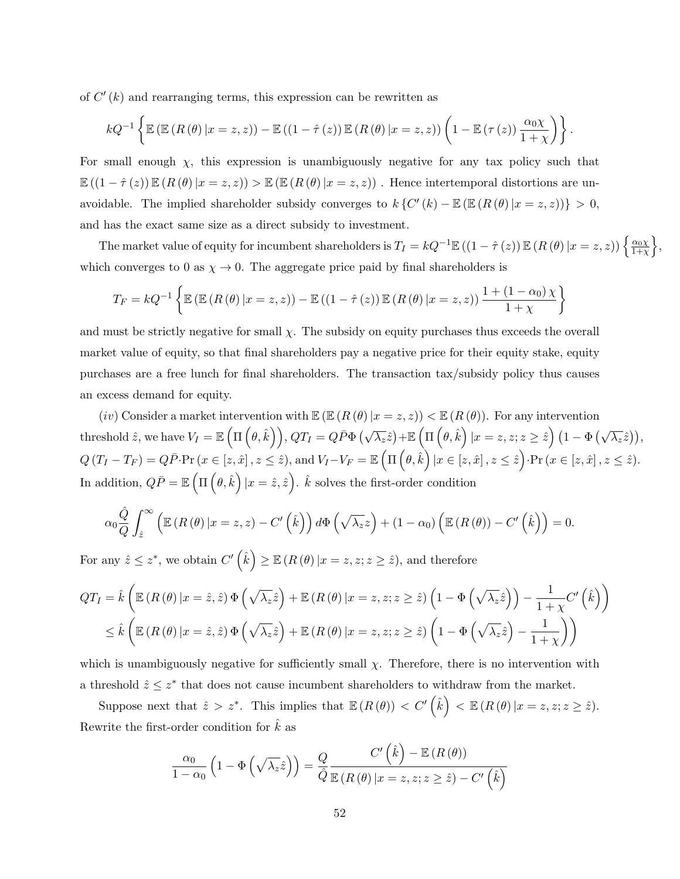of $C'(k)$ and rearranging terms, this expression can be rewritten as

$$kQ^{-1}\left\{\mathbb{E}\left(\mathbb{E}\left(R\left(\theta\right)|x=z,z\right)\right)-\mathbb{E}\left(\left(1-\hat{\tau}\left(z\right)\right)\mathbb{E}\left(R\left(\theta\right)|x=z,z\right)\right)\left(1-\mathbb{E}\left(\tau\left(z\right)\right)\frac{\alpha_0\chi}{1+\chi}\right)\right\}.$$

For small enough $\chi$, this expression is unambiguously negative for any tax policy such that $\mathbb{E}\left(\left(1-\hat{\tau}\left(z\right)\right)\mathbb{E}\left(R\left(\theta\right)|x=z,z\right)\right)>\mathbb{E}\left(\mathbb{E}\left(R\left(\theta\right)|x=z,z\right)\right)$ . Hence intertemporal distortions are unavoidable. The implied shareholder subsidy converges to $k\left\{C'\left(k\right)-\mathbb{E}\left(\mathbb{E}\left(R\left(\theta\right)|x=z,z\right)\right)\right\}>0$, and has the exact same size as a direct subsidy to investment.

The market value of equity for incumbent shareholders is $T_I=kQ^{-1}\mathbb{E}\left(\left(1-\hat{\tau}\left(z\right)\right)\mathbb{E}\left(R\left(\theta\right)|x=z,z\right)\right)\left\{\frac{\alpha_0\chi}{1+\chi}\right\}$, which converges to 0 as $\chi\to 0$. The aggregate price paid by final shareholders is

$$T_F=kQ^{-1}\left\{\mathbb{E}\left(\mathbb{E}\left(R\left(\theta\right)|x=z,z\right)\right)-\mathbb{E}\left(\left(1-\hat{\tau}\left(z\right)\right)\mathbb{E}\left(R\left(\theta\right)|x=z,z\right)\right)\frac{1+\left(1-\alpha_0\right)\chi}{1+\chi}\right\}$$

and must be strictly negative for small $\chi$. The subsidy on equity purchases thus exceeds the overall market value of equity, so that final shareholders pay a negative price for their equity stake, equity purchases are a free lunch for final shareholders. The transaction tax/subsidy policy thus causes an excess demand for equity.

(*iv*) Consider a market intervention with $\mathbb{E}\left(\mathbb{E}\left(R\left(\theta\right)|x=z,z\right)\right)<\mathbb{E}\left(R\left(\theta\right)\right)$. For any intervention threshold $\hat{z}$, we have $V_I=\mathbb{E}\left(\Pi\left(\theta,\hat{k}\right)\right)$, $QT_I=Q\bar{P}\Phi\left(\sqrt{\lambda_z}\hat{z}\right)+\mathbb{E}\left(\Pi\left(\theta,\hat{k}\right)|x=z,z;z\geq\hat{z}\right)\left(1-\Phi\left(\sqrt{\lambda_z}\hat{z}\right)\right)$, $Q\left(T_I-T_F\right)=Q\bar{P}\cdot\Pr\left(x\in\left[z,\hat{x}\right],z\leq\hat{z}\right)$, and $V_I-V_F=\mathbb{E}\left(\Pi\left(\theta,\hat{k}\right)|x\in\left[z,\hat{x}\right],z\leq\hat{z}\right)\cdot\Pr\left(x\in\left[z,\hat{x}\right],z\leq\hat{z}\right)$. In addition, $Q\bar{P}=\mathbb{E}\left(\Pi\left(\theta,\hat{k}\right)|x=\hat{z},\hat{z}\right)$. $\hat{k}$ solves the first-order condition

$$\alpha_0\frac{\hat{Q}}{Q}\int_{\hat{z}}^{\infty}\left(\mathbb{E}\left(R\left(\theta\right)|x=z,z\right)-C'\left(\hat{k}\right)\right)d\Phi\left(\sqrt{\lambda_z}z\right)+\left(1-\alpha_0\right)\left(\mathbb{E}\left(R\left(\theta\right)\right)-C'\left(\hat{k}\right)\right)=0.$$

For any $\hat{z}\leq z^*$, we obtain $C'\left(\hat{k}\right)\geq\mathbb{E}\left(R\left(\theta\right)|x=z,z;z\geq\hat{z}\right)$, and therefore

$$\begin{aligned}QT_I&=\hat{k}\left(\mathbb{E}\left(R\left(\theta\right)|x=\hat{z},\hat{z}\right)\Phi\left(\sqrt{\lambda_z}\hat{z}\right)+\mathbb{E}\left(R\left(\theta\right)|x=z,z;z\geq\hat{z}\right)\left(1-\Phi\left(\sqrt{\lambda_z}\hat{z}\right)\right)-\frac{1}{1+\chi}C'\left(\hat{k}\right)\right)\\&\leq\hat{k}\left(\mathbb{E}\left(R\left(\theta\right)|x=\hat{z},\hat{z}\right)\Phi\left(\sqrt{\lambda_z}\hat{z}\right)+\mathbb{E}\left(R\left(\theta\right)|x=z,z;z\geq\hat{z}\right)\left(1-\Phi\left(\sqrt{\lambda_z}\hat{z}\right)-\frac{1}{1+\chi}\right)\right)\end{aligned}$$

which is unambiguously negative for sufficiently small $\chi$. Therefore, there is no intervention with a threshold $\hat{z}\leq z^*$ that does not cause incumbent shareholders to withdraw from the market.

Suppose next that $\hat{z}>z^*$. This implies that $\mathbb{E}\left(R\left(\theta\right)\right)<C'\left(\hat{k}\right)<\mathbb{E}\left(R\left(\theta\right)|x=z,z;z\geq\hat{z}\right)$. Rewrite the first-order condition for $\hat{k}$ as

$$\frac{\alpha_0}{1-\alpha_0}\left(1-\Phi\left(\sqrt{\lambda_z}\hat{z}\right)\right)=\frac{Q}{\hat{Q}}\frac{C'\left(\hat{k}\right)-\mathbb{E}\left(R\left(\theta\right)\right)}{\mathbb{E}\left(R\left(\theta\right)|x=z,z;z\geq\hat{z}\right)-C'\left(\hat{k}\right)}$$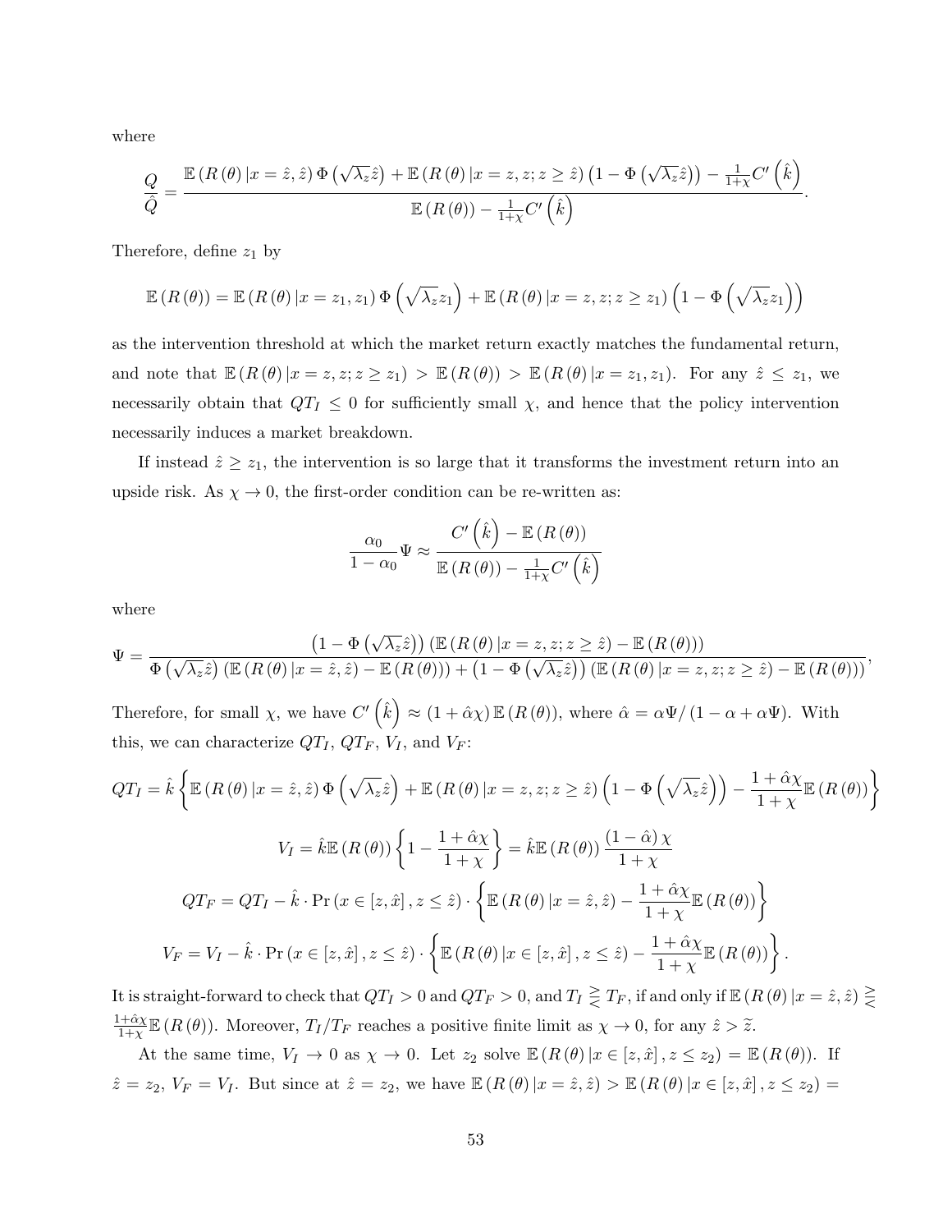where

$$\frac{Q}{\bar{Q}} = \frac{\mathbb{E}\left(R\left(\theta\right)|x=\hat{z},\hat{z}\right)\Phi\left(\sqrt{\lambda_z}\hat{z}\right) + \mathbb{E}\left(R\left(\theta\right)|x=z,z;z\geq\hat{z}\right)\left(1-\Phi\left(\sqrt{\lambda_z}\hat{z}\right)\right) - \frac{1}{1+\chi}C'\left(\hat{k}\right)}{\mathbb{E}\left(R\left(\theta\right)\right) - \frac{1}{1+\chi}C'\left(\hat{k}\right)}.$$

Therefore, define $z_1$ by

$$\mathbb{E}\left(R\left(\theta\right)\right) = \mathbb{E}\left(R\left(\theta\right)|x=z_1,z_1\right)\Phi\left(\sqrt{\lambda_z}z_1\right) + \mathbb{E}\left(R\left(\theta\right)|x=z,z;z\geq z_1\right)\left(1-\Phi\left(\sqrt{\lambda_z}z_1\right)\right)$$

as the intervention threshold at which the market return exactly matches the fundamental return, and note that $\mathbb{E}\left(R\left(\theta\right)|x=z,z;z\geq z_1\right) > \mathbb{E}\left(R\left(\theta\right)\right) > \mathbb{E}\left(R\left(\theta\right)|x=z_1,z_1\right)$. For any $\hat{z}\leq z_1$, we necessarily obtain that $QT_I \leq 0$ for sufficiently small $\chi$, and hence that the policy intervention necessarily induces a market breakdown.

If instead $\hat{z}\geq z_1$, the intervention is so large that it transforms the investment return into an upside risk. As $\chi\to 0$, the first-order condition can be re-written as:

$$\frac{\alpha_0}{1-\alpha_0}\Psi \approx \frac{C'\left(\hat{k}\right) - \mathbb{E}\left(R\left(\theta\right)\right)}{\mathbb{E}\left(R\left(\theta\right)\right) - \frac{1}{1+\chi}C'\left(\hat{k}\right)}$$

where

$$\Psi = \frac{\left(1-\Phi\left(\sqrt{\lambda_z}\hat{z}\right)\right)\left(\mathbb{E}\left(R\left(\theta\right)|x=z,z;z\geq\hat{z}\right) - \mathbb{E}\left(R\left(\theta\right)\right)\right)}{\Phi\left(\sqrt{\lambda_z}\hat{z}\right)\left(\mathbb{E}\left(R\left(\theta\right)|x=\hat{z},\hat{z}\right) - \mathbb{E}\left(R\left(\theta\right)\right)\right) + \left(1-\Phi\left(\sqrt{\lambda_z}\hat{z}\right)\right)\left(\mathbb{E}\left(R\left(\theta\right)|x=z,z;z\geq\hat{z}\right) - \mathbb{E}\left(R\left(\theta\right)\right)\right)},$$

Therefore, for small $\chi$, we have $C'\left(\hat{k}\right)\approx\left(1+\hat{\alpha}\chi\right)\mathbb{E}\left(R\left(\theta\right)\right)$, where $\hat{\alpha} = \alpha\Psi/\left(1-\alpha+\alpha\Psi\right)$. With this, we can characterize $QT_I$, $QT_F$, $V_I$, and $V_F$:

$$QT_I = \hat{k}\left\{\mathbb{E}\left(R\left(\theta\right)|x=\hat{z},\hat{z}\right)\Phi\left(\sqrt{\lambda_z}\hat{z}\right) + \mathbb{E}\left(R\left(\theta\right)|x=z,z;z\geq\hat{z}\right)\left(1-\Phi\left(\sqrt{\lambda_z}\hat{z}\right)\right) - \frac{1+\hat{\alpha}\chi}{1+\chi}\mathbb{E}\left(R\left(\theta\right)\right)\right\}$$

$$V_I = \hat{k}\mathbb{E}\left(R\left(\theta\right)\right)\left\{1-\frac{1+\hat{\alpha}\chi}{1+\chi}\right\} = \hat{k}\mathbb{E}\left(R\left(\theta\right)\right)\frac{\left(1-\hat{\alpha}\right)\chi}{1+\chi}$$

$$QT_F = QT_I - \hat{k}\cdot\Pr\left(x\in\left[z,\hat{x}\right],z\leq\hat{z}\right)\cdot\left\{\mathbb{E}\left(R\left(\theta\right)|x=\hat{z},\hat{z}\right) - \frac{1+\hat{\alpha}\chi}{1+\chi}\mathbb{E}\left(R\left(\theta\right)\right)\right\}$$

$$V_F = V_I - \hat{k}\cdot\Pr\left(x\in\left[z,\hat{x}\right],z\leq\hat{z}\right)\cdot\left\{\mathbb{E}\left(R\left(\theta\right)|x\in\left[z,\hat{x}\right],z\leq\hat{z}\right) - \frac{1+\hat{\alpha}\chi}{1+\chi}\mathbb{E}\left(R\left(\theta\right)\right)\right\}.$$

It is straight-forward to check that $QT_I > 0$ and $QT_F > 0$, and $T_I \gtreqless T_F$, if and only if $\mathbb{E}\left(R\left(\theta\right)|x=\hat{z},\hat{z}\right) \gtreqless \frac{1+\hat{\alpha}\chi}{1+\chi}\mathbb{E}\left(R\left(\theta\right)\right)$. Moreover, $T_I/T_F$ reaches a positive finite limit as $\chi\to 0$, for any $\hat{z} > \tilde{z}$.

At the same time, $V_I\to 0$ as $\chi\to 0$. Let $z_2$ solve $\mathbb{E}\left(R\left(\theta\right)|x\in\left[z,\hat{x}\right],z\leq z_2\right) = \mathbb{E}\left(R\left(\theta\right)\right)$. If $\hat{z} = z_2$, $V_F = V_I$. But since at $\hat{z} = z_2$, we have $\mathbb{E}\left(R\left(\theta\right)|x=\hat{z},\hat{z}\right) > \mathbb{E}\left(R\left(\theta\right)|x\in\left[z,\hat{x}\right],z\leq z_2\right) =$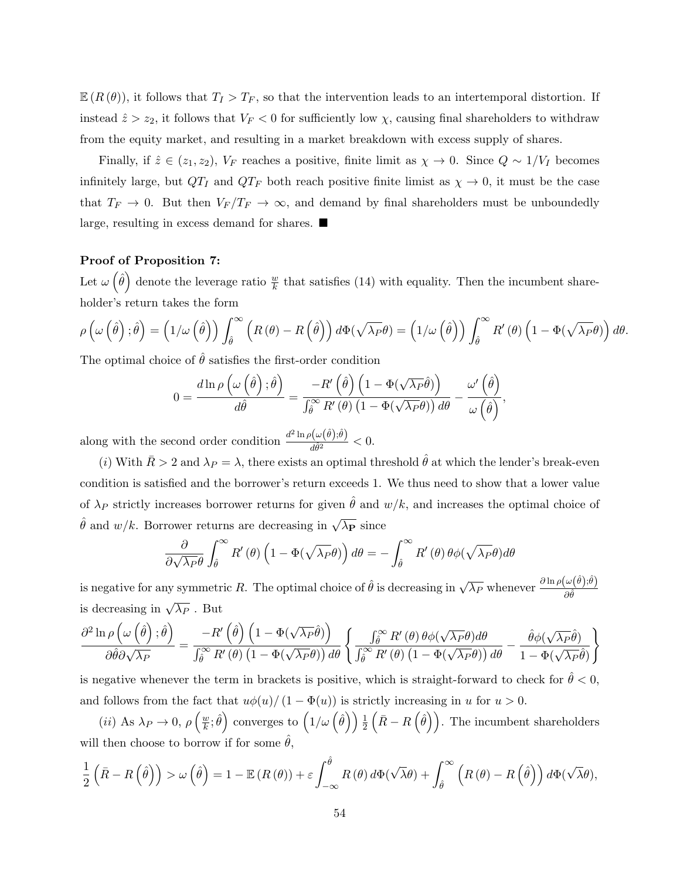$\mathbb{E}(R(\theta))$, it follows that $T_I > T_F$, so that the intervention leads to an intertemporal distortion. If instead $\hat{z} > z_2$, it follows that $V_F < 0$ for sufficiently low $\chi$, causing final shareholders to withdraw from the equity market, and resulting in a market breakdown with excess supply of shares.

Finally, if $\hat{z} \in (z_1, z_2)$, $V_F$ reaches a positive, finite limit as $\chi \to 0$. Since $Q \sim 1/V_I$ becomes infinitely large, but $QT_I$ and $QT_F$ both reach positive finite limist as $\chi \to 0$, it must be the case that $T_F \to 0$. But then $V_F/T_F \to \infty$, and demand by final shareholders must be unboundedly large, resulting in excess demand for shares. ■

**Proof of Proposition 7:**

Let $\omega\left(\hat{\theta}\right)$ denote the leverage ratio $\frac{w}{k}$ that satisfies (14) with equality. Then the incumbent shareholder's return takes the form

$$\rho\left(\omega\left(\hat{\theta}\right);\hat{\theta}\right) = \left(1/\omega\left(\hat{\theta}\right)\right)\int_{\hat{\theta}}^{\infty}\left(R(\theta) - R\left(\hat{\theta}\right)\right)d\Phi(\sqrt{\lambda_P}\theta) = \left(1/\omega\left(\hat{\theta}\right)\right)\int_{\hat{\theta}}^{\infty}R'(\theta)\left(1-\Phi(\sqrt{\lambda_P}\theta)\right)d\theta.$$

The optimal choice of $\hat{\theta}$ satisfies the first-order condition

$$0 = \frac{d\ln\rho\left(\omega\left(\hat{\theta}\right);\hat{\theta}\right)}{d\hat{\theta}} = \frac{-R'\left(\hat{\theta}\right)\left(1-\Phi(\sqrt{\lambda_P}\hat{\theta})\right)}{\int_{\hat{\theta}}^{\infty}R'(\theta)\left(1-\Phi(\sqrt{\lambda_P}\theta)\right)d\theta} - \frac{\omega'\left(\hat{\theta}\right)}{\omega\left(\hat{\theta}\right)},$$

along with the second order condition $\frac{d^2\ln\rho\left(\omega\left(\hat{\theta}\right);\hat{\theta}\right)}{d\hat{\theta}^2} < 0$.

(*i*) With $\bar{R} > 2$ and $\lambda_P = \lambda$, there exists an optimal threshold $\hat{\theta}$ at which the lender's break-even condition is satisfied and the borrower's return exceeds 1. We thus need to show that a lower value of $\lambda_P$ strictly increases borrower returns for given $\hat{\theta}$ and $w/k$, and increases the optimal choice of $\hat{\theta}$ and $w/k$. Borrower returns are decreasing in $\sqrt{\lambda_P}$ since

$$\frac{\partial}{\partial\sqrt{\lambda_P}\theta}\int_{\hat{\theta}}^{\infty}R'(\theta)\left(1-\Phi(\sqrt{\lambda_P}\theta)\right)d\theta = -\int_{\hat{\theta}}^{\infty}R'(\theta)\,\theta\phi(\sqrt{\lambda_P}\theta)d\theta$$

is negative for any symmetric $R$. The optimal choice of $\hat{\theta}$ is decreasing in $\sqrt{\lambda_P}$ whenever $\frac{\partial\ln\rho\left(\omega\left(\hat{\theta}\right);\hat{\theta}\right)}{\partial\hat{\theta}}$ is decreasing in $\sqrt{\lambda_P}$ . But

$$\frac{\partial^2\ln\rho\left(\omega\left(\hat{\theta}\right);\hat{\theta}\right)}{\partial\hat{\theta}\partial\sqrt{\lambda_P}} = \frac{-R'\left(\hat{\theta}\right)\left(1-\Phi(\sqrt{\lambda_P}\hat{\theta})\right)}{\int_{\hat{\theta}}^{\infty}R'(\theta)\left(1-\Phi(\sqrt{\lambda_P}\theta)\right)d\theta}\left\{\frac{\int_{\hat{\theta}}^{\infty}R'(\theta)\,\theta\phi(\sqrt{\lambda_P}\theta)d\theta}{\int_{\hat{\theta}}^{\infty}R'(\theta)\left(1-\Phi(\sqrt{\lambda_P}\theta)\right)d\theta} - \frac{\hat{\theta}\phi(\sqrt{\lambda_P}\hat{\theta})}{1-\Phi(\sqrt{\lambda_P}\hat{\theta})}\right\}$$

is negative whenever the term in brackets is positive, which is straight-forward to check for $\hat{\theta} < 0$, and follows from the fact that $u\phi(u)/(1-\Phi(u))$ is strictly increasing in $u$ for $u > 0$.

(*ii*) As $\lambda_P \to 0$, $\rho\left(\frac{w}{k};\hat{\theta}\right)$ converges to $\left(1/\omega\left(\hat{\theta}\right)\right)\frac{1}{2}\left(\bar{R} - R\left(\hat{\theta}\right)\right)$. The incumbent shareholders will then choose to borrow if for some $\hat{\theta}$,

$$\frac{1}{2}\left(\bar{R} - R\left(\hat{\theta}\right)\right) > \omega\left(\hat{\theta}\right) = 1 - \mathbb{E}(R(\theta)) + \varepsilon\int_{-\infty}^{\hat{\theta}}R(\theta)\,d\Phi(\sqrt{\lambda}\theta) + \int_{\hat{\theta}}^{\infty}\left(R(\theta) - R\left(\hat{\theta}\right)\right)d\Phi(\sqrt{\lambda}\theta),$$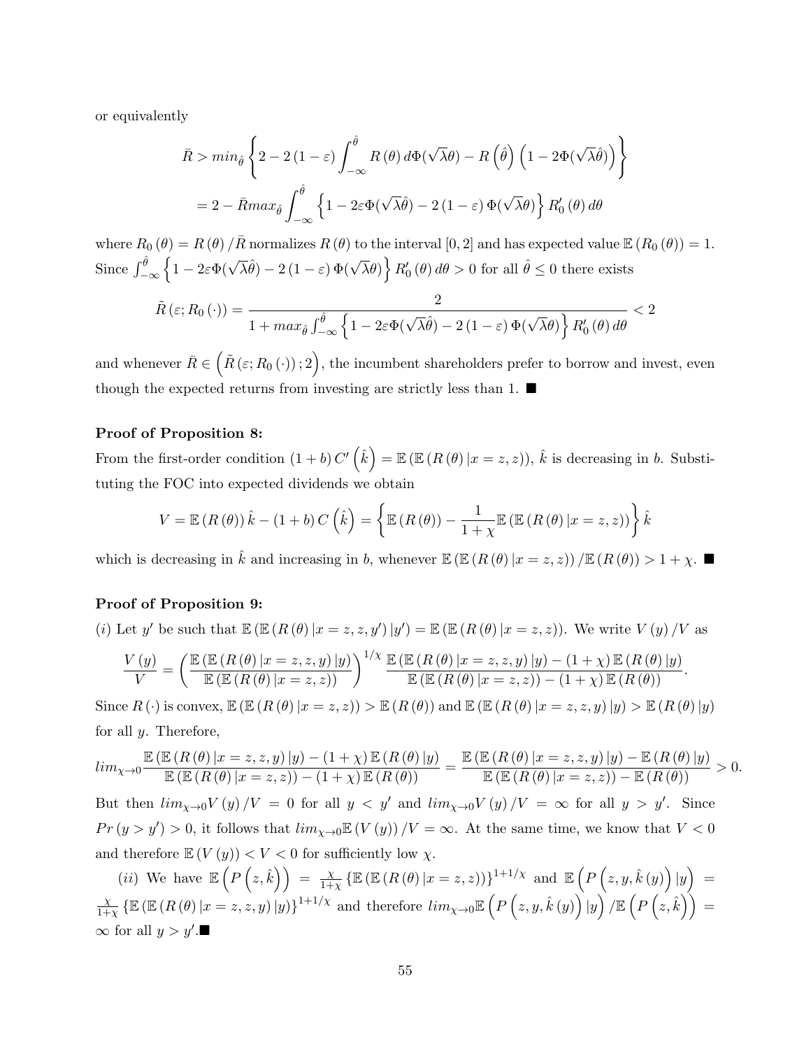or equivalently

$$\bar{R} > min_{\hat{\theta}} \left\{ 2 - 2(1-\varepsilon) \int_{-\infty}^{\hat{\theta}} R(\theta)\, d\Phi(\sqrt{\lambda}\theta) - R\left(\hat{\theta}\right)\left(1 - 2\Phi(\sqrt{\lambda}\hat{\theta})\right) \right\}$$

$$= 2 - \bar{R} max_{\hat{\theta}} \int_{-\infty}^{\hat{\theta}} \left\{ 1 - 2\varepsilon \Phi(\sqrt{\lambda}\hat{\theta}) - 2(1-\varepsilon)\Phi(\sqrt{\lambda}\theta) \right\} R_0'(\theta)\, d\theta$$

where $R_0(\theta) = R(\theta)/\bar{R}$ normalizes $R(\theta)$ to the interval $[0,2]$ and has expected value $\mathbb{E}(R_0(\theta)) = 1$. Since $\int_{-\infty}^{\hat{\theta}} \left\{ 1 - 2\varepsilon\Phi(\sqrt{\lambda}\hat{\theta}) - 2(1-\varepsilon)\Phi(\sqrt{\lambda}\theta) \right\} R_0'(\theta)\, d\theta > 0$ for all $\hat{\theta} \le 0$ there exists

$$\tilde{R}(\varepsilon; R_0(\cdot)) = \frac{2}{1 + max_{\hat{\theta}} \int_{-\infty}^{\hat{\theta}} \left\{ 1 - 2\varepsilon\Phi(\sqrt{\lambda}\hat{\theta}) - 2(1-\varepsilon)\Phi(\sqrt{\lambda}\theta) \right\} R_0'(\theta)\, d\theta} < 2$$

and whenever $\bar{R} \in \left(\tilde{R}(\varepsilon; R_0(\cdot)); 2\right)$, the incumbent shareholders prefer to borrow and invest, even though the expected returns from investing are strictly less than 1. ■

**Proof of Proposition 8:**

From the first-order condition $(1+b)\, C'\left(\hat{k}\right) = \mathbb{E}\left(\mathbb{E}\left(R(\theta)\,|x = z, z\right)\right)$, $\hat{k}$ is decreasing in $b$. Substituting the FOC into expected dividends we obtain

$$V = \mathbb{E}(R(\theta))\,\hat{k} - (1+b)\, C\left(\hat{k}\right) = \left\{ \mathbb{E}(R(\theta)) - \frac{1}{1+\chi}\mathbb{E}\left(\mathbb{E}\left(R(\theta)\,|x = z, z\right)\right) \right\} \hat{k}$$

which is decreasing in $\hat{k}$ and increasing in $b$, whenever $\mathbb{E}\left(\mathbb{E}\left(R(\theta)\,|x = z, z\right)\right)/\mathbb{E}(R(\theta)) > 1 + \chi$. ■

**Proof of Proposition 9:**

$(i)$ Let $y'$ be such that $\mathbb{E}\left(\mathbb{E}\left(R(\theta)\,|x = z, z, y'\right)|y'\right) = \mathbb{E}\left(\mathbb{E}\left(R(\theta)\,|x = z, z\right)\right)$. We write $V(y)/V$ as

$$\frac{V(y)}{V} = \left( \frac{\mathbb{E}\left(\mathbb{E}\left(R(\theta)\,|x = z, z, y\right)|y\right)}{\mathbb{E}\left(\mathbb{E}\left(R(\theta)\,|x = z, z\right)\right)} \right)^{1/\chi} \frac{\mathbb{E}\left(\mathbb{E}\left(R(\theta)\,|x = z, z, y\right)|y\right) - (1+\chi)\,\mathbb{E}\left(R(\theta)\,|y\right)}{\mathbb{E}\left(\mathbb{E}\left(R(\theta)\,|x = z, z\right)\right) - (1+\chi)\,\mathbb{E}(R(\theta))}.$$

Since $R(\cdot)$ is convex, $\mathbb{E}\left(\mathbb{E}\left(R(\theta)\,|x = z, z\right)\right) > \mathbb{E}(R(\theta))$ and $\mathbb{E}\left(\mathbb{E}\left(R(\theta)\,|x = z, z, y\right)|y\right) > \mathbb{E}\left(R(\theta)\,|y\right)$ for all $y$. Therefore,

$$lim_{\chi \to 0} \frac{\mathbb{E}\left(\mathbb{E}\left(R(\theta)\,|x = z, z, y\right)|y\right) - (1+\chi)\,\mathbb{E}\left(R(\theta)\,|y\right)}{\mathbb{E}\left(\mathbb{E}\left(R(\theta)\,|x = z, z\right)\right) - (1+\chi)\,\mathbb{E}(R(\theta))} = \frac{\mathbb{E}\left(\mathbb{E}\left(R(\theta)\,|x = z, z, y\right)|y\right) - \mathbb{E}\left(R(\theta)\,|y\right)}{\mathbb{E}\left(\mathbb{E}\left(R(\theta)\,|x = z, z\right)\right) - \mathbb{E}(R(\theta))} > 0.$$

But then $lim_{\chi \to 0} V(y)/V = 0$ for all $y < y'$ and $lim_{\chi \to 0} V(y)/V = \infty$ for all $y > y'$. Since $Pr(y > y') > 0$, it follows that $lim_{\chi \to 0}\mathbb{E}(V(y))/V = \infty$. At the same time, we know that $V < 0$ and therefore $\mathbb{E}(V(y)) < V < 0$ for sufficiently low $\chi$.

$(ii)$ We have $\mathbb{E}\left(P\left(z, \hat{k}\right)\right) = \frac{\chi}{1+\chi}\left\{\mathbb{E}\left(\mathbb{E}\left(R(\theta)\,|x = z, z\right)\right)\right\}^{1+1/\chi}$ and $\mathbb{E}\left(P\left(z, y, \hat{k}(y)\right)|y\right) = \frac{\chi}{1+\chi}\left\{\mathbb{E}\left(\mathbb{E}\left(R(\theta)\,|x = z, z, y\right)|y\right)\right\}^{1+1/\chi}$ and therefore $lim_{\chi \to 0}\mathbb{E}\left(P\left(z, y, \hat{k}(y)\right)|y\right)/\mathbb{E}\left(P\left(z, \hat{k}\right)\right) = \infty$ for all $y > y'$. ■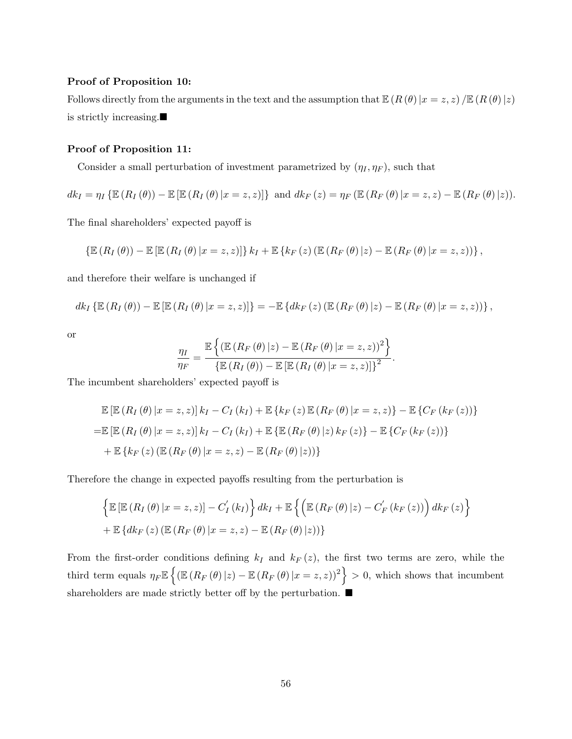**Proof of Proposition 10:**

Follows directly from the arguments in the text and the assumption that $\mathbb{E}(R(\theta)|x=z,z)/\mathbb{E}(R(\theta)|z)$ is strictly increasing.■

**Proof of Proposition 11:**

Consider a small perturbation of investment parametrized by $(\eta_I, \eta_F)$, such that

$$dk_I = \eta_I \{\mathbb{E}(R_I(\theta)) - \mathbb{E}[\mathbb{E}(R_I(\theta)|x=z,z)]\} \text{ and } dk_F(z) = \eta_F (\mathbb{E}(R_F(\theta)|x=z,z) - \mathbb{E}(R_F(\theta)|z)).$$

The final shareholders' expected payoff is

$$\{\mathbb{E}(R_I(\theta)) - \mathbb{E}[\mathbb{E}(R_I(\theta)|x=z,z)]\} k_I + \mathbb{E}\{k_F(z)(\mathbb{E}(R_F(\theta)|z) - \mathbb{E}(R_F(\theta)|x=z,z))\},$$

and therefore their welfare is unchanged if

$$dk_I \{\mathbb{E}(R_I(\theta)) - \mathbb{E}[\mathbb{E}(R_I(\theta)|x=z,z)]\} = -\mathbb{E}\{dk_F(z)(\mathbb{E}(R_F(\theta)|z) - \mathbb{E}(R_F(\theta)|x=z,z))\},$$

or

$$\frac{\eta_I}{\eta_F} = \frac{\mathbb{E}\left\{(\mathbb{E}(R_F(\theta)|z) - \mathbb{E}(R_F(\theta)|x=z,z))^2\right\}}{\{\mathbb{E}(R_I(\theta)) - \mathbb{E}[\mathbb{E}(R_I(\theta)|x=z,z)]\}^2}.$$

The incumbent shareholders' expected payoff is

$$\begin{aligned}
&\mathbb{E}[\mathbb{E}(R_I(\theta)|x=z,z)] k_I - C_I(k_I) + \mathbb{E}\{k_F(z)\mathbb{E}(R_F(\theta)|x=z,z)\} - \mathbb{E}\{C_F(k_F(z))\} \\
=&\mathbb{E}[\mathbb{E}(R_I(\theta)|x=z,z)] k_I - C_I(k_I) + \mathbb{E}\{\mathbb{E}(R_F(\theta)|z) k_F(z)\} - \mathbb{E}\{C_F(k_F(z))\} \\
&+ \mathbb{E}\{k_F(z)(\mathbb{E}(R_F(\theta)|x=z,z) - \mathbb{E}(R_F(\theta)|z))\}
\end{aligned}$$

Therefore the change in expected payoffs resulting from the perturbation is

$$\begin{aligned}
&\left\{\mathbb{E}[\mathbb{E}(R_I(\theta)|x=z,z)] - C_I'(k_I)\right\} dk_I + \mathbb{E}\left\{\left(\mathbb{E}(R_F(\theta)|z) - C_F'(k_F(z))\right) dk_F(z)\right\} \\
&+ \mathbb{E}\{dk_F(z)(\mathbb{E}(R_F(\theta)|x=z,z) - \mathbb{E}(R_F(\theta)|z))\}
\end{aligned}$$

From the first-order conditions defining $k_I$ and $k_F(z)$, the first two terms are zero, while the third term equals $\eta_F \mathbb{E}\left\{(\mathbb{E}(R_F(\theta)|z) - \mathbb{E}(R_F(\theta)|x=z,z))^2\right\} > 0$, which shows that incumbent shareholders are made strictly better off by the perturbation. ■